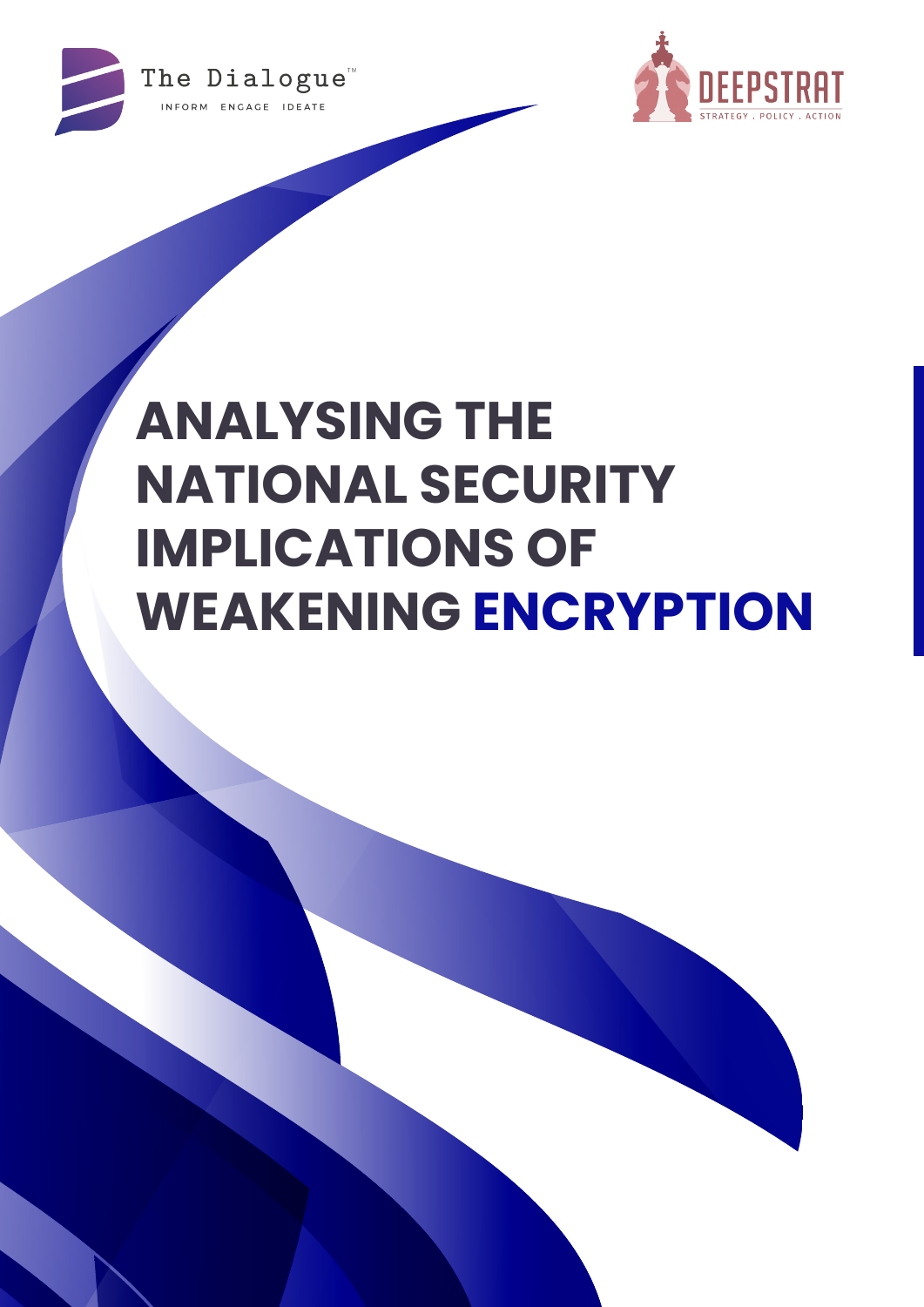The Dialogue™

INFORM ENGAGE IDEATE

DEEPSTRAT

STRATEGY . POLICY . ACTION

# ANALYSING THE NATIONAL SECURITY IMPLICATIONS OF WEAKENING ENCRYPTION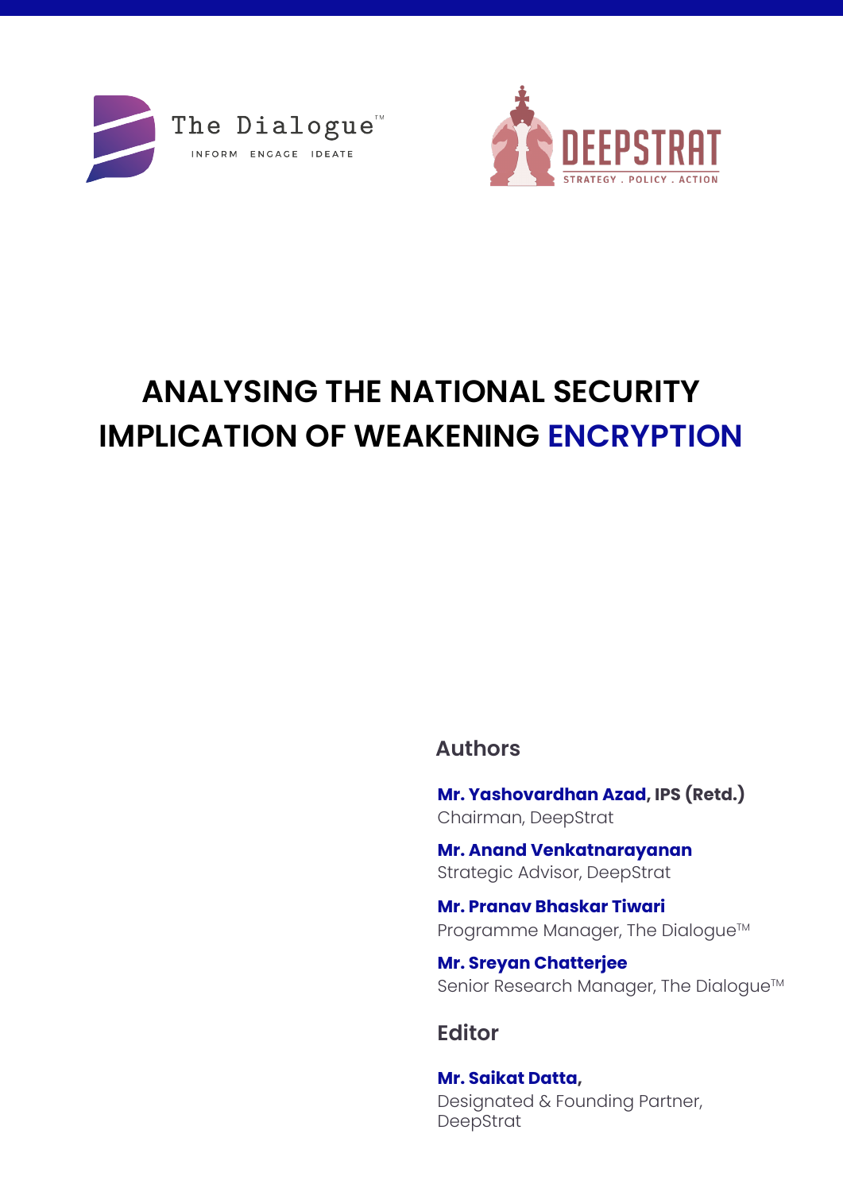The Dialogue™

INFORM ENGAGE IDEATE

DEEPSTRAT

STRATEGY . POLICY . ACTION

# ANALYSING THE NATIONAL SECURITY IMPLICATION OF WEAKENING ENCRYPTION

## Authors

**Mr. Yashovardhan Azad, IPS (Retd.)**
Chairman, DeepStrat

**Mr. Anand Venkatnarayanan**
Strategic Advisor, DeepStrat

**Mr. Pranav Bhaskar Tiwari**
Programme Manager, The Dialogue™

**Mr. Sreyan Chatterjee**
Senior Research Manager, The Dialogue™

## Editor

**Mr. Saikat Datta,**
Designated & Founding Partner, DeepStrat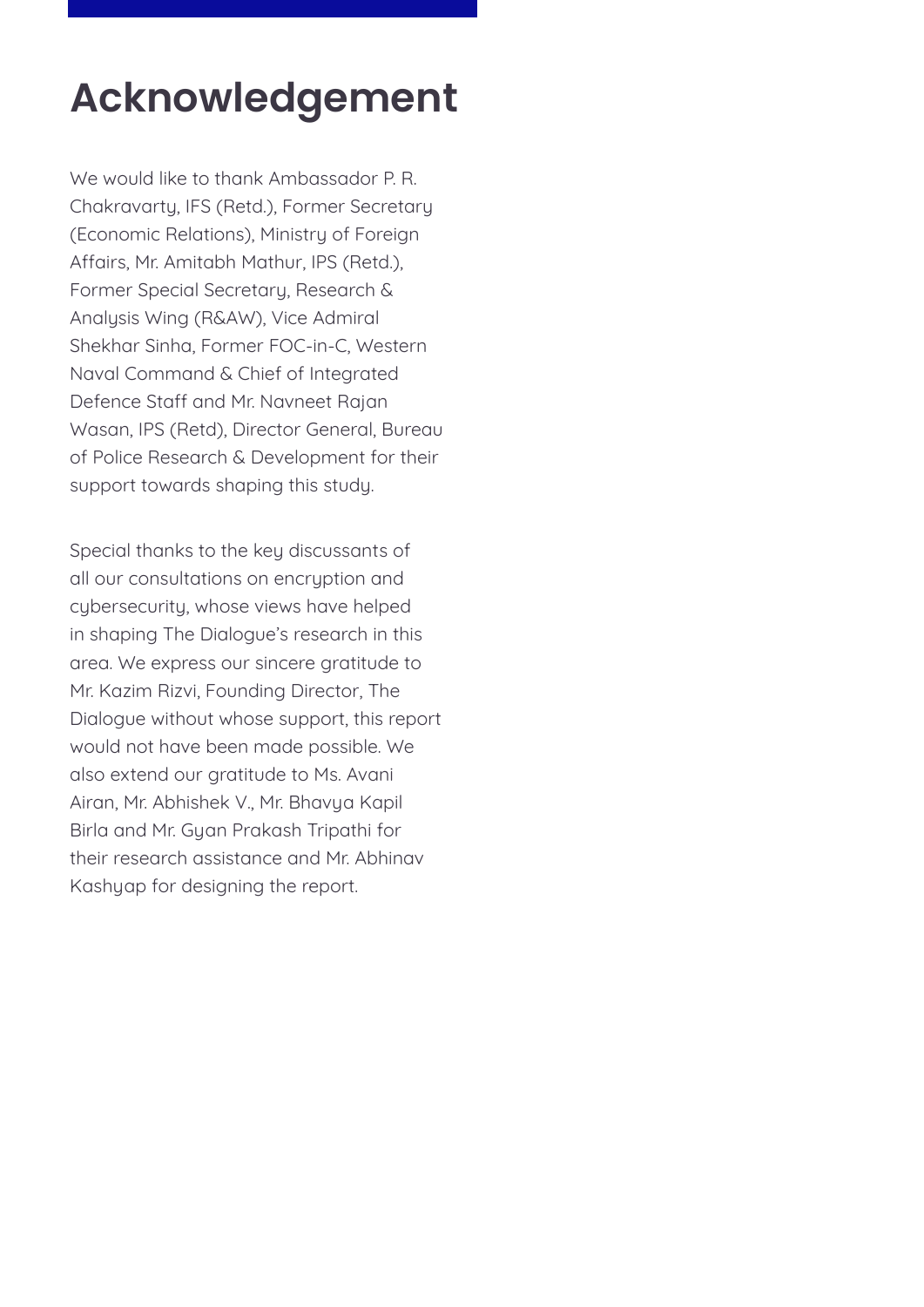# Acknowledgement

We would like to thank Ambassador P. R. Chakravarty, IFS (Retd.), Former Secretary (Economic Relations), Ministry of Foreign Affairs, Mr. Amitabh Mathur, IPS (Retd.), Former Special Secretary, Research & Analysis Wing (R&AW), Vice Admiral Shekhar Sinha, Former FOC-in-C, Western Naval Command & Chief of Integrated Defence Staff and Mr. Navneet Rajan Wasan, IPS (Retd), Director General, Bureau of Police Research & Development for their support towards shaping this study.

Special thanks to the key discussants of all our consultations on encryption and cybersecurity, whose views have helped in shaping The Dialogue's research in this area. We express our sincere gratitude to Mr. Kazim Rizvi, Founding Director, The Dialogue without whose support, this report would not have been made possible. We also extend our gratitude to Ms. Avani Airan, Mr. Abhishek V., Mr. Bhavya Kapil Birla and Mr. Gyan Prakash Tripathi for their research assistance and Mr. Abhinav Kashyap for designing the report.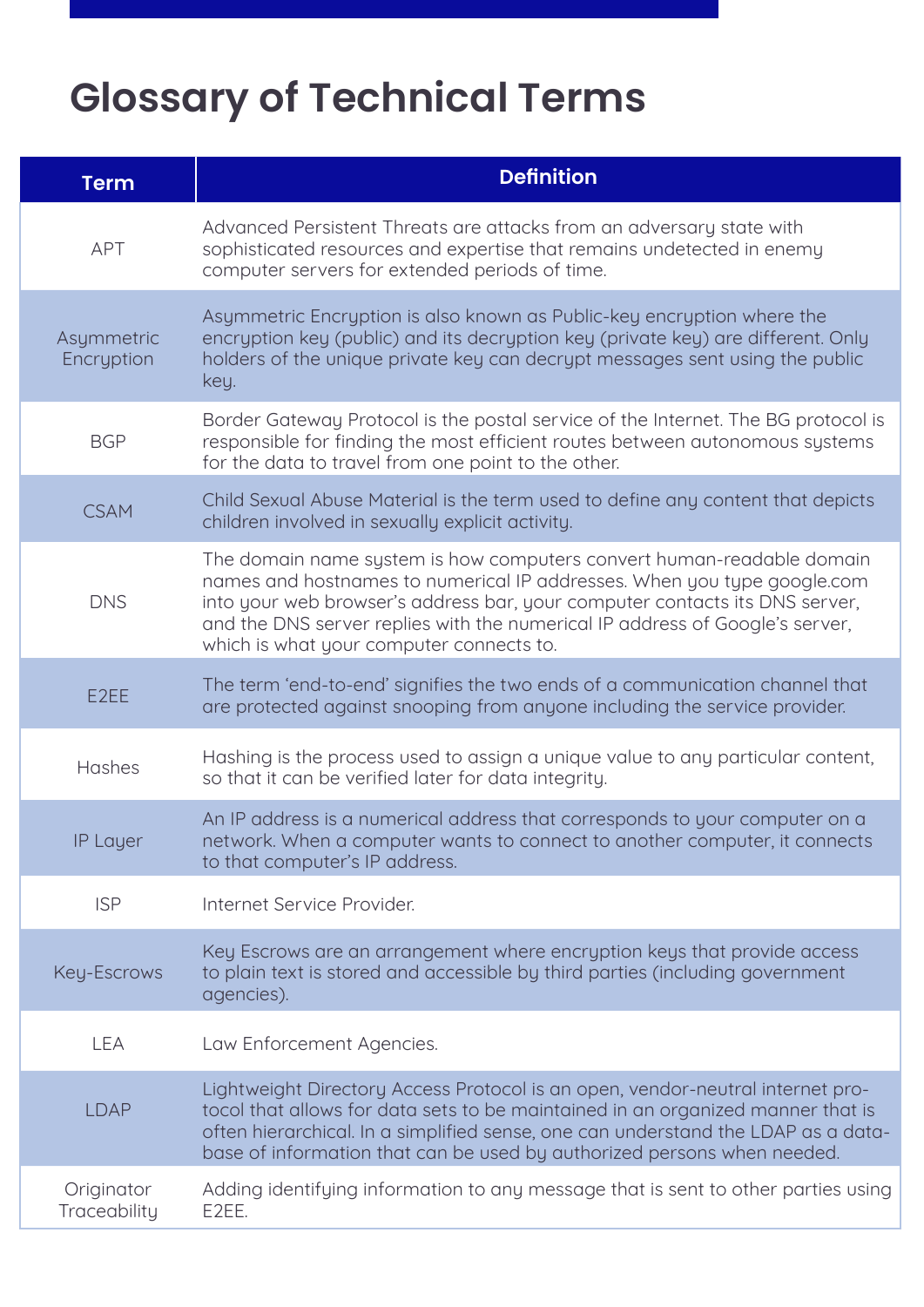# Glossary of Technical Terms

| Term | Definition |
| --- | --- |
| APT | Advanced Persistent Threats are attacks from an adversary state with sophisticated resources and expertise that remains undetected in enemy computer servers for extended periods of time. |
| Asymmetric Encryption | Asymmetric Encryption is also known as Public-key encryption where the encryption key (public) and its decryption key (private key) are different. Only holders of the unique private key can decrypt messages sent using the public key. |
| BGP | Border Gateway Protocol is the postal service of the Internet. The BG protocol is responsible for finding the most efficient routes between autonomous systems for the data to travel from one point to the other. |
| CSAM | Child Sexual Abuse Material is the term used to define any content that depicts children involved in sexually explicit activity. |
| DNS | The domain name system is how computers convert human-readable domain names and hostnames to numerical IP addresses. When you type google.com into your web browser's address bar, your computer contacts its DNS server, and the DNS server replies with the numerical IP address of Google's server, which is what your computer connects to. |
| E2EE | The term 'end-to-end' signifies the two ends of a communication channel that are protected against snooping from anyone including the service provider. |
| Hashes | Hashing is the process used to assign a unique value to any particular content, so that it can be verified later for data integrity. |
| IP Layer | An IP address is a numerical address that corresponds to your computer on a network. When a computer wants to connect to another computer, it connects to that computer's IP address. |
| ISP | Internet Service Provider. |
| Key-Escrows | Key Escrows are an arrangement where encryption keys that provide access to plain text is stored and accessible by third parties (including government agencies). |
| LEA | Law Enforcement Agencies. |
| LDAP | Lightweight Directory Access Protocol is an open, vendor-neutral internet protocol that allows for data sets to be maintained in an organized manner that is often hierarchical. In a simplified sense, one can understand the LDAP as a database of information that can be used by authorized persons when needed. |
| Originator Traceability | Adding identifying information to any message that is sent to other parties using E2EE. |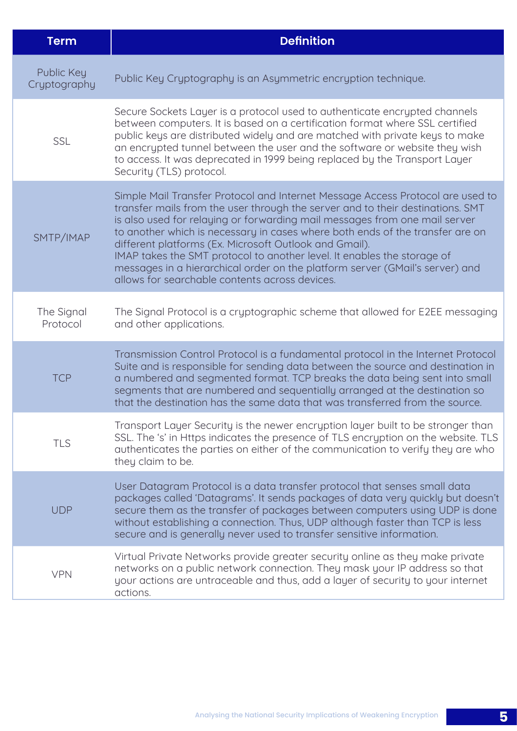| Term | Definition |
|---|---|
| Public Key Cryptography | Public Key Cryptography is an Asymmetric encryption technique. |
| SSL | Secure Sockets Layer is a protocol used to authenticate encrypted channels between computers. It is based on a certification format where SSL certified public keys are distributed widely and are matched with private keys to make an encrypted tunnel between the user and the software or website they wish to access. It was deprecated in 1999 being replaced by the Transport Layer Security (TLS) protocol. |
| SMTP/IMAP | Simple Mail Transfer Protocol and Internet Message Access Protocol are used to transfer mails from the user through the server and to their destinations. SMT is also used for relaying or forwarding mail messages from one mail server to another which is necessary in cases where both ends of the transfer are on different platforms (Ex. Microsoft Outlook and Gmail). IMAP takes the SMT protocol to another level. It enables the storage of messages in a hierarchical order on the platform server (GMail's server) and allows for searchable contents across devices. |
| The Signal Protocol | The Signal Protocol is a cryptographic scheme that allowed for E2EE messaging and other applications. |
| TCP | Transmission Control Protocol is a fundamental protocol in the Internet Protocol Suite and is responsible for sending data between the source and destination in a numbered and segmented format. TCP breaks the data being sent into small segments that are numbered and sequentially arranged at the destination so that the destination has the same data that was transferred from the source. |
| TLS | Transport Layer Security is the newer encryption layer built to be stronger than SSL. The 's' in Https indicates the presence of TLS encryption on the website. TLS authenticates the parties on either of the communication to verify they are who they claim to be. |
| UDP | User Datagram Protocol is a data transfer protocol that senses small data packages called 'Datagrams'. It sends packages of data very quickly but doesn't secure them as the transfer of packages between computers using UDP is done without establishing a connection. Thus, UDP although faster than TCP is less secure and is generally never used to transfer sensitive information. |
| VPN | Virtual Private Networks provide greater security online as they make private networks on a public network connection. They mask your IP address so that your actions are untraceable and thus, add a layer of security to your internet actions. |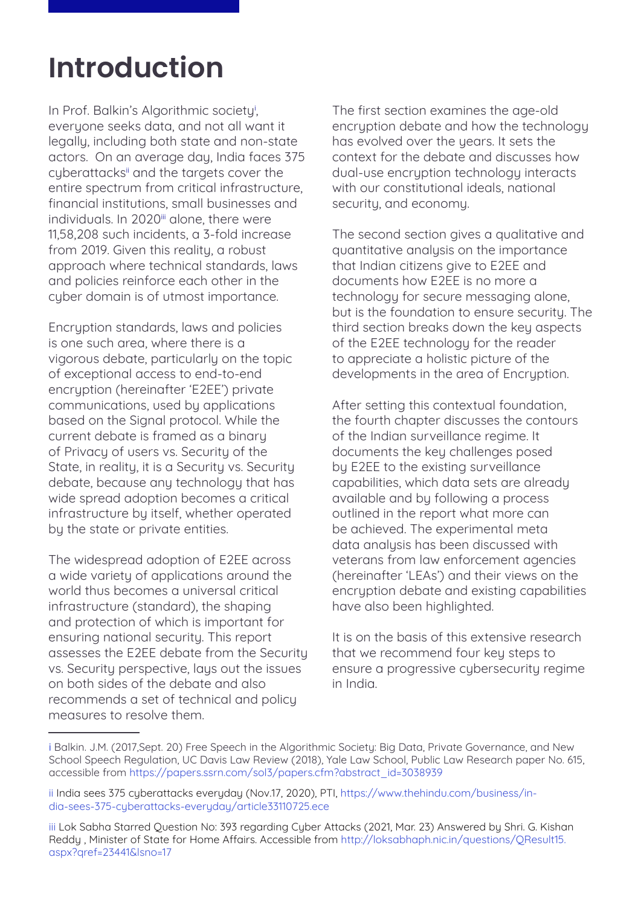# Introduction

In Prof. Balkin's Algorithmic society[i], everyone seeks data, and not all want it legally, including both state and non-state actors. On an average day, India faces 375 cyberattacks[ii] and the targets cover the entire spectrum from critical infrastructure, financial institutions, small businesses and individuals. In 2020[iii] alone, there were 11,58,208 such incidents, a 3-fold increase from 2019. Given this reality, a robust approach where technical standards, laws and policies reinforce each other in the cyber domain is of utmost importance.

Encryption standards, laws and policies is one such area, where there is a vigorous debate, particularly on the topic of exceptional access to end-to-end encryption (hereinafter 'E2EE') private communications, used by applications based on the Signal protocol. While the current debate is framed as a binary of Privacy of users vs. Security of the State, in reality, it is a Security vs. Security debate, because any technology that has wide spread adoption becomes a critical infrastructure by itself, whether operated by the state or private entities.

The widespread adoption of E2EE across a wide variety of applications around the world thus becomes a universal critical infrastructure (standard), the shaping and protection of which is important for ensuring national security. This report assesses the E2EE debate from the Security vs. Security perspective, lays out the issues on both sides of the debate and also recommends a set of technical and policy measures to resolve them.

The first section examines the age-old encryption debate and how the technology has evolved over the years. It sets the context for the debate and discusses how dual-use encryption technology interacts with our constitutional ideals, national security, and economy.

The second section gives a qualitative and quantitative analysis on the importance that Indian citizens give to E2EE and documents how E2EE is no more a technology for secure messaging alone, but is the foundation to ensure security. The third section breaks down the key aspects of the E2EE technology for the reader to appreciate a holistic picture of the developments in the area of Encryption.

After setting this contextual foundation, the fourth chapter discusses the contours of the Indian surveillance regime. It documents the key challenges posed by E2EE to the existing surveillance capabilities, which data sets are already available and by following a process outlined in the report what more can be achieved. The experimental meta data analysis has been discussed with veterans from law enforcement agencies (hereinafter 'LEAs') and their views on the encryption debate and existing capabilities have also been highlighted.

It is on the basis of this extensive research that we recommend four key steps to ensure a progressive cybersecurity regime in India.

---

i Balkin. J.M. (2017,Sept. 20) Free Speech in the Algorithmic Society: Big Data, Private Governance, and New School Speech Regulation, UC Davis Law Review (2018), Yale Law School, Public Law Research paper No. 615, accessible from https://papers.ssrn.com/sol3/papers.cfm?abstract_id=3038939

ii India sees 375 cyberattacks everyday (Nov.17, 2020), PTI, https://www.thehindu.com/business/india-sees-375-cyberattacks-everyday/article33110725.ece

iii Lok Sabha Starred Question No: 393 regarding Cyber Attacks (2021, Mar. 23) Answered by Shri. G. Kishan Reddy , Minister of State for Home Affairs. Accessible from http://loksabhaph.nic.in/questions/QResult15.aspx?qref=23441&lsno=17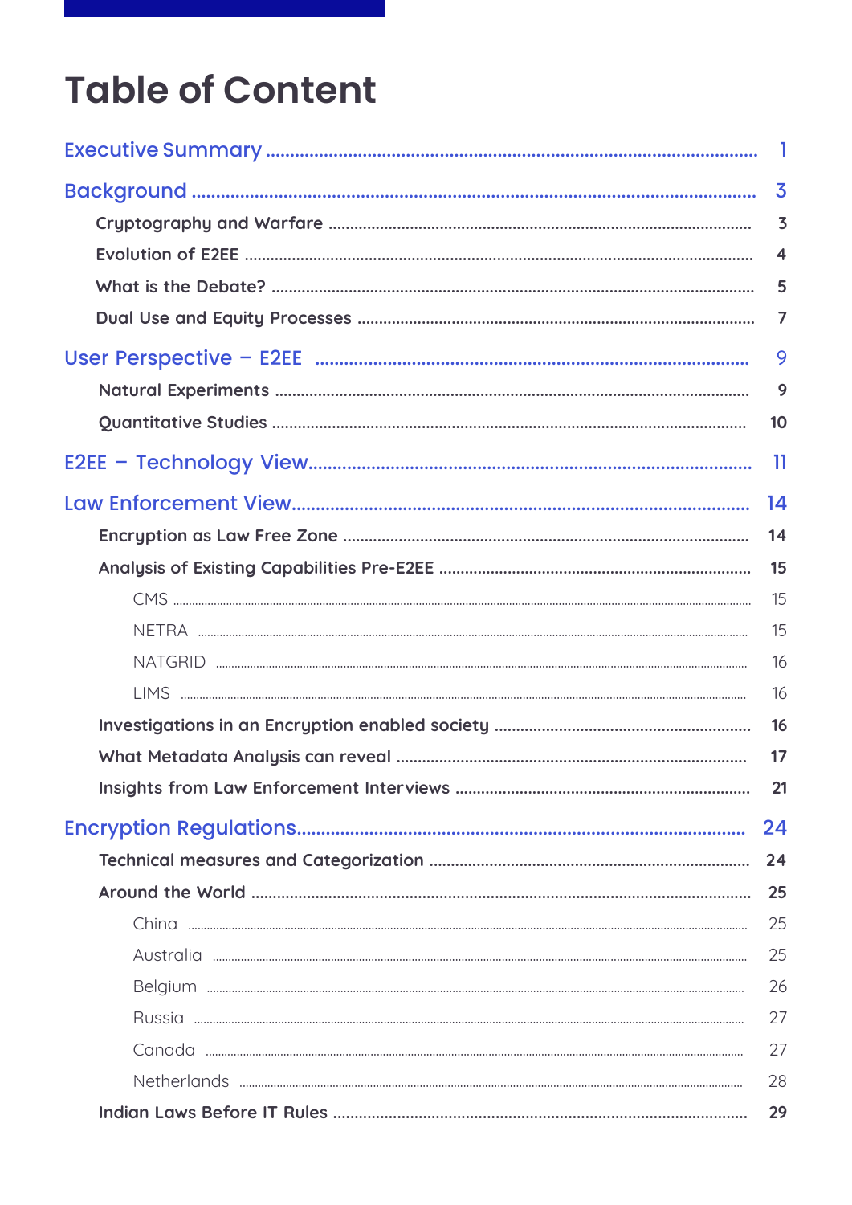# Table of Content

- Executive Summary ........................................ 1
- Background ........................................ 3
  - Cryptography and Warfare ........................................ 3
  - Evolution of E2EE ........................................ 4
  - What is the Debate? ........................................ 5
  - Dual Use and Equity Processes ........................................ 7
- User Perspective – E2EE ........................................ 9
  - Natural Experiments ........................................ 9
  - Quantitative Studies ........................................ 10
- E2EE – Technology View........................................ 11
- Law Enforcement View........................................ 14
  - Encryption as Law Free Zone ........................................ 14
  - Analysis of Existing Capabilities Pre-E2EE ........................................ 15
    - CMS ........................................ 15
    - NETRA ........................................ 15
    - NATGRID ........................................ 16
    - LIMS ........................................ 16
  - Investigations in an Encryption enabled society ........................................ 16
  - What Metadata Analysis can reveal ........................................ 17
  - Insights from Law Enforcement Interviews ........................................ 21
- Encryption Regulations........................................ 24
  - Technical measures and Categorization ........................................ 24
  - Around the World ........................................ 25
    - China ........................................ 25
    - Australia ........................................ 25
    - Belgium ........................................ 26
    - Russia ........................................ 27
    - Canada ........................................ 27
    - Netherlands ........................................ 28
  - Indian Laws Before IT Rules ........................................ 29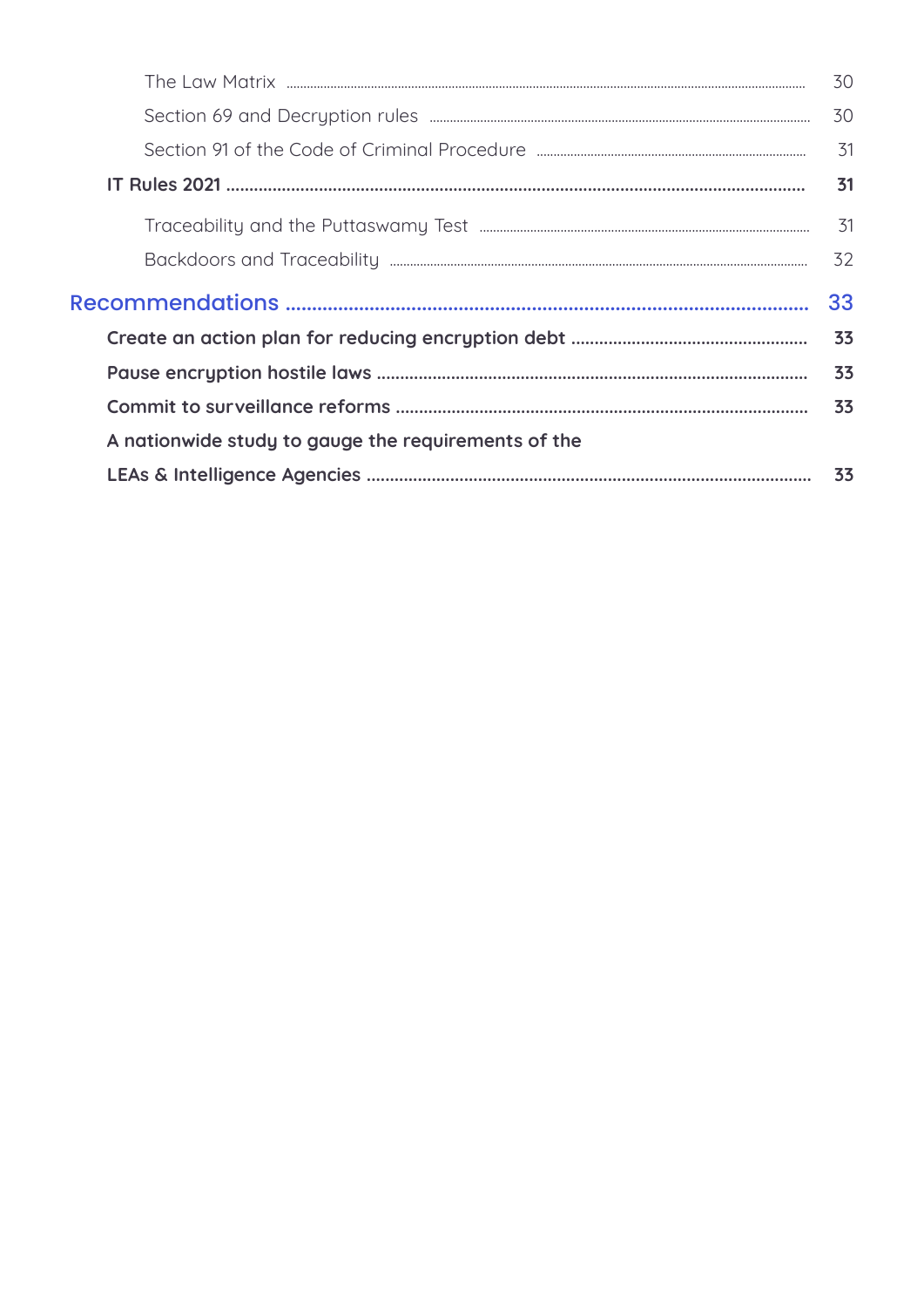- The Law Matrix ........ 30
- Section 69 and Decryption rules ........ 30
- Section 91 of the Code of Criminal Procedure ........ 31

**IT Rules 2021 ........ 31**

- Traceability and the Puttaswamy Test ........ 31
- Backdoors and Traceability ........ 32

## Recommendations ........ 33

**Create an action plan for reducing encryption debt ........ 33**

**Pause encryption hostile laws ........ 33**

**Commit to surveillance reforms ........ 33**

**A nationwide study to gauge the requirements of the LEAs & Intelligence Agencies ........ 33**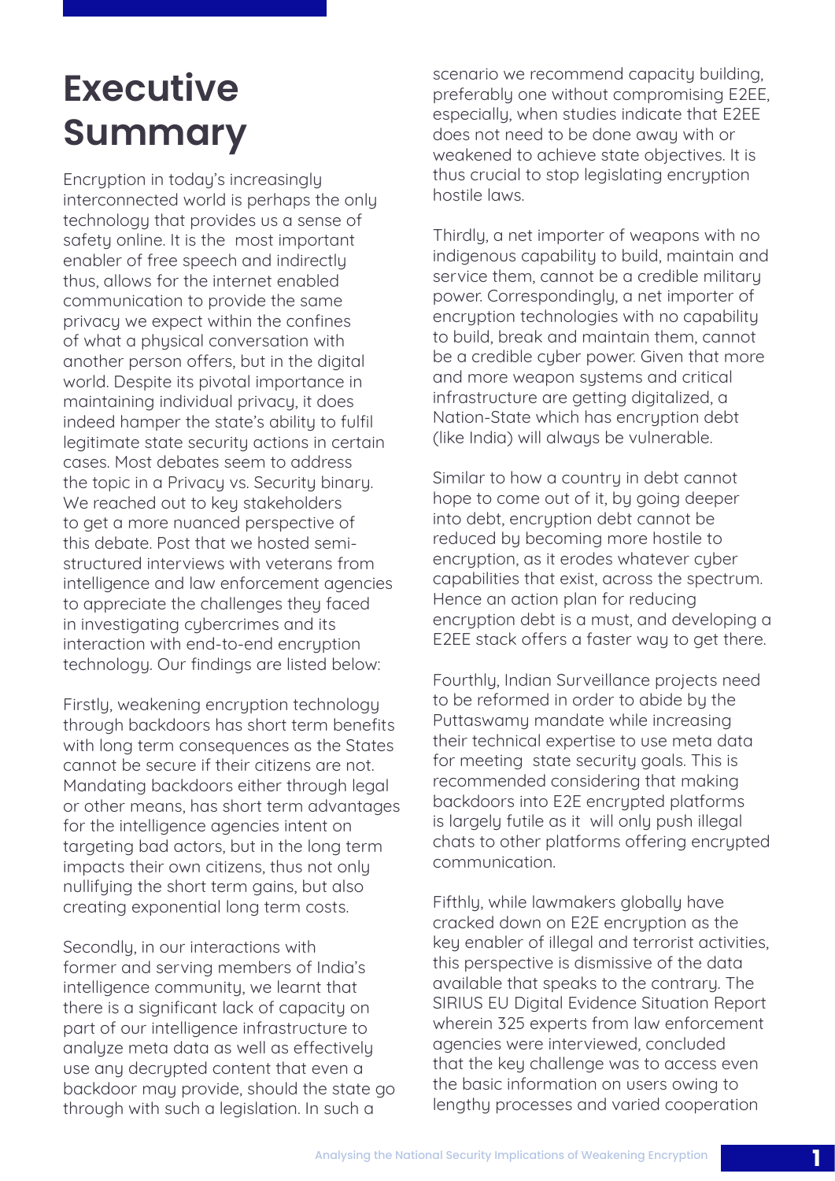# Executive Summary

Encryption in today's increasingly interconnected world is perhaps the only technology that provides us a sense of safety online. It is the most important enabler of free speech and indirectly thus, allows for the internet enabled communication to provide the same privacy we expect within the confines of what a physical conversation with another person offers, but in the digital world. Despite its pivotal importance in maintaining individual privacy, it does indeed hamper the state's ability to fulfil legitimate state security actions in certain cases. Most debates seem to address the topic in a Privacy vs. Security binary. We reached out to key stakeholders to get a more nuanced perspective of this debate. Post that we hosted semi-structured interviews with veterans from intelligence and law enforcement agencies to appreciate the challenges they faced in investigating cybercrimes and its interaction with end-to-end encryption technology. Our findings are listed below:

Firstly, weakening encryption technology through backdoors has short term benefits with long term consequences as the States cannot be secure if their citizens are not. Mandating backdoors either through legal or other means, has short term advantages for the intelligence agencies intent on targeting bad actors, but in the long term impacts their own citizens, thus not only nullifying the short term gains, but also creating exponential long term costs.

Secondly, in our interactions with former and serving members of India's intelligence community, we learnt that there is a significant lack of capacity on part of our intelligence infrastructure to analyze meta data as well as effectively use any decrypted content that even a backdoor may provide, should the state go through with such a legislation. In such a scenario we recommend capacity building, preferably one without compromising E2EE, especially, when studies indicate that E2EE does not need to be done away with or weakened to achieve state objectives. It is thus crucial to stop legislating encryption hostile laws.

Thirdly, a net importer of weapons with no indigenous capability to build, maintain and service them, cannot be a credible military power. Correspondingly, a net importer of encryption technologies with no capability to build, break and maintain them, cannot be a credible cyber power. Given that more and more weapon systems and critical infrastructure are getting digitalized, a Nation-State which has encryption debt (like India) will always be vulnerable.

Similar to how a country in debt cannot hope to come out of it, by going deeper into debt, encryption debt cannot be reduced by becoming more hostile to encryption, as it erodes whatever cyber capabilities that exist, across the spectrum. Hence an action plan for reducing encryption debt is a must, and developing a E2EE stack offers a faster way to get there.

Fourthly, Indian Surveillance projects need to be reformed in order to abide by the Puttaswamy mandate while increasing their technical expertise to use meta data for meeting state security goals. This is recommended considering that making backdoors into E2E encrypted platforms is largely futile as it will only push illegal chats to other platforms offering encrypted communication.

Fifthly, while lawmakers globally have cracked down on E2E encryption as the key enabler of illegal and terrorist activities, this perspective is dismissive of the data available that speaks to the contrary. The SIRIUS EU Digital Evidence Situation Report wherein 325 experts from law enforcement agencies were interviewed, concluded that the key challenge was to access even the basic information on users owing to lengthy processes and varied cooperation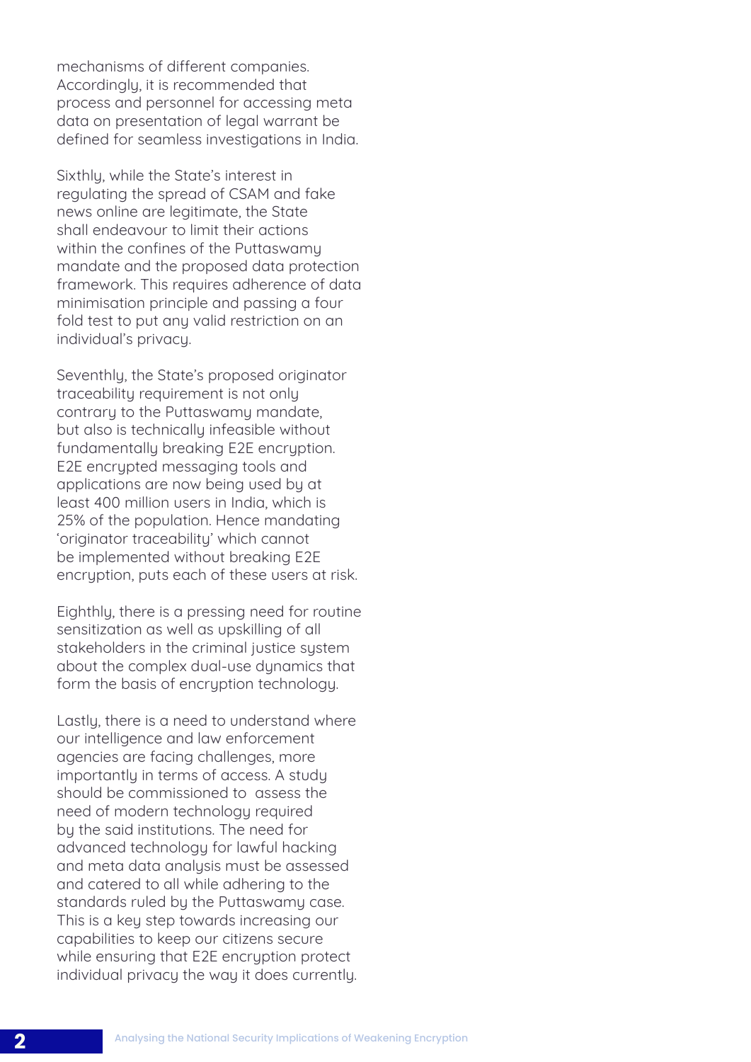mechanisms of different companies. Accordingly, it is recommended that process and personnel for accessing meta data on presentation of legal warrant be defined for seamless investigations in India.

Sixthly, while the State's interest in regulating the spread of CSAM and fake news online are legitimate, the State shall endeavour to limit their actions within the confines of the Puttaswamy mandate and the proposed data protection framework. This requires adherence of data minimisation principle and passing a four fold test to put any valid restriction on an individual's privacy.

Seventhly, the State's proposed originator traceability requirement is not only contrary to the Puttaswamy mandate, but also is technically infeasible without fundamentally breaking E2E encryption. E2E encrypted messaging tools and applications are now being used by at least 400 million users in India, which is 25% of the population. Hence mandating 'originator traceability' which cannot be implemented without breaking E2E encryption, puts each of these users at risk.

Eighthly, there is a pressing need for routine sensitization as well as upskilling of all stakeholders in the criminal justice system about the complex dual-use dynamics that form the basis of encryption technology.

Lastly, there is a need to understand where our intelligence and law enforcement agencies are facing challenges, more importantly in terms of access. A study should be commissioned to assess the need of modern technology required by the said institutions. The need for advanced technology for lawful hacking and meta data analysis must be assessed and catered to all while adhering to the standards ruled by the Puttaswamy case. This is a key step towards increasing our capabilities to keep our citizens secure while ensuring that E2E encryption protect individual privacy the way it does currently.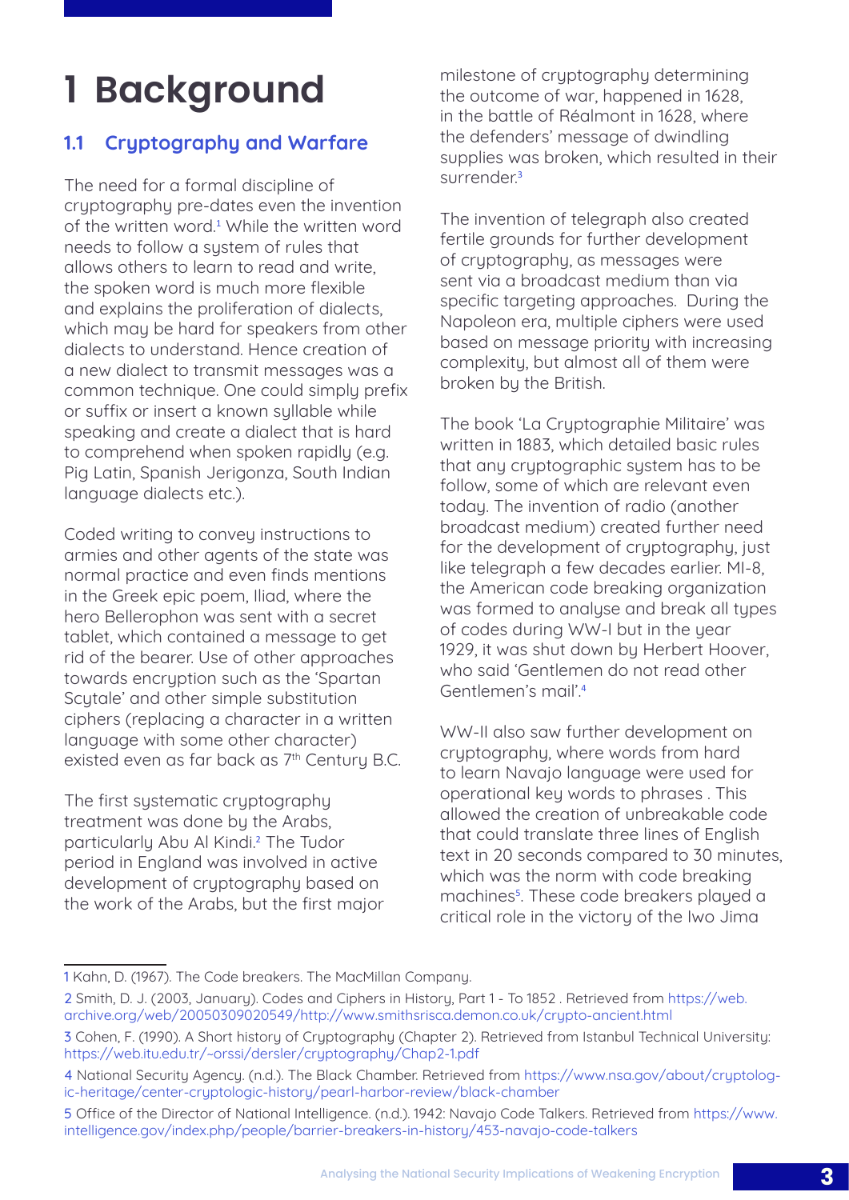# 1 Background

## 1.1 Cryptography and Warfare

The need for a formal discipline of cryptography pre-dates even the invention of the written word.[1] While the written word needs to follow a system of rules that allows others to learn to read and write, the spoken word is much more flexible and explains the proliferation of dialects, which may be hard for speakers from other dialects to understand. Hence creation of a new dialect to transmit messages was a common technique. One could simply prefix or suffix or insert a known syllable while speaking and create a dialect that is hard to comprehend when spoken rapidly (e.g. Pig Latin, Spanish Jerigonza, South Indian language dialects etc.).

Coded writing to convey instructions to armies and other agents of the state was normal practice and even finds mentions in the Greek epic poem, Iliad, where the hero Bellerophon was sent with a secret tablet, which contained a message to get rid of the bearer. Use of other approaches towards encryption such as the 'Spartan Scytale' and other simple substitution ciphers (replacing a character in a written language with some other character) existed even as far back as 7th Century B.C.

The first systematic cryptography treatment was done by the Arabs, particularly Abu Al Kindi.[2] The Tudor period in England was involved in active development of cryptography based on the work of the Arabs, but the first major milestone of cryptography determining the outcome of war, happened in 1628, in the battle of Réalmont in 1628, where the defenders' message of dwindling supplies was broken, which resulted in their surrender.[3]

The invention of telegraph also created fertile grounds for further development of cryptography, as messages were sent via a broadcast medium than via specific targeting approaches. During the Napoleon era, multiple ciphers were used based on message priority with increasing complexity, but almost all of them were broken by the British.

The book 'La Cryptographie Militaire' was written in 1883, which detailed basic rules that any cryptographic system has to be follow, some of which are relevant even today. The invention of radio (another broadcast medium) created further need for the development of cryptography, just like telegraph a few decades earlier. MI-8, the American code breaking organization was formed to analyse and break all types of codes during WW-I but in the year 1929, it was shut down by Herbert Hoover, who said 'Gentlemen do not read other Gentlemen's mail'.[4]

WW-II also saw further development on cryptography, where words from hard to learn Navajo language were used for operational key words to phrases . This allowed the creation of unbreakable code that could translate three lines of English text in 20 seconds compared to 30 minutes, which was the norm with code breaking machines[5]. These code breakers played a critical role in the victory of the Iwo Jima

---

1 Kahn, D. (1967). The Code breakers. The MacMillan Company.

2 Smith, D. J. (2003, January). Codes and Ciphers in History, Part 1 - To 1852 . Retrieved from https://web.archive.org/web/20050309020549/http://www.smithsrisca.demon.co.uk/crypto-ancient.html

3 Cohen, F. (1990). A Short history of Cryptography (Chapter 2). Retrieved from Istanbul Technical University: https://web.itu.edu.tr/~orssi/dersler/cryptography/Chap2-1.pdf

4 National Security Agency. (n.d.). The Black Chamber. Retrieved from https://www.nsa.gov/about/cryptologic-heritage/center-cryptologic-history/pearl-harbor-review/black-chamber

5 Office of the Director of National Intelligence. (n.d.). 1942: Navajo Code Talkers. Retrieved from https://www.intelligence.gov/index.php/people/barrier-breakers-in-history/453-navajo-code-talkers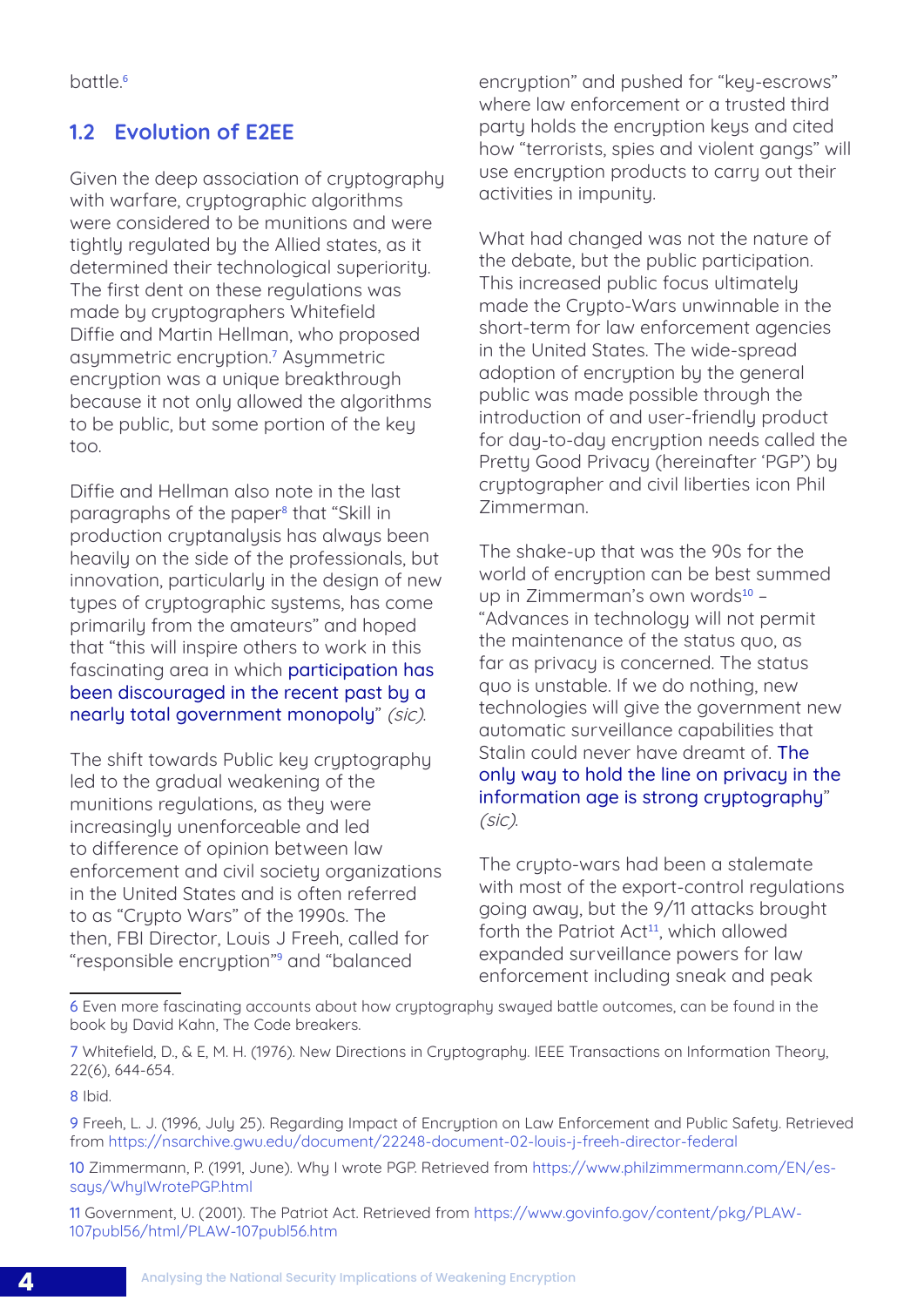battle.[6]

## 1.2 Evolution of E2EE

Given the deep association of cryptography with warfare, cryptographic algorithms were considered to be munitions and were tightly regulated by the Allied states, as it determined their technological superiority. The first dent on these regulations was made by cryptographers Whitefield Diffie and Martin Hellman, who proposed asymmetric encryption.[7] Asymmetric encryption was a unique breakthrough because it not only allowed the algorithms to be public, but some portion of the key too.

Diffie and Hellman also note in the last paragraphs of the paper[8] that "Skill in production cryptanalysis has always been heavily on the side of the professionals, but innovation, particularly in the design of new types of cryptographic systems, has come primarily from the amateurs" and hoped that "this will inspire others to work in this fascinating area in which participation has been discouraged in the recent past by a nearly total government monopoly" *(sic)*.

The shift towards Public key cryptography led to the gradual weakening of the munitions regulations, as they were increasingly unenforceable and led to difference of opinion between law enforcement and civil society organizations in the United States and is often referred to as "Crypto Wars" of the 1990s. The then, FBI Director, Louis J Freeh, called for "responsible encryption"[9] and "balanced encryption" and pushed for "key-escrows" where law enforcement or a trusted third party holds the encryption keys and cited how "terrorists, spies and violent gangs" will use encryption products to carry out their activities in impunity.

What had changed was not the nature of the debate, but the public participation. This increased public focus ultimately made the Crypto-Wars unwinnable in the short-term for law enforcement agencies in the United States. The wide-spread adoption of encryption by the general public was made possible through the introduction of and user-friendly product for day-to-day encryption needs called the Pretty Good Privacy (hereinafter 'PGP') by cryptographer and civil liberties icon Phil Zimmerman.

The shake-up that was the 90s for the world of encryption can be best summed up in Zimmerman's own words[10] – "Advances in technology will not permit the maintenance of the status quo, as far as privacy is concerned. The status quo is unstable. If we do nothing, new technologies will give the government new automatic surveillance capabilities that Stalin could never have dreamt of. The only way to hold the line on privacy in the information age is strong cryptography" *(sic)*.

The crypto-wars had been a stalemate with most of the export-control regulations going away, but the 9/11 attacks brought forth the Patriot Act[11], which allowed expanded surveillance powers for law enforcement including sneak and peak

---

6 Even more fascinating accounts about how cryptography swayed battle outcomes, can be found in the book by David Kahn, The Code breakers.

7 Whitefield, D., & E, M. H. (1976). New Directions in Cryptography. IEEE Transactions on Information Theory, 22(6), 644-654.

8 Ibid.

9 Freeh, L. J. (1996, July 25). Regarding Impact of Encryption on Law Enforcement and Public Safety. Retrieved from https://nsarchive.gwu.edu/document/22248-document-02-louis-j-freeh-director-federal

10 Zimmermann, P. (1991, June). Why I wrote PGP. Retrieved from https://www.philzimmermann.com/EN/essays/WhyIWrotePGP.html

11 Government, U. (2001). The Patriot Act. Retrieved from https://www.govinfo.gov/content/pkg/PLAW-107publ56/html/PLAW-107publ56.htm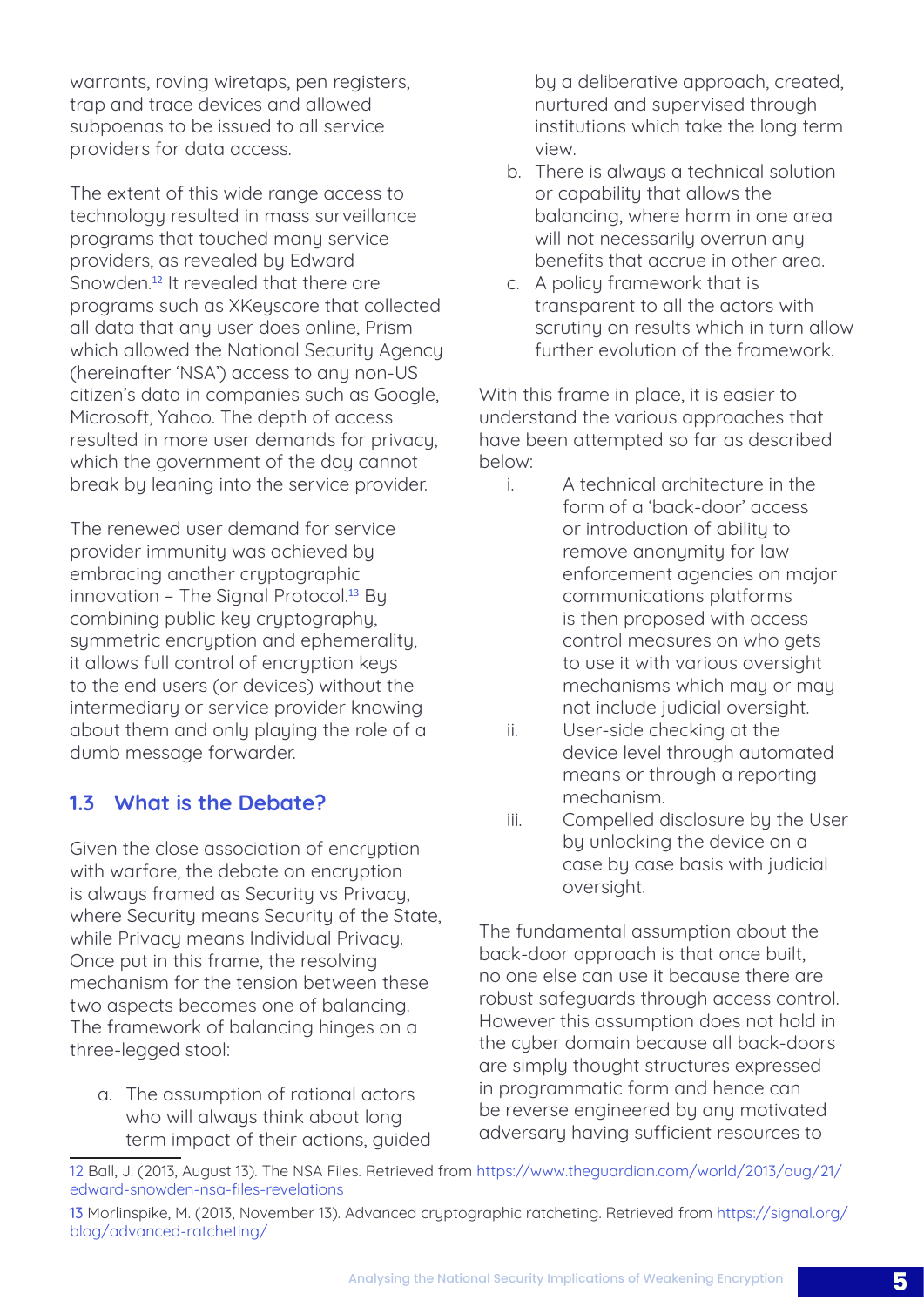warrants, roving wiretaps, pen registers, trap and trace devices and allowed subpoenas to be issued to all service providers for data access.

The extent of this wide range access to technology resulted in mass surveillance programs that touched many service providers, as revealed by Edward Snowden.[12] It revealed that there are programs such as XKeyscore that collected all data that any user does online, Prism which allowed the National Security Agency (hereinafter 'NSA') access to any non-US citizen's data in companies such as Google, Microsoft, Yahoo. The depth of access resulted in more user demands for privacy, which the government of the day cannot break by leaning into the service provider.

The renewed user demand for service provider immunity was achieved by embracing another cryptographic innovation – The Signal Protocol.[13] By combining public key cryptography, symmetric encryption and ephemerality, it allows full control of encryption keys to the end users (or devices) without the intermediary or service provider knowing about them and only playing the role of a dumb message forwarder.

## 1.3 What is the Debate?

Given the close association of encryption with warfare, the debate on encryption is always framed as Security vs Privacy, where Security means Security of the State, while Privacy means Individual Privacy. Once put in this frame, the resolving mechanism for the tension between these two aspects becomes one of balancing. The framework of balancing hinges on a three-legged stool:

a. The assumption of rational actors who will always think about long term impact of their actions, guided by a deliberative approach, created, nurtured and supervised through institutions which take the long term view.
b. There is always a technical solution or capability that allows the balancing, where harm in one area will not necessarily overrun any benefits that accrue in other area.
c. A policy framework that is transparent to all the actors with scrutiny on results which in turn allow further evolution of the framework.

With this frame in place, it is easier to understand the various approaches that have been attempted so far as described below:

i. A technical architecture in the form of a 'back-door' access or introduction of ability to remove anonymity for law enforcement agencies on major communications platforms is then proposed with access control measures on who gets to use it with various oversight mechanisms which may or may not include judicial oversight.
ii. User-side checking at the device level through automated means or through a reporting mechanism.
iii. Compelled disclosure by the User by unlocking the device on a case by case basis with judicial oversight.

The fundamental assumption about the back-door approach is that once built, no one else can use it because there are robust safeguards through access control. However this assumption does not hold in the cyber domain because all back-doors are simply thought structures expressed in programmatic form and hence can be reverse engineered by any motivated adversary having sufficient resources to

---

12 Ball, J. (2013, August 13). The NSA Files. Retrieved from https://www.theguardian.com/world/2013/aug/21/edward-snowden-nsa-files-revelations

13 Morlinspike, M. (2013, November 13). Advanced cryptographic ratcheting. Retrieved from https://signal.org/blog/advanced-ratcheting/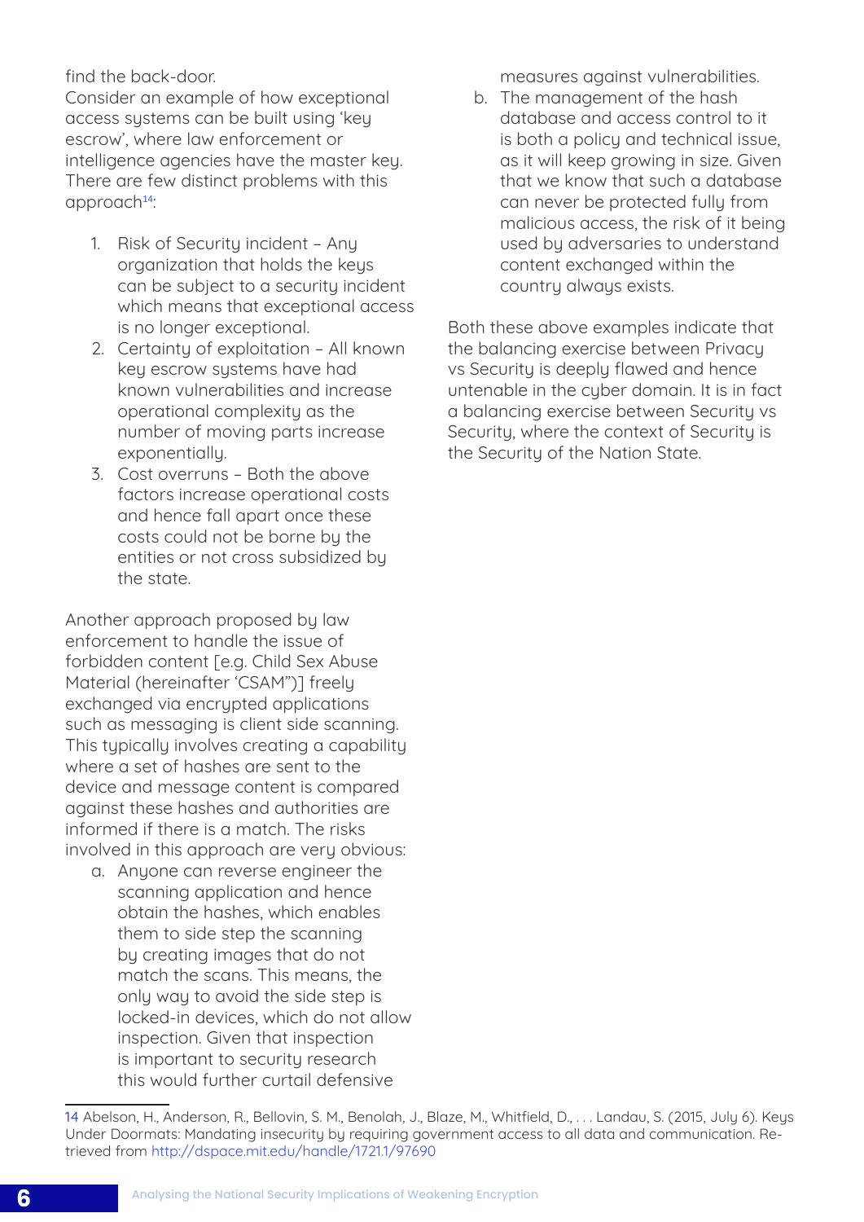find the back-door.

Consider an example of how exceptional access systems can be built using 'key escrow', where law enforcement or intelligence agencies have the master key. There are few distinct problems with this approach[14]:

1. Risk of Security incident – Any organization that holds the keys can be subject to a security incident which means that exceptional access is no longer exceptional.
2. Certainty of exploitation – All known key escrow systems have had known vulnerabilities and increase operational complexity as the number of moving parts increase exponentially.
3. Cost overruns – Both the above factors increase operational costs and hence fall apart once these costs could not be borne by the entities or not cross subsidized by the state.

Another approach proposed by law enforcement to handle the issue of forbidden content [e.g. Child Sex Abuse Material (hereinafter 'CSAM")] freely exchanged via encrypted applications such as messaging is client side scanning. This typically involves creating a capability where a set of hashes are sent to the device and message content is compared against these hashes and authorities are informed if there is a match. The risks involved in this approach are very obvious:

a. Anyone can reverse engineer the scanning application and hence obtain the hashes, which enables them to side step the scanning by creating images that do not match the scans. This means, the only way to avoid the side step is locked-in devices, which do not allow inspection. Given that inspection is important to security research this would further curtail defensive measures against vulnerabilities.
b. The management of the hash database and access control to it is both a policy and technical issue, as it will keep growing in size. Given that we know that such a database can never be protected fully from malicious access, the risk of it being used by adversaries to understand content exchanged within the country always exists.

Both these above examples indicate that the balancing exercise between Privacy vs Security is deeply flawed and hence untenable in the cyber domain. It is in fact a balancing exercise between Security vs Security, where the context of Security is the Security of the Nation State.

---

14 Abelson, H., Anderson, R., Bellovin, S. M., Benolah, J., Blaze, M., Whitfield, D., . . . Landau, S. (2015, July 6). Keys Under Doormats: Mandating insecurity by requiring government access to all data and communication. Retrieved from http://dspace.mit.edu/handle/1721.1/97690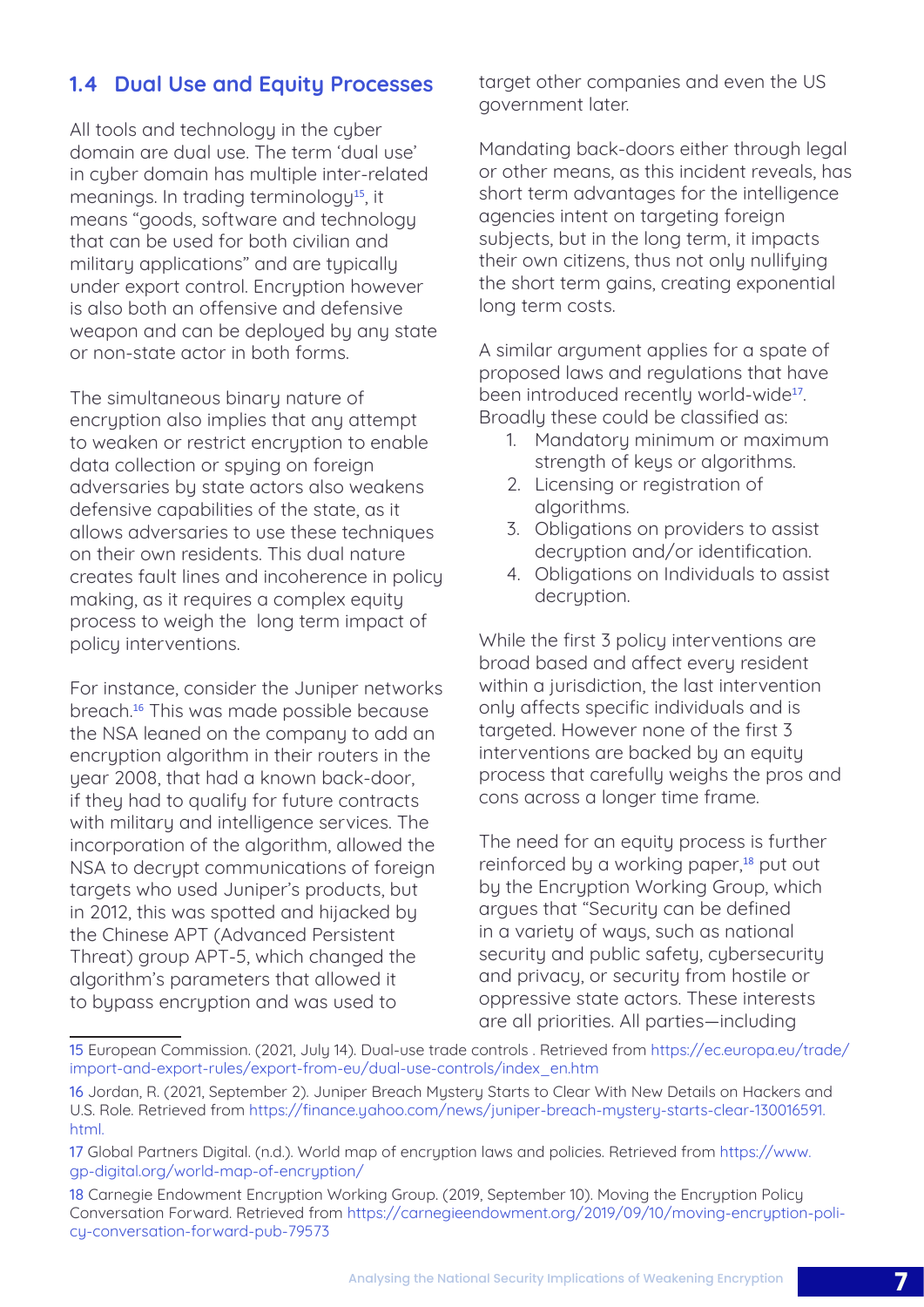## 1.4 Dual Use and Equity Processes

All tools and technology in the cyber domain are dual use. The term 'dual use' in cyber domain has multiple inter-related meanings. In trading terminology[15], it means "goods, software and technology that can be used for both civilian and military applications" and are typically under export control. Encryption however is also both an offensive and defensive weapon and can be deployed by any state or non-state actor in both forms.

The simultaneous binary nature of encryption also implies that any attempt to weaken or restrict encryption to enable data collection or spying on foreign adversaries by state actors also weakens defensive capabilities of the state, as it allows adversaries to use these techniques on their own residents. This dual nature creates fault lines and incoherence in policy making, as it requires a complex equity process to weigh the long term impact of policy interventions.

For instance, consider the Juniper networks breach.[16] This was made possible because the NSA leaned on the company to add an encryption algorithm in their routers in the year 2008, that had a known back-door, if they had to qualify for future contracts with military and intelligence services. The incorporation of the algorithm, allowed the NSA to decrypt communications of foreign targets who used Juniper's products, but in 2012, this was spotted and hijacked by the Chinese APT (Advanced Persistent Threat) group APT-5, which changed the algorithm's parameters that allowed it to bypass encryption and was used to target other companies and even the US government later.

Mandating back-doors either through legal or other means, as this incident reveals, has short term advantages for the intelligence agencies intent on targeting foreign subjects, but in the long term, it impacts their own citizens, thus not only nullifying the short term gains, creating exponential long term costs.

A similar argument applies for a spate of proposed laws and regulations that have been introduced recently world-wide[17]. Broadly these could be classified as:

1. Mandatory minimum or maximum strength of keys or algorithms.
2. Licensing or registration of algorithms.
3. Obligations on providers to assist decryption and/or identification.
4. Obligations on Individuals to assist decryption.

While the first 3 policy interventions are broad based and affect every resident within a jurisdiction, the last intervention only affects specific individuals and is targeted. However none of the first 3 interventions are backed by an equity process that carefully weighs the pros and cons across a longer time frame.

The need for an equity process is further reinforced by a working paper,[18] put out by the Encryption Working Group, which argues that "Security can be defined in a variety of ways, such as national security and public safety, cybersecurity and privacy, or security from hostile or oppressive state actors. These interests are all priorities. All parties—including

---

15 European Commission. (2021, July 14). Dual-use trade controls . Retrieved from https://ec.europa.eu/trade/import-and-export-rules/export-from-eu/dual-use-controls/index_en.htm

16 Jordan, R. (2021, September 2). Juniper Breach Mystery Starts to Clear With New Details on Hackers and U.S. Role. Retrieved from https://finance.yahoo.com/news/juniper-breach-mystery-starts-clear-130016591.html.

17 Global Partners Digital. (n.d.). World map of encryption laws and policies. Retrieved from https://www.gp-digital.org/world-map-of-encryption/

18 Carnegie Endowment Encryption Working Group. (2019, September 10). Moving the Encryption Policy Conversation Forward. Retrieved from https://carnegieendowment.org/2019/09/10/moving-the-encryption-policy-conversation-forward-pub-79573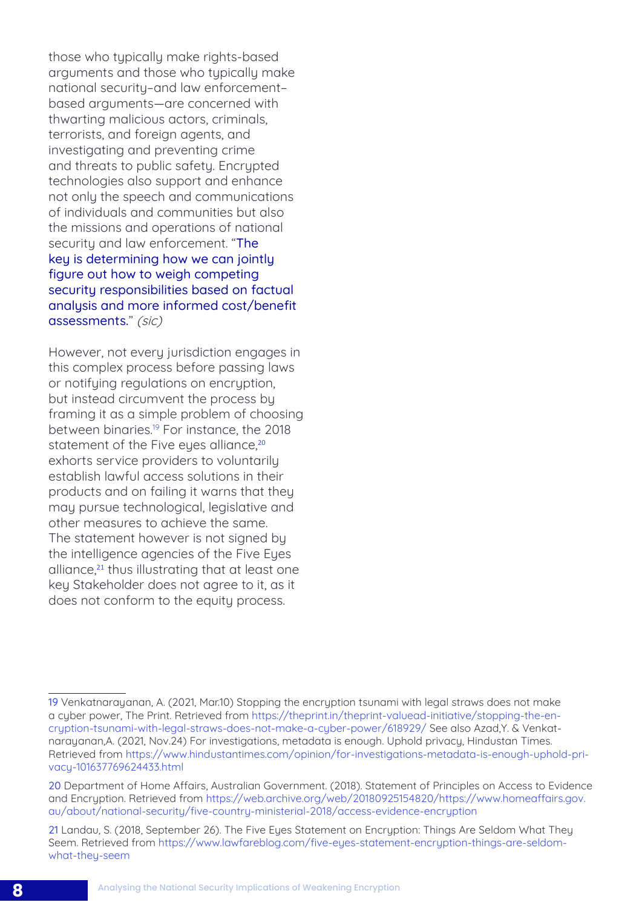those who typically make rights-based arguments and those who typically make national security–and law enforcement–based arguments—are concerned with thwarting malicious actors, criminals, terrorists, and foreign agents, and investigating and preventing crime and threats to public safety. Encrypted technologies also support and enhance not only the speech and communications of individuals and communities but also the missions and operations of national security and law enforcement. "The key is determining how we can jointly figure out how to weigh competing security responsibilities based on factual analysis and more informed cost/benefit assessments." *(sic)*

However, not every jurisdiction engages in this complex process before passing laws or notifying regulations on encryption, but instead circumvent the process by framing it as a simple problem of choosing between binaries.[19] For instance, the 2018 statement of the Five eyes alliance,[20] exhorts service providers to voluntarily establish lawful access solutions in their products and on failing it warns that they may pursue technological, legislative and other measures to achieve the same. The statement however is not signed by the intelligence agencies of the Five Eyes alliance,[21] thus illustrating that at least one key Stakeholder does not agree to it, as it does not conform to the equity process.

---

19 Venkatnarayanan, A. (2021, Mar.10) Stopping the encryption tsunami with legal straws does not make a cyber power, The Print. Retrieved from https://theprint.in/theprint-valuead-initiative/stopping-the-encryption-tsunami-with-legal-straws-does-not-make-a-cyber-power/618929/ See also Azad,Y. & Venkatnarayanan,A. (2021, Nov.24) For investigations, metadata is enough. Uphold privacy, Hindustan Times. Retrieved from https://www.hindustantimes.com/opinion/for-investigations-metadata-is-enough-uphold-privacy-101637769624433.html

20 Department of Home Affairs, Australian Government. (2018). Statement of Principles on Access to Evidence and Encryption. Retrieved from https://web.archive.org/web/20180925154820/https://www.homeaffairs.gov.au/about/national-security/five-country-ministerial-2018/access-evidence-encryption

21 Landau, S. (2018, September 26). The Five Eyes Statement on Encryption: Things Are Seldom What They Seem. Retrieved from https://www.lawfareblog.com/five-eyes-statement-encryption-things-are-seldom-what-they-seem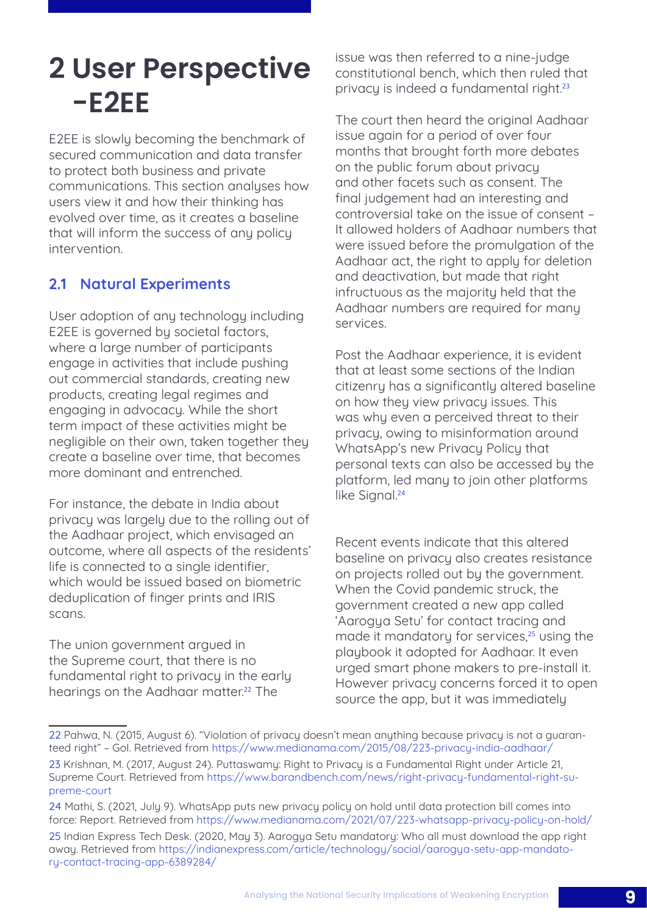# 2 User Perspective –E2EE

E2EE is slowly becoming the benchmark of secured communication and data transfer to protect both business and private communications. This section analyses how users view it and how their thinking has evolved over time, as it creates a baseline that will inform the success of any policy intervention.

## 2.1 Natural Experiments

User adoption of any technology including E2EE is governed by societal factors, where a large number of participants engage in activities that include pushing out commercial standards, creating new products, creating legal regimes and engaging in advocacy. While the short term impact of these activities might be negligible on their own, taken together they create a baseline over time, that becomes more dominant and entrenched.

For instance, the debate in India about privacy was largely due to the rolling out of the Aadhaar project, which envisaged an outcome, where all aspects of the residents' life is connected to a single identifier, which would be issued based on biometric deduplication of finger prints and IRIS scans.

The union government argued in the Supreme court, that there is no fundamental right to privacy in the early hearings on the Aadhaar matter.[22] The issue was then referred to a nine-judge constitutional bench, which then ruled that privacy is indeed a fundamental right.[23]

The court then heard the original Aadhaar issue again for a period of over four months that brought forth more debates on the public forum about privacy and other facets such as consent. The final judgement had an interesting and controversial take on the issue of consent – It allowed holders of Aadhaar numbers that were issued before the promulgation of the Aadhaar act, the right to apply for deletion and deactivation, but made that right infructuous as the majority held that the Aadhaar numbers are required for many services.

Post the Aadhaar experience, it is evident that at least some sections of the Indian citizenry has a significantly altered baseline on how they view privacy issues. This was why even a perceived threat to their privacy, owing to misinformation around WhatsApp's new Privacy Policy that personal texts can also be accessed by the platform, led many to join other platforms like Signal.[24]

Recent events indicate that this altered baseline on privacy also creates resistance on projects rolled out by the government. When the Covid pandemic struck, the government created a new app called 'Aarogya Setu' for contact tracing and made it mandatory for services,[25] using the playbook it adopted for Aadhaar. It even urged smart phone makers to pre-install it. However privacy concerns forced it to open source the app, but it was immediately

---

22 Pahwa, N. (2015, August 6). "Violation of privacy doesn't mean anything because privacy is not a guaranteed right" – GoI. Retrieved from https://www.medianama.com/2015/08/223-privacy-india-aadhaar/

23 Krishnan, M. (2017, August 24). Puttaswamy: Right to Privacy is a Fundamental Right under Article 21, Supreme Court. Retrieved from https://www.barandbench.com/news/right-privacy-fundamental-right-supreme-court

24 Mathi, S. (2021, July 9). WhatsApp puts new privacy policy on hold until data protection bill comes into force: Report. Retrieved from https://www.medianama.com/2021/07/223-whatsapp-privacy-policy-on-hold/

25 Indian Express Tech Desk. (2020, May 3). Aarogya Setu mandatory: Who all must download the app right away. Retrieved from https://indianexpress.com/article/technology/social/aarogya-setu-app-mandatory-contact-tracing-app-6389284/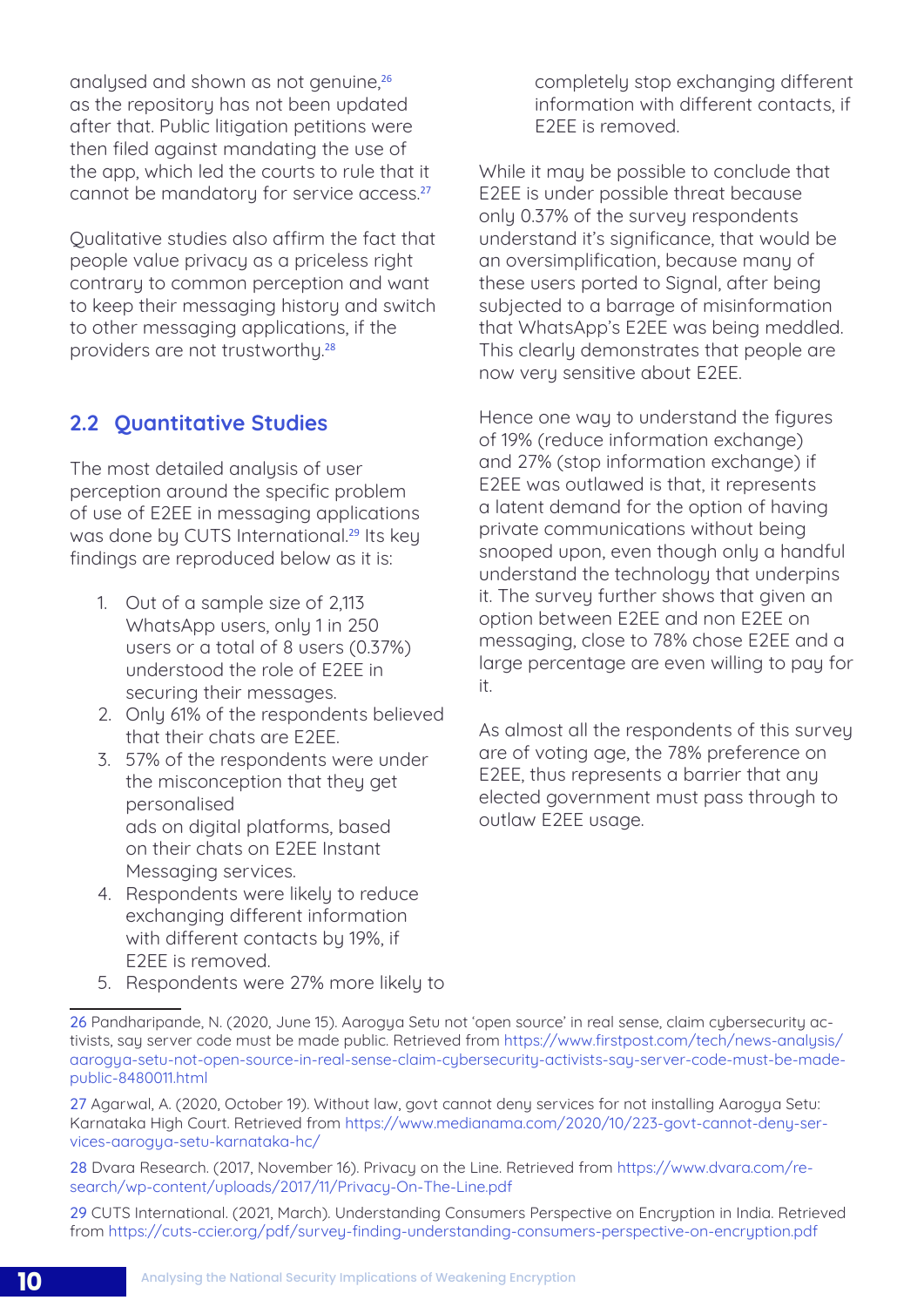analysed and shown as not genuine,[26] as the repository has not been updated after that. Public litigation petitions were then filed against mandating the use of the app, which led the courts to rule that it cannot be mandatory for service access.[27]

Qualitative studies also affirm the fact that people value privacy as a priceless right contrary to common perception and want to keep their messaging history and switch to other messaging applications, if the providers are not trustworthy.[28]

## 2.2 Quantitative Studies

The most detailed analysis of user perception around the specific problem of use of E2EE in messaging applications was done by CUTS International.[29] Its key findings are reproduced below as it is:

1. Out of a sample size of 2,113 WhatsApp users, only 1 in 250 users or a total of 8 users (0.37%) understood the role of E2EE in securing their messages.
2. Only 61% of the respondents believed that their chats are E2EE.
3. 57% of the respondents were under the misconception that they get personalised ads on digital platforms, based on their chats on E2EE Instant Messaging services.
4. Respondents were likely to reduce exchanging different information with different contacts by 19%, if E2EE is removed.
5. Respondents were 27% more likely to completely stop exchanging different information with different contacts, if E2EE is removed.

While it may be possible to conclude that E2EE is under possible threat because only 0.37% of the survey respondents understand it's significance, that would be an oversimplification, because many of these users ported to Signal, after being subjected to a barrage of misinformation that WhatsApp's E2EE was being meddled. This clearly demonstrates that people are now very sensitive about E2EE.

Hence one way to understand the figures of 19% (reduce information exchange) and 27% (stop information exchange) if E2EE was outlawed is that, it represents a latent demand for the option of having private communications without being snooped upon, even though only a handful understand the technology that underpins it. The survey further shows that given an option between E2EE and non E2EE on messaging, close to 78% chose E2EE and a large percentage are even willing to pay for it.

As almost all the respondents of this survey are of voting age, the 78% preference on E2EE, thus represents a barrier that any elected government must pass through to outlaw E2EE usage.

---

26 Pandharipande, N. (2020, June 15). Aarogya Setu not 'open source' in real sense, claim cybersecurity activists, say server code must be made public. Retrieved from https://www.firstpost.com/tech/news-analysis/aarogya-setu-not-open-source-in-real-sense-claim-cybersecurity-activists-say-server-code-must-be-made-public-8480011.html

27 Agarwal, A. (2020, October 19). Without law, govt cannot deny services for not installing Aarogya Setu: Karnataka High Court. Retrieved from https://www.medianama.com/2020/10/223-govt-cannot-deny-services-aarogya-setu-karnataka-hc/

28 Dvara Research. (2017, November 16). Privacy on the Line. Retrieved from https://www.dvara.com/research/wp-content/uploads/2017/11/Privacy-On-The-Line.pdf

29 CUTS International. (2021, March). Understanding Consumers Perspective on Encryption in India. Retrieved from https://cuts-ccier.org/pdf/survey-finding-understanding-consumers-perspective-on-encryption.pdf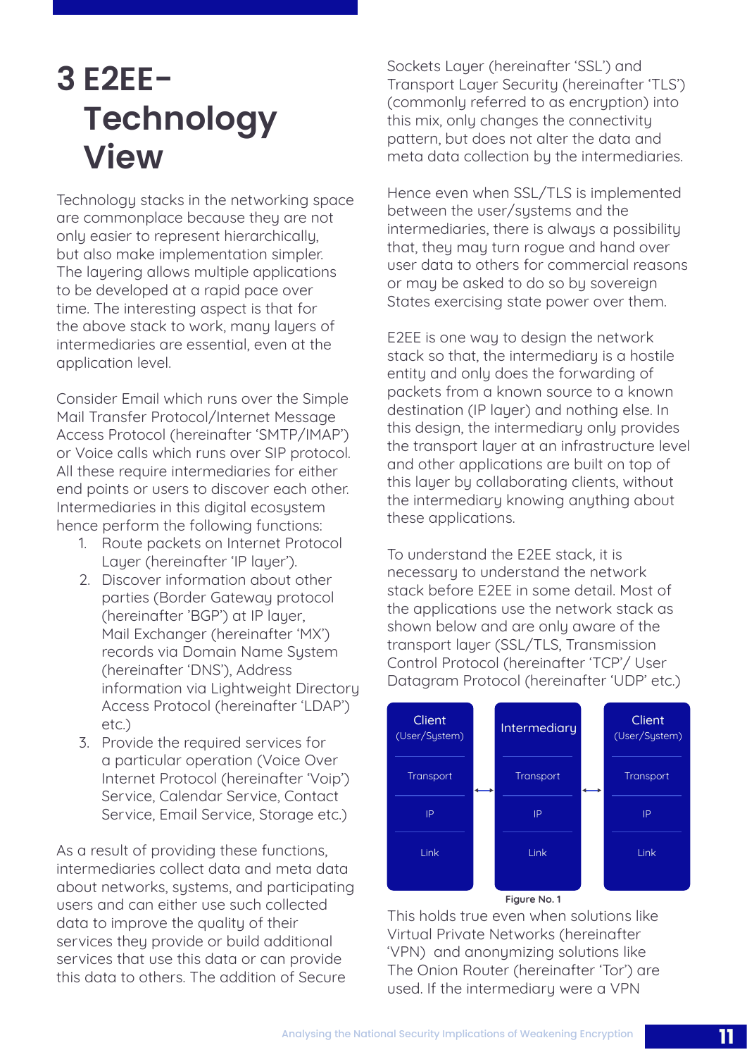# 3 E2EE- Technology View

Technology stacks in the networking space are commonplace because they are not only easier to represent hierarchically, but also make implementation simpler. The layering allows multiple applications to be developed at a rapid pace over time. The interesting aspect is that for the above stack to work, many layers of intermediaries are essential, even at the application level.

Consider Email which runs over the Simple Mail Transfer Protocol/Internet Message Access Protocol (hereinafter 'SMTP/IMAP') or Voice calls which runs over SIP protocol. All these require intermediaries for either end points or users to discover each other. Intermediaries in this digital ecosystem hence perform the following functions:

1. Route packets on Internet Protocol Layer (hereinafter 'IP layer').
2. Discover information about other parties (Border Gateway protocol (hereinafter 'BGP') at IP layer, Mail Exchanger (hereinafter 'MX') records via Domain Name System (hereinafter 'DNS'), Address information via Lightweight Directory Access Protocol (hereinafter 'LDAP') etc.)
3. Provide the required services for a particular operation (Voice Over Internet Protocol (hereinafter 'Voip') Service, Calendar Service, Contact Service, Email Service, Storage etc.)

As a result of providing these functions, intermediaries collect data and meta data about networks, systems, and participating users and can either use such collected data to improve the quality of their services they provide or build additional services that use this data or can provide this data to others. The addition of Secure Sockets Layer (hereinafter 'SSL') and Transport Layer Security (hereinafter 'TLS') (commonly referred to as encryption) into this mix, only changes the connectivity pattern, but does not alter the data and meta data collection by the intermediaries.

Hence even when SSL/TLS is implemented between the user/systems and the intermediaries, there is always a possibility that, they may turn rogue and hand over user data to others for commercial reasons or may be asked to do so by sovereign States exercising state power over them.

E2EE is one way to design the network stack so that, the intermediary is a hostile entity and only does the forwarding of packets from a known source to a known destination (IP layer) and nothing else. In this design, the intermediary only provides the transport layer at an infrastructure level and other applications are built on top of this layer by collaborating clients, without the intermediary knowing anything about these applications.

To understand the E2EE stack, it is necessary to understand the network stack before E2EE in some detail. Most of the applications use the network stack as shown below and are only aware of the transport layer (SSL/TLS, Transmission Control Protocol (hereinafter 'TCP'/ User Datagram Protocol (hereinafter 'UDP' etc.)

| Client (User/System) | | Intermediary | | Client (User/System) |
|---|---|---|---|---|
| Transport | ↔ | Transport | ↔ | Transport |
| IP | | IP | | IP |
| Link | | Link | | Link |

Figure No. 1

This holds true even when solutions like Virtual Private Networks (hereinafter 'VPN) and anonymizing solutions like The Onion Router (hereinafter 'Tor') are used. If the intermediary were a VPN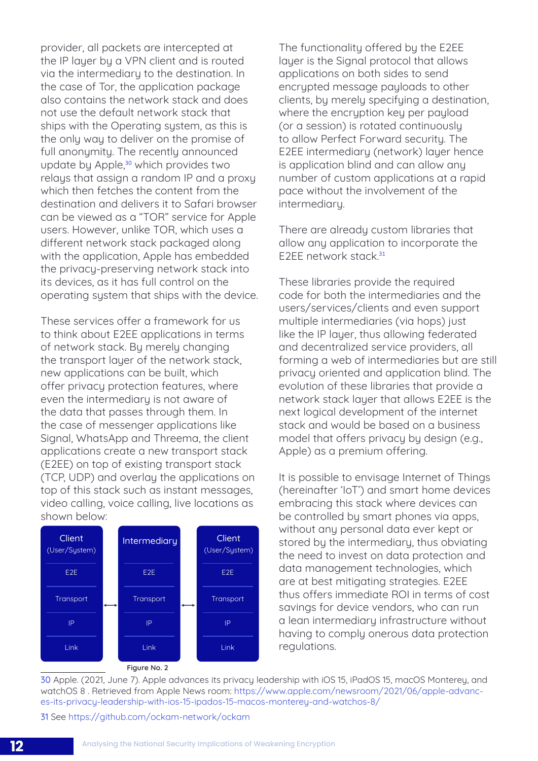provider, all packets are intercepted at the IP layer by a VPN client and is routed via the intermediary to the destination. In the case of Tor, the application package also contains the network stack and does not use the default network stack that ships with the Operating system, as this is the only way to deliver on the promise of full anonymity. The recently announced update by Apple,[30] which provides two relays that assign a random IP and a proxy which then fetches the content from the destination and delivers it to Safari browser can be viewed as a "TOR" service for Apple users. However, unlike TOR, which uses a different network stack packaged along with the application, Apple has embedded the privacy-preserving network stack into its devices, as it has full control on the operating system that ships with the device.

These services offer a framework for us to think about E2EE applications in terms of network stack. By merely changing the transport layer of the network stack, new applications can be built, which offer privacy protection features, where even the intermediary is not aware of the data that passes through them. In the case of messenger applications like Signal, WhatsApp and Threema, the client applications create a new transport stack (E2EE) on top of existing transport stack (TCP, UDP) and overlay the applications on top of this stack such as instant messages, video calling, voice calling, live locations as shown below:

| Client (User/System) | | Intermediary | | Client (User/System) |
|---|---|---|---|---|
| E2E | | E2E | | E2E |
| Transport | ⟷ | Transport | ⟷ | Transport |
| IP | | IP | | IP |
| Link | | Link | | Link |

Figure No. 2

The functionality offered by the E2EE layer is the Signal protocol that allows applications on both sides to send encrypted message payloads to other clients, by merely specifying a destination, where the encryption key per payload (or a session) is rotated continuously to allow Perfect Forward security. The E2EE intermediary (network) layer hence is application blind and can allow any number of custom applications at a rapid pace without the involvement of the intermediary.

There are already custom libraries that allow any application to incorporate the E2EE network stack.[31]

These libraries provide the required code for both the intermediaries and the users/services/clients and even support multiple intermediaries (via hops) just like the IP layer, thus allowing federated and decentralized service providers, all forming a web of intermediaries but are still privacy oriented and application blind. The evolution of these libraries that provide a network stack layer that allows E2EE is the next logical development of the internet stack and would be based on a business model that offers privacy by design (e.g., Apple) as a premium offering.

It is possible to envisage Internet of Things (hereinafter 'IoT') and smart home devices embracing this stack where devices can be controlled by smart phones via apps, without any personal data ever kept or stored by the intermediary, thus obviating the need to invest on data protection and data management technologies, which are at best mitigating strategies. E2EE thus offers immediate ROI in terms of cost savings for device vendors, who can run a lean intermediary infrastructure without having to comply onerous data protection regulations.

---

30 Apple. (2021, June 7). Apple advances its privacy leadership with iOS 15, iPadOS 15, macOS Monterey, and watchOS 8 . Retrieved from Apple News room: https://www.apple.com/newsroom/2021/06/apple-advances-its-privacy-leadership-with-ios-15-ipados-15-macos-monterey-and-watchos-8/

31 See https://github.com/ockam-network/ockam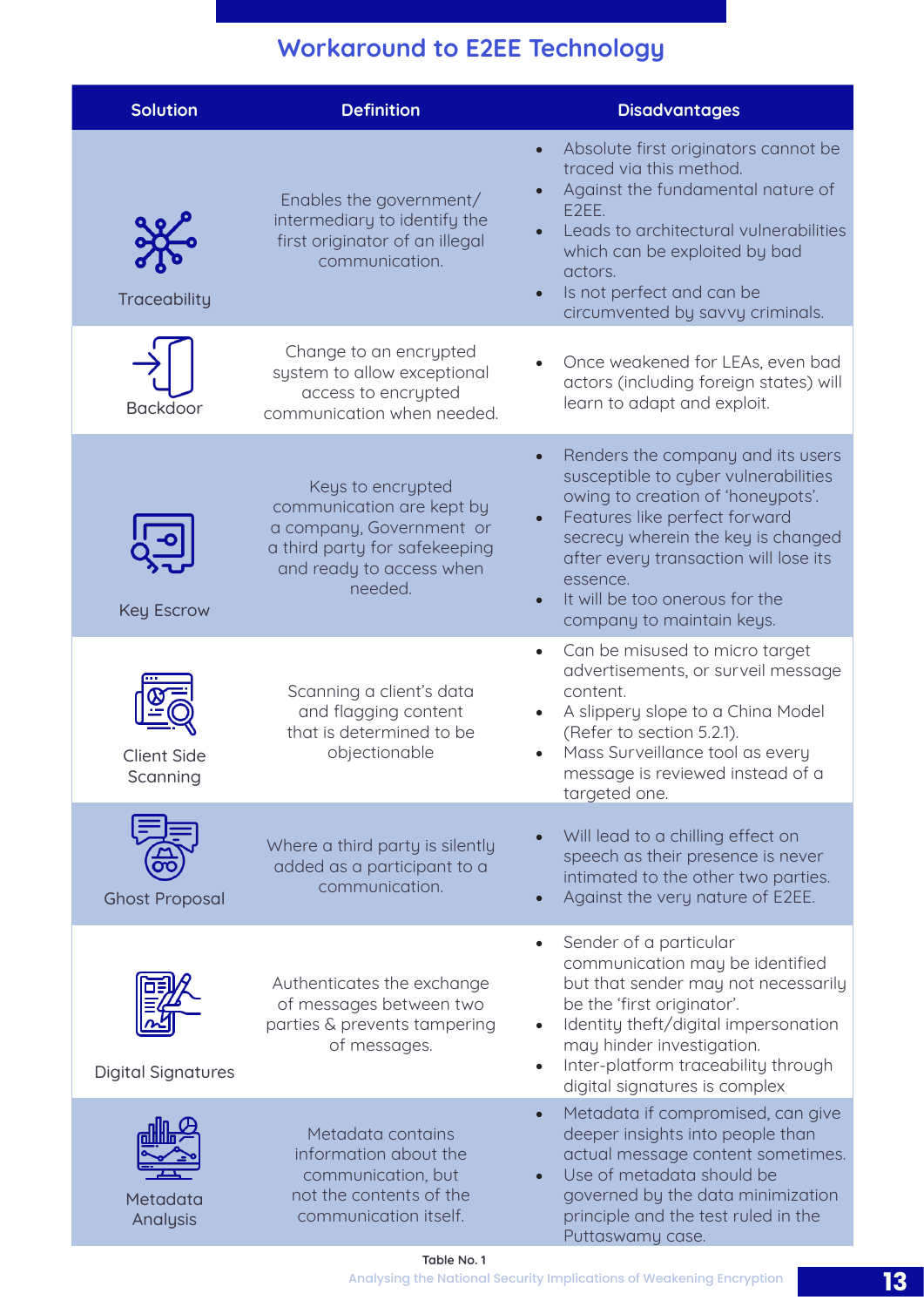## Workaround to E2EE Technology

| Solution | Definition | Disadvantages |
|---|---|---|
| Traceability | Enables the government/ intermediary to identify the first originator of an illegal communication. | • Absolute first originator cannot be traced via this method.<br>• Against the fundamental nature of E2EE.<br>• Leads to architectural vulnerabilities which can be exploited by bad actors.<br>• Is not perfect and can be circumvented by savvy criminals. |
| Backdoor | Change to an encrypted system to allow exceptional access to encrypted communication when needed. | • Once weakened for LEAs, even bad actors (including foreign states) will learn to adapt and exploit. |
| Key Escrow | Keys to encrypted communication are kept by a company, Government or a third party for safekeeping and ready to access when needed. | • Renders the company and its users susceptible to cyber vulnerabilities owing to creation of 'honeypots'.<br>• Features like perfect forward secrecy wherein the key is changed after every transaction will lose its essence.<br>• It will be too onerous for the company to maintain keys. |
| Client Side Scanning | Scanning a client's data and flagging content that is determined to be objectionable | • Can be misused to micro target advertisements, or surveil message content.<br>• A slippery slope to a China Model (Refer to section 5.2.1).<br>• Mass Surveillance tool as every message is reviewed instead of a targeted one. |
| Ghost Proposal | Where a third party is silently added as a participant to a communication. | • Will lead to a chilling effect on speech as their presence is never intimated to the other two parties.<br>• Against the very nature of E2EE. |
| Digital Signatures | Authenticates the exchange of messages between two parties & prevents tampering of messages. | • Sender of a particular communication may be identified but that sender may not necessarily be the 'first originator'.<br>• Identity theft/digital impersonation may hinder investigation.<br>• Inter-platform traceability through digital signatures is complex |
| Metadata Analysis | Metadata contains information about the communication, but not the contents of the communication itself. | • Metadata if compromised, can give deeper insights into people than actual message content sometimes.<br>• Use of metadata should be governed by the data minimization principle and the test ruled in the Puttaswamy case. |

**Table No. 1**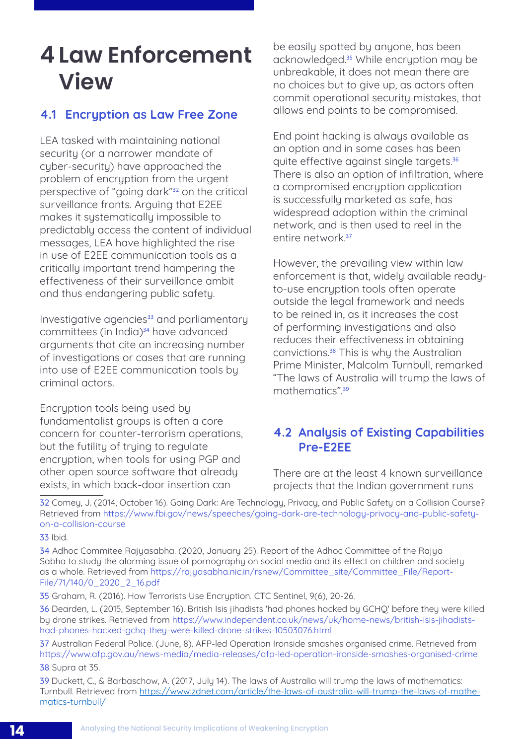# 4 Law Enforcement View

## 4.1 Encryption as Law Free Zone

LEA tasked with maintaining national security (or a narrower mandate of cyber-security) have approached the problem of encryption from the urgent perspective of "going dark"[32] on the critical surveillance fronts. Arguing that E2EE makes it systematically impossible to predictably access the content of individual messages, LEA have highlighted the rise in use of E2EE communication tools as a critically important trend hampering the effectiveness of their surveillance ambit and thus endangering public safety.

Investigative agencies[33] and parliamentary committees (in India)[34] have advanced arguments that cite an increasing number of investigations or cases that are running into use of E2EE communication tools by criminal actors.

Encryption tools being used by fundamentalist groups is often a core concern for counter-terrorism operations, but the futility of trying to regulate encryption, when tools for using PGP and other open source software that already exists, in which back-door insertion can be easily spotted by anyone, has been acknowledged.[35] While encryption may be unbreakable, it does not mean there are no choices but to give up, as actors often commit operational security mistakes, that allows end points to be compromised.

End point hacking is always available as an option and in some cases has been quite effective against single targets.[36] There is also an option of infiltration, where a compromised encryption application is successfully marketed as safe, has widespread adoption within the criminal network, and is then used to reel in the entire network.[37]

However, the prevailing view within law enforcement is that, widely available ready-to-use encryption tools often operate outside the legal framework and needs to be reined in, as it increases the cost of performing investigations and also reduces their effectiveness in obtaining convictions.[38] This is why the Australian Prime Minister, Malcolm Turnbull, remarked "The laws of Australia will trump the laws of mathematics".[39]

## 4.2 Analysis of Existing Capabilities Pre-E2EE

There are at the least 4 known surveillance projects that the Indian government runs

---

32 Comey, J. (2014, October 16). Going Dark: Are Technology, Privacy, and Public Safety on a Collision Course? Retrieved from https://www.fbi.gov/news/speeches/going-dark-are-technology-privacy-and-public-safety-on-a-collision-course

33 Ibid.

34 Adhoc Commitee Rajyasabha. (2020, January 25). Report of the Adhoc Committee of the Rajya Sabha to study the alarming issue of pornography on social media and its effect on children and society as a whole. Retrieved from https://rajyasabha.nic.in/rsnew/Committee_site/Committee_File/Report-File/71/140/0_2020_2_16.pdf

35 Graham, R. (2016). How Terrorists Use Encryption. CTC Sentinel, 9(6), 20-26.

36 Dearden, L. (2015, September 16). British Isis jihadists 'had phones hacked by GCHQ' before they were killed by drone strikes. Retrieved from https://www.independent.co.uk/news/uk/home-news/british-isis-jihadists-had-phones-hacked-gchq-they-were-killed-drone-strikes-10503076.html

37 Australian Federal Police. (June, 8). AFP-led Operation Ironside smashes organised crime. Retrieved from https://www.afp.gov.au/news-media/media-releases/afp-led-operation-ironside-smashes-organised-crime

38 Supra at 35.

39 Duckett, C., & Barbaschow, A. (2017, July 14). The laws of Australia will trump the laws of mathematics: Turnbull. Retrieved from https://www.zdnet.com/article/the-laws-of-australia-will-trump-the-laws-of-mathematics-turnbull/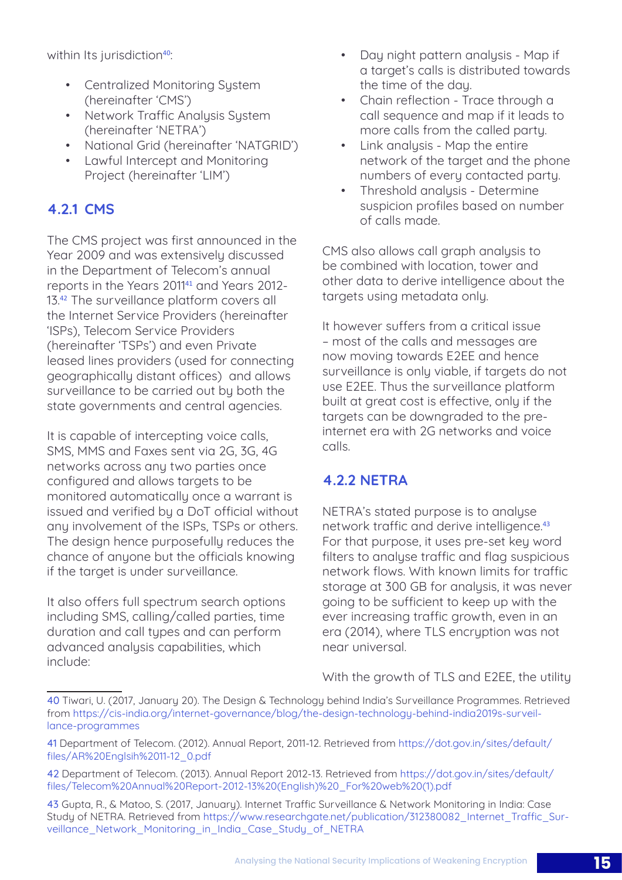within Its jurisdiction[40]:

- Centralized Monitoring System (hereinafter 'CMS')
- Network Traffic Analysis System (hereinafter 'NETRA')
- National Grid (hereinafter 'NATGRID')
- Lawful Intercept and Monitoring Project (hereinafter 'LIM')

### 4.2.1 CMS

The CMS project was first announced in the Year 2009 and was extensively discussed in the Department of Telecom's annual reports in the Years 2011[41] and Years 2012-13.[42] The surveillance platform covers all the Internet Service Providers (hereinafter 'ISPs), Telecom Service Providers (hereinafter 'TSPs') and even Private leased lines providers (used for connecting geographically distant offices) and allows surveillance to be carried out by both the state governments and central agencies.

It is capable of intercepting voice calls, SMS, MMS and Faxes sent via 2G, 3G, 4G networks across any two parties once configured and allows targets to be monitored automatically once a warrant is issued and verified by a DoT official without any involvement of the ISPs, TSPs or others. The design hence purposefully reduces the chance of anyone but the officials knowing if the target is under surveillance.

It also offers full spectrum search options including SMS, calling/called parties, time duration and call types and can perform advanced analysis capabilities, which include:

- Day night pattern analysis - Map if a target's calls is distributed towards the time of the day.
- Chain reflection - Trace through a call sequence and map if it leads to more calls from the called party.
- Link analysis - Map the entire network of the target and the phone numbers of every contacted party.
- Threshold analysis - Determine suspicion profiles based on number of calls made.

CMS also allows call graph analysis to be combined with location, tower and other data to derive intelligence about the targets using metadata only.

It however suffers from a critical issue – most of the calls and messages are now moving towards E2EE and hence surveillance is only viable, if targets do not use E2EE. Thus the surveillance platform built at great cost is effective, only if the targets can be downgraded to the pre-internet era with 2G networks and voice calls.

### 4.2.2 NETRA

NETRA's stated purpose is to analyse network traffic and derive intelligence.[43] For that purpose, it uses pre-set key word filters to analyse traffic and flag suspicious network flows. With known limits for traffic storage at 300 GB for analysis, it was never going to be sufficient to keep up with the ever increasing traffic growth, even in an era (2014), where TLS encryption was not near universal.

With the growth of TLS and E2EE, the utility

---

40 Tiwari, U. (2017, January 20). The Design & Technology behind India's Surveillance Programmes. Retrieved from https://cis-india.org/internet-governance/blog/the-design-technology-behind-india2019s-surveillance-programmes

41 Department of Telecom. (2012). Annual Report, 2011-12. Retrieved from https://dot.gov.in/sites/default/files/AR%20Englsih%2011-12_0.pdf

42 Department of Telecom. (2013). Annual Report 2012-13. Retrieved from https://dot.gov.in/sites/default/files/Telecom%20Annual%20Report-2012-13%20(English)%20_For%20web%20(1).pdf

43 Gupta, R., & Matoo, S. (2017, January). Internet Traffic Surveillance & Network Monitoring in India: Case Study of NETRA. Retrieved from https://www.researchgate.net/publication/312380082_Internet_Traffic_Surveillance_Network_Monitoring_in_India_Case_Study_of_NETRA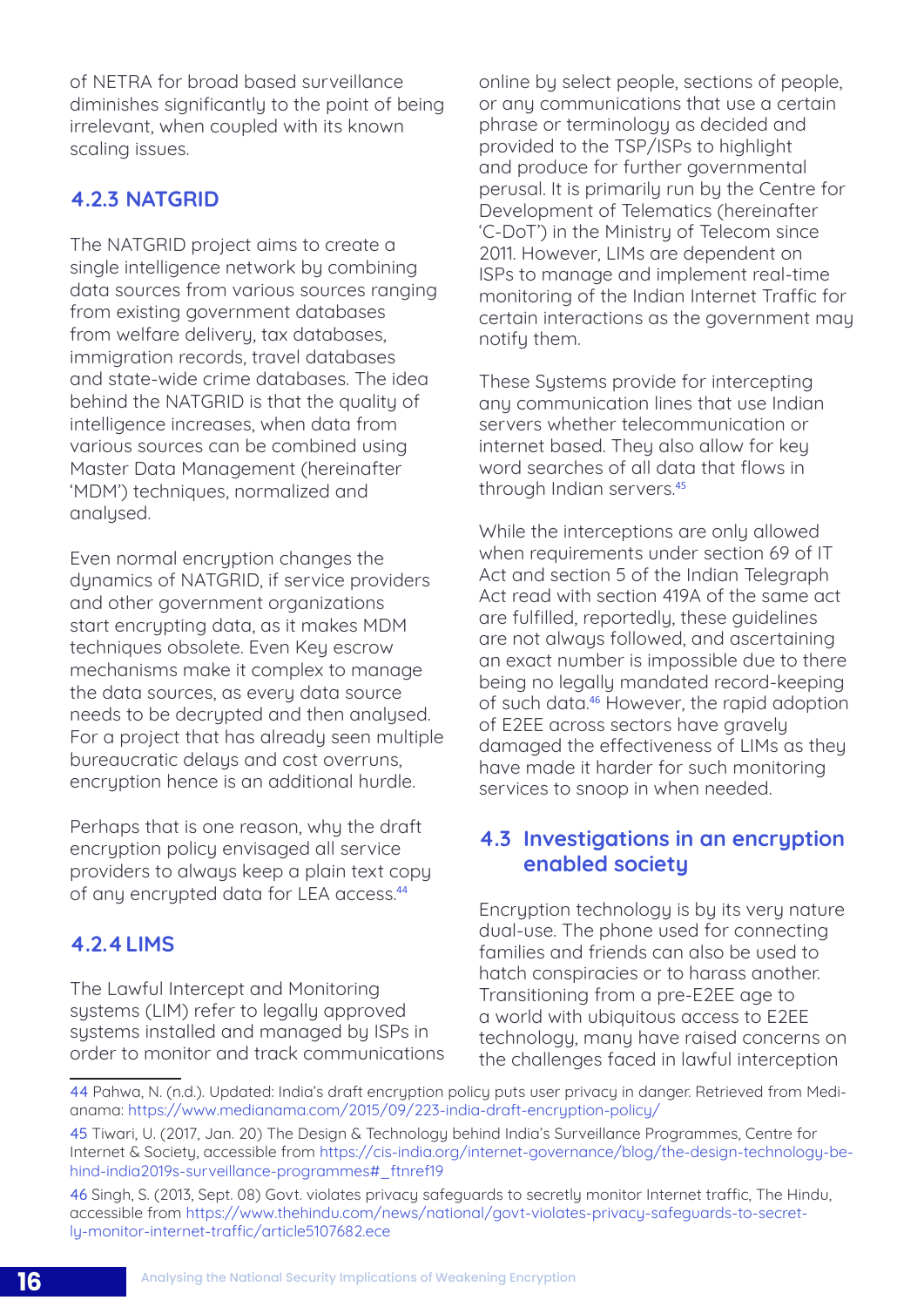of NETRA for broad based surveillance diminishes significantly to the point of being irrelevant, when coupled with its known scaling issues.

### 4.2.3 NATGRID

The NATGRID project aims to create a single intelligence network by combining data sources from various sources ranging from existing government databases from welfare delivery, tax databases, immigration records, travel databases and state-wide crime databases. The idea behind the NATGRID is that the quality of intelligence increases, when data from various sources can be combined using Master Data Management (hereinafter 'MDM') techniques, normalized and analysed.

Even normal encryption changes the dynamics of NATGRID, if service providers and other government organizations start encrypting data, as it makes MDM techniques obsolete. Even Key escrow mechanisms make it complex to manage the data sources, as every data source needs to be decrypted and then analysed. For a project that has already seen multiple bureaucratic delays and cost overruns, encryption hence is an additional hurdle.

Perhaps that is one reason, why the draft encryption policy envisaged all service providers to always keep a plain text copy of any encrypted data for LEA access.[44]

### 4.2.4 LIMS

The Lawful Intercept and Monitoring systems (LIM) refer to legally approved systems installed and managed by ISPs in order to monitor and track communications online by select people, sections of people, or any communications that use a certain phrase or terminology as decided and provided to the TSP/ISPs to highlight and produce for further governmental perusal. It is primarily run by the Centre for Development of Telematics (hereinafter 'C-DoT') in the Ministry of Telecom since 2011. However, LIMs are dependent on ISPs to manage and implement real-time monitoring of the Indian Internet Traffic for certain interactions as the government may notify them.

These Systems provide for intercepting any communication lines that use Indian servers whether telecommunication or internet based. They also allow for key word searches of all data that flows in through Indian servers.[45]

While the interceptions are only allowed when requirements under section 69 of IT Act and section 5 of the Indian Telegraph Act read with section 419A of the same act are fulfilled, reportedly, these guidelines are not always followed, and ascertaining an exact number is impossible due to there being no legally mandated record-keeping of such data.[46] However, the rapid adoption of E2EE across sectors have gravely damaged the effectiveness of LIMs as they have made it harder for such monitoring services to snoop in when needed.

## 4.3 Investigations in an encryption enabled society

Encryption technology is by its very nature dual-use. The phone used for connecting families and friends can also be used to hatch conspiracies or to harass another. Transitioning from a pre-E2EE age to a world with ubiquitous access to E2EE technology, many have raised concerns on the challenges faced in lawful interception

---

44 Pahwa, N. (n.d.). Updated: India's draft encryption policy puts user privacy in danger. Retrieved from Medianama: https://www.medianama.com/2015/09/223-india-draft-encryption-policy/

45 Tiwari, U. (2017, Jan. 20) The Design & Technology behind India's Surveillance Programmes, Centre for Internet & Society, accessible from https://cis-india.org/internet-governance/blog/the-design-technology-behind-india2019s-surveillance-programmes#_ftnref19

46 Singh, S. (2013, Sept. 08) Govt. violates privacy safeguards to secretly monitor Internet traffic, The Hindu, accessible from https://www.thehindu.com/news/national/govt-violates-privacy-safeguards-to-secretly-monitor-internet-traffic/article5107682.ece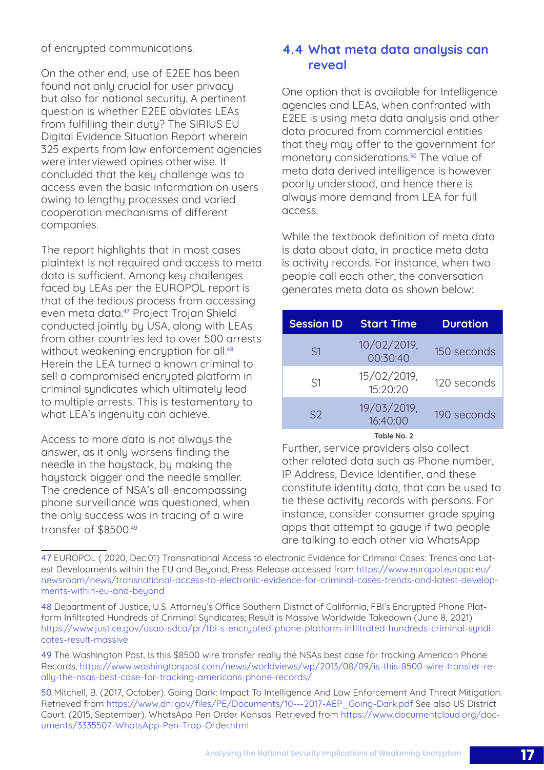of encrypted communications.

On the other end, use of E2EE has been found not only crucial for user privacy but also for national security. A pertinent question is whether E2EE obviates LEAs from fulfilling their duty? The SIRIUS EU Digital Evidence Situation Report wherein 325 experts from law enforcement agencies were interviewed opines otherwise. It concluded that the key challenge was to access even the basic information on users owing to lengthy processes and varied cooperation mechanisms of different companies.

The report highlights that in most cases plaintext is not required and access to meta data is sufficient. Among key challenges faced by LEAs per the EUROPOL report is that of the tedious process from accessing even meta data.[47] Project Trojan Shield conducted jointly by USA, along with LEAs from other countries led to over 500 arrests without weakening encryption for all.[48] Herein the LEA turned a known criminal to sell a compromised encrypted platform in criminal syndicates which ultimately lead to multiple arrests. This is testamentary to what LEA's ingenuity can achieve.

Access to more data is not always the answer, as it only worsens finding the needle in the haystack, by making the haystack bigger and the needle smaller. The credence of NSA's all-encompassing phone surveillance was questioned, when the only success was in tracing of a wire transfer of $8500.[49]

## 4.4 What meta data analysis can reveal

One option that is available for Intelligence agencies and LEAs, when confronted with E2EE is using meta data analysis and other data procured from commercial entities that they may offer to the government for monetary considerations.[50] The value of meta data derived intelligence is however poorly understood, and hence there is always more demand from LEA for full access.

While the textbook definition of meta data is data about data, in practice meta data is activity records. For instance, when two people call each other, the conversation generates meta data as shown below:

| Session ID | Start Time | Duration |
|---|---|---|
| S1 | 10/02/2019, 00:30:40 | 150 seconds |
| S1 | 15/02/2019, 15:20:20 | 120 seconds |
| S2 | 19/03/2019, 16:40:00 | 190 seconds |

Table No. 2

Further, service providers also collect other related data such as Phone number, IP Address, Device Identifier, and these constitute identity data, that can be used to tie these activity records with persons. For instance, consider consumer grade spying apps that attempt to gauge if two people are talking to each other via WhatsApp

---

47 EUROPOL ( 2020, Dec.01) Transnational Access to electronic Evidence for Criminal Cases: Trends and Latest Developments within the EU and Beyond, Press Release accessed from https://www.europol.europa.eu/newsroom/news/transnational-access-to-electronic-evidence-for-criminal-cases-trends-and-latest-developments-within-eu-and-beyond

48 Department of Justice, U.S. Attorney's Office Southern District of California, FBI's Encrypted Phone Platform Infiltrated Hundreds of Criminal Syndicates; Result is Massive Worldwide Takedown (June 8, 2021) https://www.justice.gov/usao-sdca/pr/fbi-s-encrypted-phone-platform-infiltrated-hundreds-criminal-syndicates-result-massive

49 The Washington Post, Is this $8500 wire transfer really the NSAs best case for tracking American Phone Records, https://www.washingtonpost.com/news/worldviews/wp/2013/08/09/is-this-8500-wire-transfer-really-the-nsas-best-case-for-tracking-americans-phone-records/

50 Mitchell, B. (2017, October). Going Dark: Impact To Intelligence And Law Enforcement And Threat Mitigation. Retrieved from https://www.dni.gov/files/PE/Documents/10---2017-AEP_Going-Dark.pdf See also US District Court. (2015, September). WhatsApp Pen Order Kansas. Retrieved from https://www.documentcloud.org/documents/3335507-WhatsApp-Pen-Trap-Order.html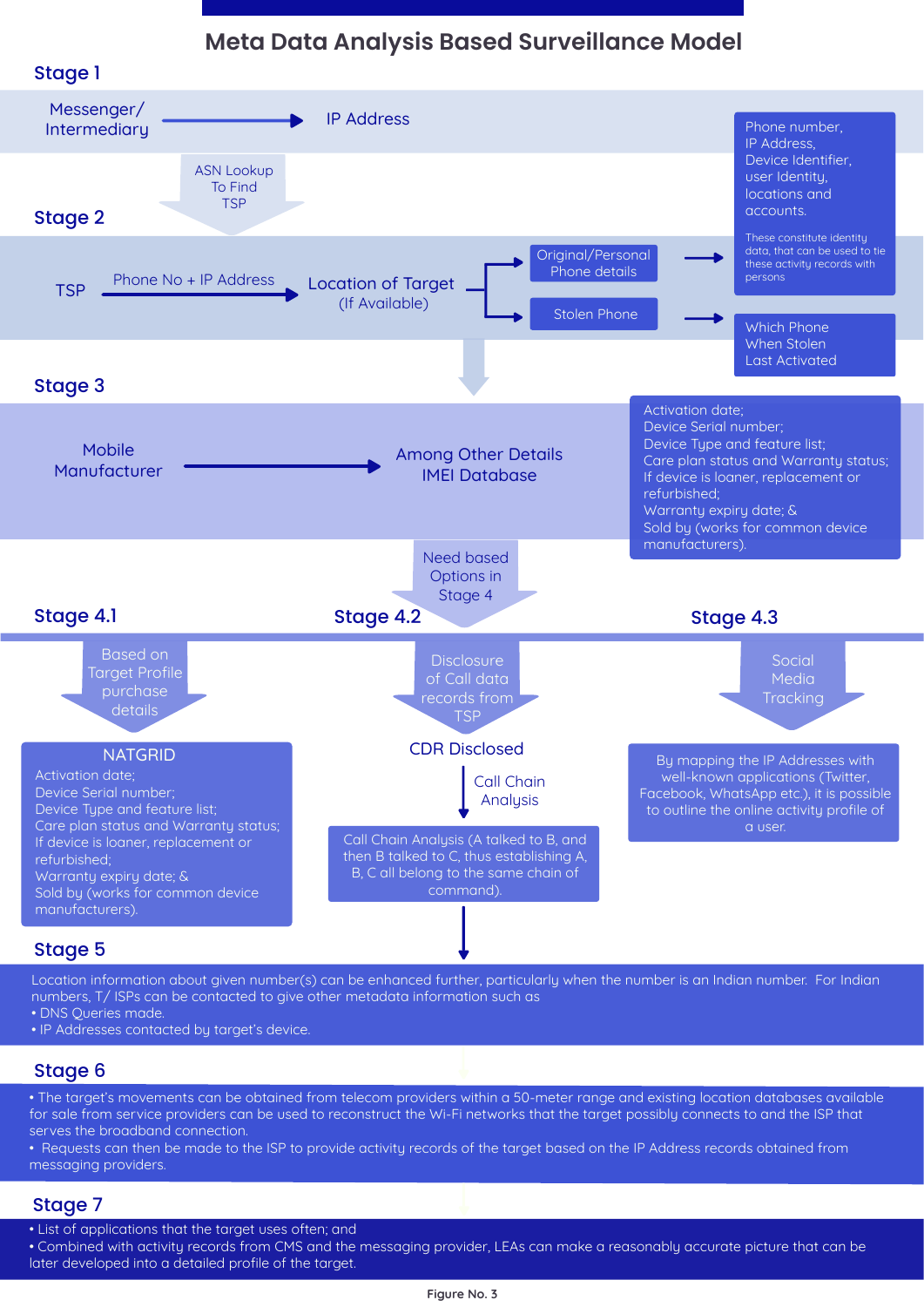# Meta Data Analysis Based Surveillance Model

## Stage 1

Messenger/ Intermediary → IP Address

ASN Lookup To Find TSP

## Stage 2

TSP — Phone No + IP Address → Location of Target (If Available)

- Original/Personal Phone details → Phone number, IP Address, Device Identifier, user Identity, locations and accounts.

  These constitute identity data, that can be used to tie these activity records with persons

- Stolen Phone → Which Phone When Stolen Last Activated

## Stage 3

Mobile Manufacturer → Among Other Details IMEI Database

Activation date;
Device Serial number;
Device Type and feature list;
Care plan status and Warranty status;
If device is loaner, replacement or refurbished;
Warranty expiry date; &
Sold by (works for common device manufacturers).

Need based Options in Stage 4

## Stage 4.1

Based on Target Profile purchase details

**NATGRID**

Activation date;
Device Serial number;
Device Type and feature list;
Care plan status and Warranty status;
If device is loaner, replacement or refurbished;
Warranty expiry date; &
Sold by (works for common device manufacturers).

## Stage 4.2

Disclosure of Call data records from TSP

CDR Disclosed

Call Chain Analysis

Call Chain Analysis (A talked to B, and then B talked to C, thus establishing A, B, C all belong to the same chain of command).

## Stage 4.3

Social Media Tracking

By mapping the IP Addresses with well-known applications (Twitter, Facebook, WhatsApp etc.), it is possible to outline the online activity profile of a user.

## Stage 5

Location information about given number(s) can be enhanced further, particularly when the number is an Indian number. For Indian numbers, T/ ISPs can be contacted to give other metadata information such as

- DNS Queries made.
- IP Addresses contacted by target's device.

## Stage 6

- The target's movements can be obtained from telecom providers within a 50-meter range and existing location databases available for sale from service providers can be used to reconstruct the Wi-Fi networks that the target possibly connects to and the ISP that serves the broadband connection.
- Requests can then be made to the ISP to provide activity records of the target based on the IP Address records obtained from messaging providers.

## Stage 7

- List of applications that the target uses often; and
- Combined with activity records from CMS and the messaging provider, LEAs can make a reasonably accurate picture that can be later developed into a detailed profile of the target.

Figure No. 3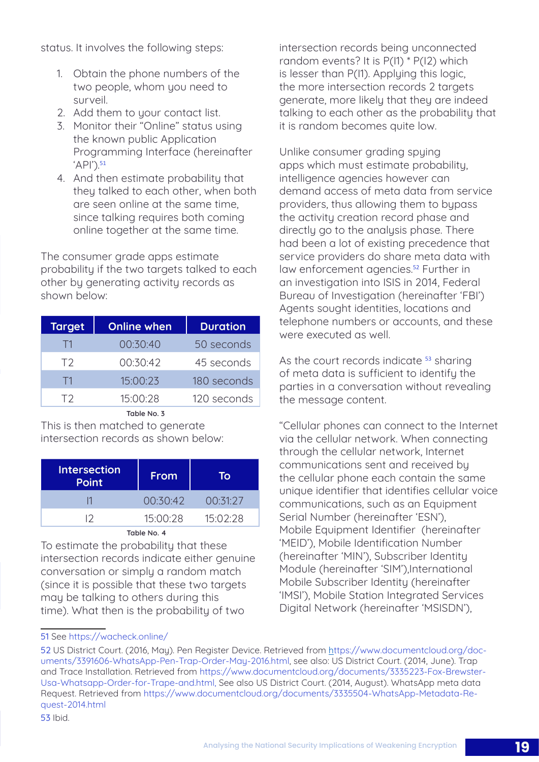status. It involves the following steps:

1. Obtain the phone numbers of the two people, whom you need to surveil.
2. Add them to your contact list.
3. Monitor their "Online" status using the known public Application Programming Interface (hereinafter 'API').[51]
4. And then estimate probability that they talked to each other, when both are seen online at the same time, since talking requires both coming online together at the same time.

The consumer grade apps estimate probability if the two targets talked to each other by generating activity records as shown below:

| Target | Online when | Duration |
|---|---|---|
| T1 | 00:30:40 | 50 seconds |
| T2 | 00:30:42 | 45 seconds |
| T1 | 15:00:23 | 180 seconds |
| T2 | 15:00:28 | 120 seconds |

Table No. 3

This is then matched to generate intersection records as shown below:

| Intersection Point | From | To |
|---|---|---|
| I1 | 00:30:42 | 00:31:27 |
| I2 | 15:00:28 | 15:02:28 |

Table No. 4

To estimate the probability that these intersection records indicate either genuine conversation or simply a random match (since it is possible that these two targets may be talking to others during this time). What then is the probability of two intersection records being unconnected random events? It is $P(I1) * P(I2)$ which is lesser than $P(I1)$. Applying this logic, the more intersection records 2 targets generate, more likely that they are indeed talking to each other as the probability that it is random becomes quite low.

Unlike consumer grading spying apps which must estimate probability, intelligence agencies however can demand access of meta data from service providers, thus allowing them to bypass the activity creation record phase and directly go to the analysis phase. There had been a lot of existing precedence that service providers do share meta data with law enforcement agencies.[52] Further in an investigation into ISIS in 2014, Federal Bureau of Investigation (hereinafter 'FBI') Agents sought identities, locations and telephone numbers or accounts, and these were executed as well.

As the court records indicate [53] sharing of meta data is sufficient to identify the parties in a conversation without revealing the message content.

"Cellular phones can connect to the Internet via the cellular network. When connecting through the cellular network, Internet communications sent and received by the cellular phone each contain the same unique identifier that identifies cellular voice communications, such as an Equipment Serial Number (hereinafter 'ESN'), Mobile Equipment Identifier (hereinafter 'MEID'), Mobile Identification Number (hereinafter 'MIN'), Subscriber Identity Module (hereinafter 'SIM'),International Mobile Subscriber Identity (hereinafter 'IMSI'), Mobile Station Integrated Services Digital Network (hereinafter 'MSISDN'),

---

51 See https://wacheck.online/

52 US District Court. (2016, May). Pen Register Device. Retrieved from https://www.documentcloud.org/documents/3391606-WhatsApp-Pen-Trap-Order-May-2016.html, see also: US District Court. (2014, June). Trap and Trace Installation. Retrieved from https://www.documentcloud.org/documents/3335223-Fox-Brewster-Usa-Whatsapp-Order-for-Trape-and.html, See also US District Court. (2014, August). WhatsApp meta data Request. Retrieved from https://www.documentcloud.org/documents/3335504-WhatsApp-Metadata-Request-2014.html

53 Ibid.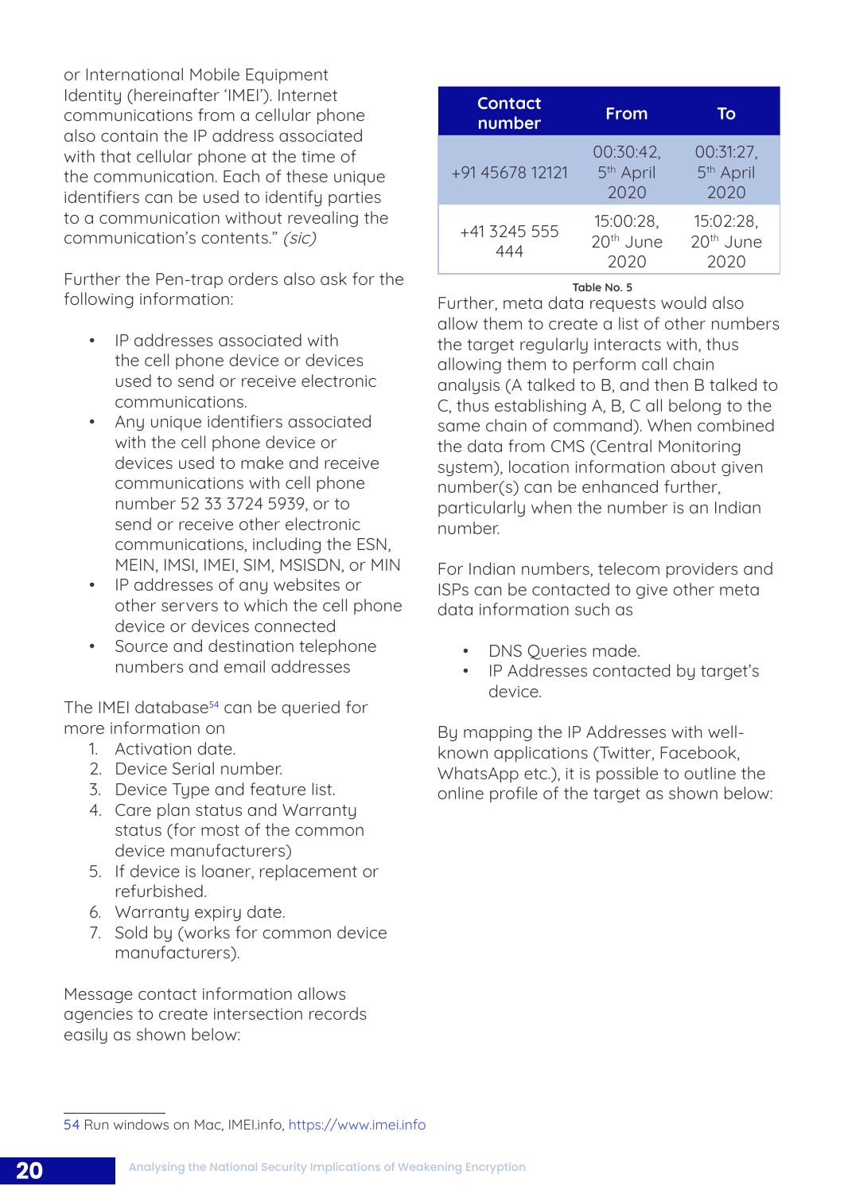or International Mobile Equipment Identity (hereinafter 'IMEI'). Internet communications from a cellular phone also contain the IP address associated with that cellular phone at the time of the communication. Each of these unique identifiers can be used to identify parties to a communication without revealing the communication's contents." *(sic)*

Further the Pen-trap orders also ask for the following information:

- IP addresses associated with the cell phone device or devices used to send or receive electronic communications.
- Any unique identifiers associated with the cell phone device or devices used to make and receive communications with cell phone number 52 33 3724 5939, or to send or receive other electronic communications, including the ESN, MEIN, IMSI, IMEI, SIM, MSISDN, or MIN
- IP addresses of any websites or other servers to which the cell phone device or devices connected
- Source and destination telephone numbers and email addresses

The IMEI database[54] can be queried for more information on

1. Activation date.
2. Device Serial number.
3. Device Type and feature list.
4. Care plan status and Warranty status (for most of the common device manufacturers)
5. If device is loaner, replacement or refurbished.
6. Warranty expiry date.
7. Sold by (works for common device manufacturers).

Message contact information allows agencies to create intersection records easily as shown below:

| Contact number | From | To |
|---|---|---|
| +91 45678 12121 | 00:30:42, 5th April 2020 | 00:31:27, 5th April 2020 |
| +41 3245 555 444 | 15:00:28, 20th June 2020 | 15:02:28, 20th June 2020 |

Table No. 5

Further, meta data requests would also allow them to create a list of other numbers the target regularly interacts with, thus allowing them to perform call chain analysis (A talked to B, and then B talked to C, thus establishing A, B, C all belong to the same chain of command). When combined the data from CMS (Central Monitoring system), location information about given number(s) can be enhanced further, particularly when the number is an Indian number.

For Indian numbers, telecom providers and ISPs can be contacted to give other meta data information such as

- DNS Queries made.
- IP Addresses contacted by target's device.

By mapping the IP Addresses with well-known applications (Twitter, Facebook, WhatsApp etc.), it is possible to outline the online profile of the target as shown below:

54 Run windows on Mac, IMEI.info, https://www.imei.info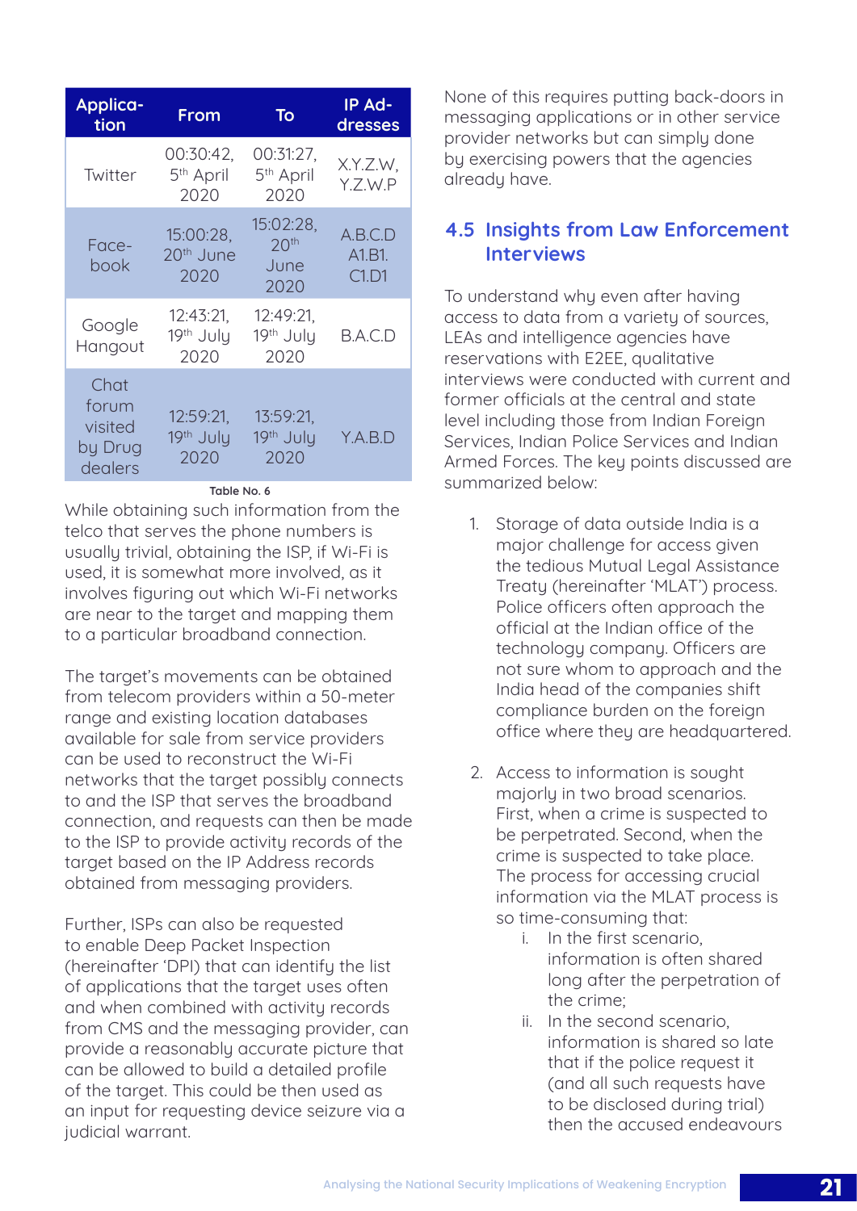| Application | From | To | IP Addresses |
|---|---|---|---|
| Twitter | 00:30:42, 5th April 2020 | 00:31:27, 5th April 2020 | X.Y.Z.W, Y.Z.W.P |
| Facebook | 15:00:28, 20th June 2020 | 15:02:28, 20th June 2020 | A.B.C.D A1.B1. C1.D1 |
| Google Hangout | 12:43:21, 19th July 2020 | 12:49:21, 19th July 2020 | B.A.C.D |
| Chat forum visited by Drug dealers | 12:59:21, 19th July 2020 | 13:59:21, 19th July 2020 | Y.A.B.D |

Table No. 6

While obtaining such information from the telco that serves the phone numbers is usually trivial, obtaining the ISP, if Wi-Fi is used, it is somewhat more involved, as it involves figuring out which Wi-Fi networks are near to the target and mapping them to a particular broadband connection.

The target's movements can be obtained from telecom providers within a 50-meter range and existing location databases available for sale from service providers can be used to reconstruct the Wi-Fi networks that the target possibly connects to and the ISP that serves the broadband connection, and requests can then be made to the ISP to provide activity records of the target based on the IP Address records obtained from messaging providers.

Further, ISPs can also be requested to enable Deep Packet Inspection (hereinafter 'DPI') that can identify the list of applications that the target uses often and when combined with activity records from CMS and the messaging provider, can provide a reasonably accurate picture that can be allowed to build a detailed profile of the target. This could be then used as an input for requesting device seizure via a judicial warrant.

None of this requires putting back-doors in messaging applications or in other service provider networks but can simply done by exercising powers that the agencies already have.

## 4.5 Insights from Law Enforcement Interviews

To understand why even after having access to data from a variety of sources, LEAs and intelligence agencies have reservations with E2EE, qualitative interviews were conducted with current and former officials at the central and state level including those from Indian Foreign Services, Indian Police Services and Indian Armed Forces. The key points discussed are summarized below:

1. Storage of data outside India is a major challenge for access given the tedious Mutual Legal Assistance Treaty (hereinafter 'MLAT') process. Police officers often approach the official at the Indian office of the technology company. Officers are not sure whom to approach and the India head of the companies shift compliance burden on the foreign office where they are headquartered.

2. Access to information is sought majorly in two broad scenarios. First, when a crime is suspected to be perpetrated. Second, when the crime is suspected to take place. The process for accessing crucial information via the MLAT process is so time-consuming that:
   i. In the first scenario, information is often shared long after the perpetration of the crime;
   ii. In the second scenario, information is shared so late that if the police request it (and all such requests have to be disclosed during trial) then the accused endeavours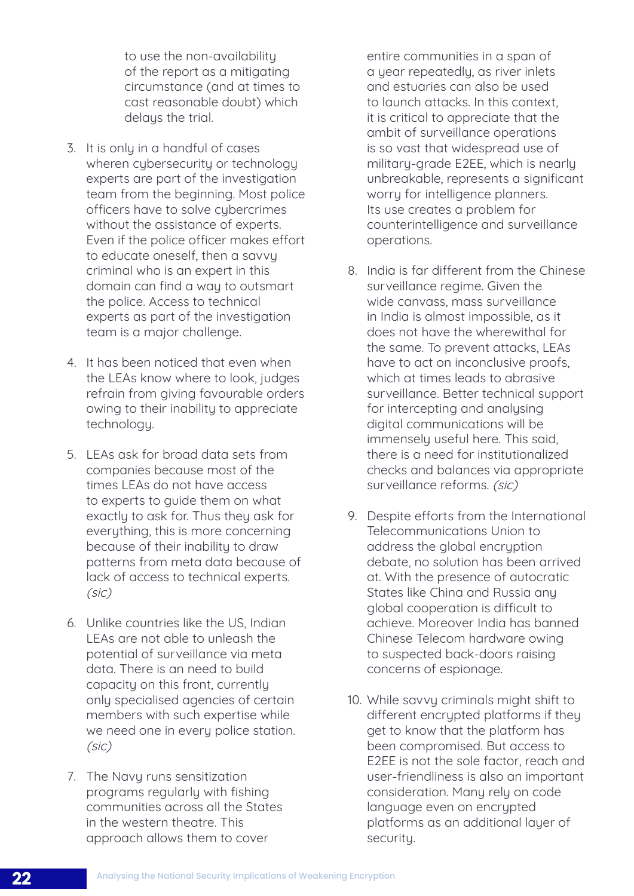to use the non-availability of the report as a mitigating circumstance (and at times to cast reasonable doubt) which delays the trial.

3. It is only in a handful of cases wherein cybersecurity or technology experts are part of the investigation team from the beginning. Most police officers have to solve cybercrimes without the assistance of experts. Even if the police officer makes effort to educate oneself, then a savvy criminal who is an expert in this domain can find a way to outsmart the police. Access to technical experts as part of the investigation team is a major challenge.

4. It has been noticed that even when the LEAs know where to look, judges refrain from giving favourable orders owing to their inability to appreciate technology.

5. LEAs ask for broad data sets from companies because most of the times LEAs do not have access to experts to guide them on what exactly to ask for. Thus they ask for everything, this is more concerning because of their inability to draw patterns from meta data because of lack of access to technical experts. *(sic)*

6. Unlike countries like the US, Indian LEAs are not able to unleash the potential of surveillance via meta data. There is an need to build capacity on this front, currently only specialised agencies of certain members with such expertise while we need one in every police station. *(sic)*

7. The Navy runs sensitization programs regularly with fishing communities across all the States in the western theatre. This approach allows them to cover entire communities in a span of a year repeatedly, as river inlets and estuaries can also be used to launch attacks. In this context, it is critical to appreciate that the ambit of surveillance operations is so vast that widespread use of military-grade E2EE, which is nearly unbreakable, represents a significant worry for intelligence planners. Its use creates a problem for counterintelligence and surveillance operations.

8. India is far different from the Chinese surveillance regime. Given the wide canvass, mass surveillance in India is almost impossible, as it does not have the wherewithal for the same. To prevent attacks, LEAs have to act on inconclusive proofs, which at times leads to abrasive surveillance. Better technical support for intercepting and analysing digital communications will be immensely useful here. This said, there is a need for institutionalized checks and balances via appropriate surveillance reforms. *(sic)*

9. Despite efforts from the International Telecommunications Union to address the global encryption debate, no solution has been arrived at. With the presence of autocratic States like China and Russia any global cooperation is difficult to achieve. Moreover India has banned Chinese Telecom hardware owing to suspected back-doors raising concerns of espionage.

10. While savvy criminals might shift to different encrypted platforms if they get to know that the platform has been compromised. But access to E2EE is not the sole factor, reach and user-friendliness is also an important consideration. Many rely on code language even on encrypted platforms as an additional layer of security.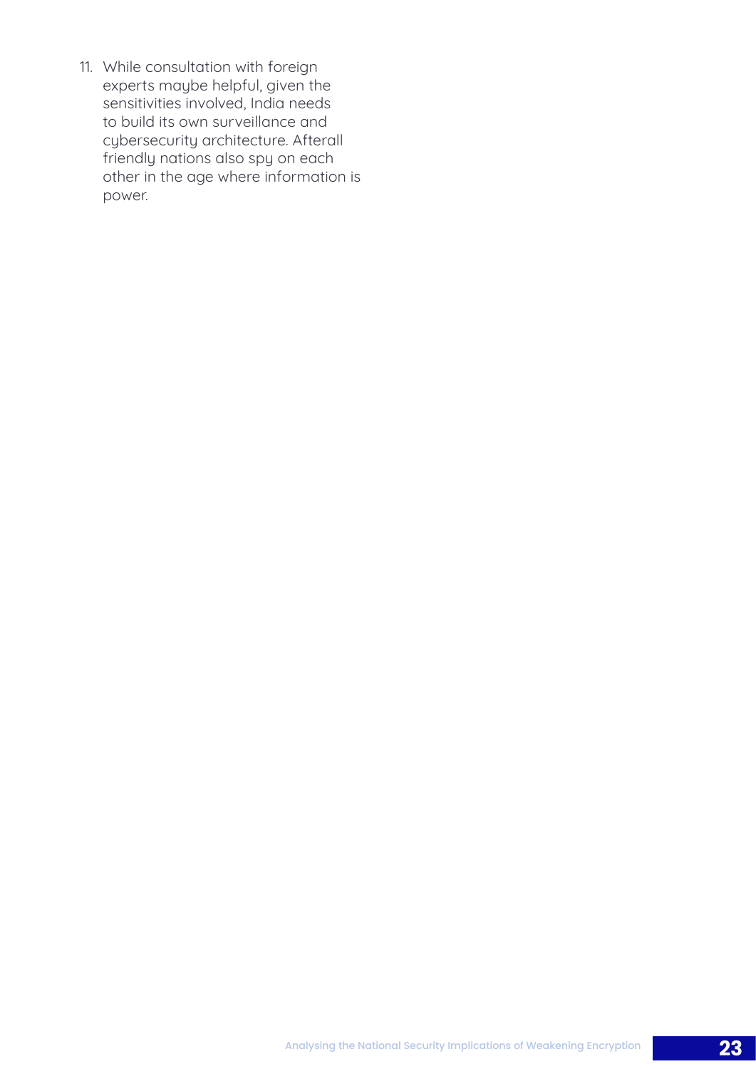11. While consultation with foreign experts maybe helpful, given the sensitivities involved, India needs to build its own surveillance and cybersecurity architecture. Afterall friendly nations also spy on each other in the age where information is power.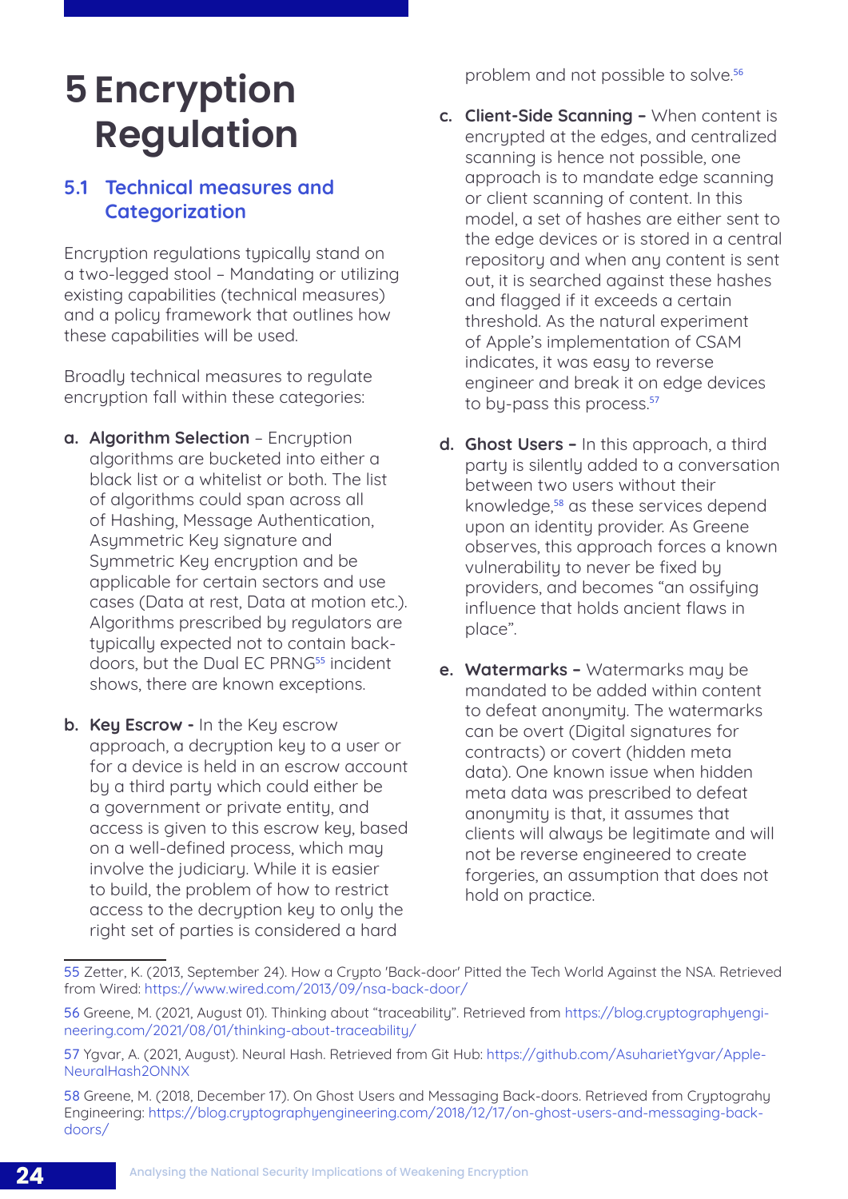# 5 Encryption Regulation

## 5.1 Technical measures and Categorization

Encryption regulations typically stand on a two-legged stool – Mandating or utilizing existing capabilities (technical measures) and a policy framework that outlines how these capabilities will be used.

Broadly technical measures to regulate encryption fall within these categories:

a. **Algorithm Selection** – Encryption algorithms are bucketed into either a black list or a whitelist or both. The list of algorithms could span across all of Hashing, Message Authentication, Asymmetric Key signature and Symmetric Key encryption and be applicable for certain sectors and use cases (Data at rest, Data at motion etc.). Algorithms prescribed by regulators are typically expected not to contain back-doors, but the Dual EC PRNG[55] incident shows, there are known exceptions.

b. **Key Escrow -** In the Key escrow approach, a decryption key to a user or for a device is held in an escrow account by a third party which could either be a government or private entity, and access is given to this escrow key, based on a well-defined process, which may involve the judiciary. While it is easier to build, the problem of how to restrict access to the decryption key to only the right set of parties is considered a hard problem and not possible to solve.[56]

c. **Client-Side Scanning –** When content is encrypted at the edges, and centralized scanning is hence not possible, one approach is to mandate edge scanning or client scanning of content. In this model, a set of hashes are either sent to the edge devices or is stored in a central repository and when any content is sent out, it is searched against these hashes and flagged if it exceeds a certain threshold. As the natural experiment of Apple's implementation of CSAM indicates, it was easy to reverse engineer and break it on edge devices to by-pass this process.[57]

d. **Ghost Users –** In this approach, a third party is silently added to a conversation between two users without their knowledge,[58] as these services depend upon an identity provider. As Greene observes, this approach forces a known vulnerability to never be fixed by providers, and becomes "an ossifying influence that holds ancient flaws in place".

e. **Watermarks –** Watermarks may be mandated to be added within content to defeat anonymity. The watermarks can be overt (Digital signatures for contracts) or covert (hidden meta data). One known issue when hidden meta data was prescribed to defeat anonymity is that, it assumes that clients will always be legitimate and will not be reverse engineered to create forgeries, an assumption that does not hold on practice.

---

55 Zetter, K. (2013, September 24). How a Crypto 'Back-door' Pitted the Tech World Against the NSA. Retrieved from Wired: https://www.wired.com/2013/09/nsa-back-door/

56 Greene, M. (2021, August 01). Thinking about "traceability". Retrieved from https://blog.cryptographyengineering.com/2021/08/01/thinking-about-traceability/

57 Ygvar, A. (2021, August). Neural Hash. Retrieved from Git Hub: https://github.com/AsuharietYgvar/Apple-NeuralHash2ONNX

58 Greene, M. (2018, December 17). On Ghost Users and Messaging Back-doors. Retrieved from Cryptograhy Engineering: https://blog.cryptographyengineering.com/2018/12/17/on-ghost-users-and-messaging-back-doors/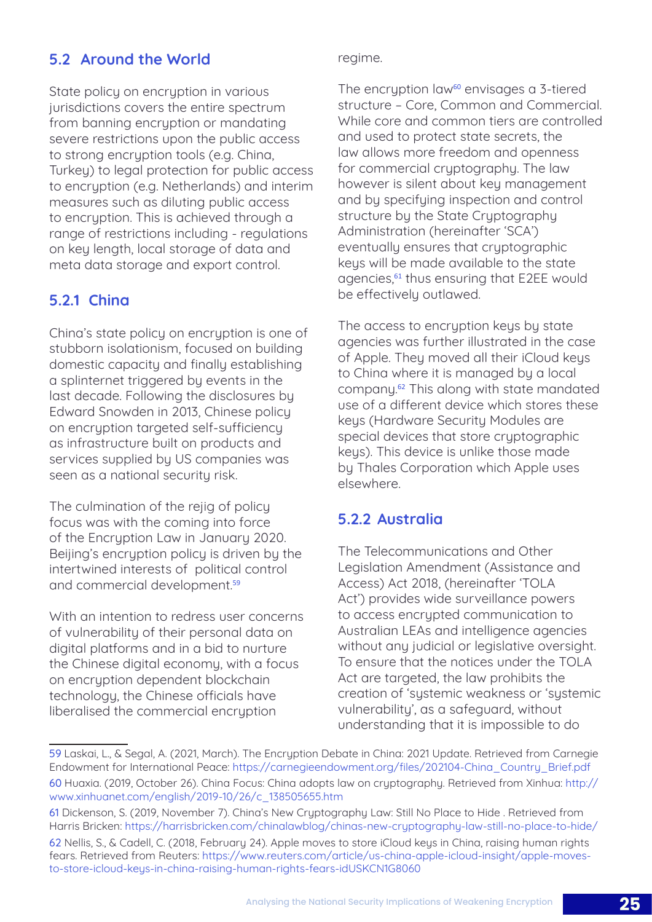## 5.2 Around the World

State policy on encryption in various jurisdictions covers the entire spectrum from banning encryption or mandating severe restrictions upon the public access to strong encryption tools (e.g. China, Turkey) to legal protection for public access to encryption (e.g. Netherlands) and interim measures such as diluting public access to encryption. This is achieved through a range of restrictions including - regulations on key length, local storage of data and meta data storage and export control.

### 5.2.1 China

China's state policy on encryption is one of stubborn isolationism, focused on building domestic capacity and finally establishing a splinternet triggered by events in the last decade. Following the disclosures by Edward Snowden in 2013, Chinese policy on encryption targeted self-sufficiency as infrastructure built on products and services supplied by US companies was seen as a national security risk.

The culmination of the rejig of policy focus was with the coming into force of the Encryption Law in January 2020. Beijing's encryption policy is driven by the intertwined interests of political control and commercial development.[59]

With an intention to redress user concerns of vulnerability of their personal data on digital platforms and in a bid to nurture the Chinese digital economy, with a focus on encryption dependent blockchain technology, the Chinese officials have liberalised the commercial encryption regime.

The encryption law[60] envisages a 3-tiered structure – Core, Common and Commercial. While core and common tiers are controlled and used to protect state secrets, the law allows more freedom and openness for commercial cryptography. The law however is silent about key management and by specifying inspection and control structure by the State Cryptography Administration (hereinafter 'SCA') eventually ensures that cryptographic keys will be made available to the state agencies,[61] thus ensuring that E2EE would be effectively outlawed.

The access to encryption keys by state agencies was further illustrated in the case of Apple. They moved all their iCloud keys to China where it is managed by a local company.[62] This along with state mandated use of a different device which stores these keys (Hardware Security Modules are special devices that store cryptographic keys). This device is unlike those made by Thales Corporation which Apple uses elsewhere.

### 5.2.2 Australia

The Telecommunications and Other Legislation Amendment (Assistance and Access) Act 2018, (hereinafter 'TOLA Act') provides wide surveillance powers to access encrypted communication to Australian LEAs and intelligence agencies without any judicial or legislative oversight. To ensure that the notices under the TOLA Act are targeted, the law prohibits the creation of 'systemic weakness or 'systemic vulnerability', as a safeguard, without understanding that it is impossible to do

---

59 Laskai, L., & Segal, A. (2021, March). The Encryption Debate in China: 2021 Update. Retrieved from Carnegie Endowment for International Peace: https://carnegieendowment.org/files/202104-China_Country_Brief.pdf

60 Huaxia. (2019, October 26). China Focus: China adopts law on cryptography. Retrieved from Xinhua: http://www.xinhuanet.com/english/2019-10/26/c_138505655.htm

61 Dickenson, S. (2019, November 7). China's New Cryptography Law: Still No Place to Hide . Retrieved from Harris Bricken: https://harrisbricken.com/chinalawblog/chinas-new-cryptography-law-still-no-place-to-hide/

62 Nellis, S., & Cadell, C. (2018, February 24). Apple moves to store iCloud keys in China, raising human rights fears. Retrieved from Reuters: https://www.reuters.com/article/us-china-apple-icloud-insight/apple-moves-to-store-icloud-keys-in-china-raising-human-rights-fears-idUSKCN1G8060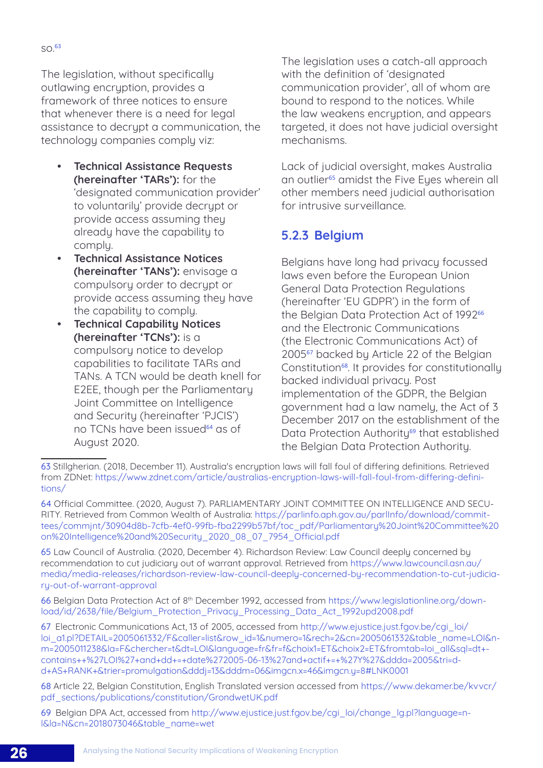so.[63]

The legislation, without specifically outlawing encryption, provides a framework of three notices to ensure that whenever there is a need for legal assistance to decrypt a communication, the technology companies comply viz:

- **Technical Assistance Requests (hereinafter 'TARs'):** for the 'designated communication provider' to voluntarily' provide decrypt or provide access assuming they already have the capability to comply.
- **Technical Assistance Notices (hereinafter 'TANs'):** envisage a compulsory order to decrypt or provide access assuming they have the capability to comply.
- **Technical Capability Notices (hereinafter 'TCNs'):** is a compulsory notice to develop capabilities to facilitate TARs and TANs. A TCN would be death knell for E2EE, though per the Parliamentary Joint Committee on Intelligence and Security (hereinafter 'PJCIS') no TCNs have been issued[64] as of August 2020.

The legislation uses a catch-all approach with the definition of 'designated communication provider', all of whom are bound to respond to the notices. While the law weakens encryption, and appears targeted, it does not have judicial oversight mechanisms.

Lack of judicial oversight, makes Australia an outlier[65] amidst the Five Eyes wherein all other members need judicial authorisation for intrusive surveillance.

### 5.2.3 Belgium

Belgians have long had privacy focussed laws even before the European Union General Data Protection Regulations (hereinafter 'EU GDPR') in the form of the Belgian Data Protection Act of 1992[66] and the Electronic Communications (the Electronic Communications Act) of 2005[67] backed by Article 22 of the Belgian Constitution[68]. It provides for constitutionally backed individual privacy. Post implementation of the GDPR, the Belgian government had a law namely, the Act of 3 December 2017 on the establishment of the Data Protection Authority[69] that established the Belgian Data Protection Authority.

---

63 Stillgherian. (2018, December 11). Australia's encryption laws will fall foul of differing definitions. Retrieved from ZDNet: https://www.zdnet.com/article/australias-encryption-laws-will-fall-foul-from-differing-definitions/

64 Official Committee. (2020, August 7). PARLIAMENTARY JOINT COMMITTEE ON INTELLIGENCE AND SECURITY. Retrieved from Common Wealth of Australia: https://parlinfo.aph.gov.au/parlInfo/download/committees/commjnt/30904d8b-7cfb-4ef0-99fb-fba2299b57bf/toc_pdf/Parliamentary%20Joint%20Committee%20on%20Intelligence%20and%20Security_2020_08_07_7954_Official.pdf

65 Law Council of Australia. (2020, December 4). Richardson Review: Law Council deeply concerned by recommendation to cut judiciary out of warrant approval. Retrieved from https://www.lawcouncil.asn.au/media/media-releases/richardson-review-law-council-deeply-concerned-by-recommendation-to-cut-judiciary-out-of-warrant-approval

66 Belgian Data Protection Act of 8th December 1992, accessed from https://www.legislationline.org/download/id/2638/file/Belgium_Protection_Privacy_Processing_Data_Act_1992upd2008.pdf

67 Electronic Communications Act, 13 of 2005, accessed from http://www.ejustice.just.fgov.be/cgi_loi/loi_a1.pl?DETAIL=2005061332/F&caller=list&row_id=1&numero=1&rech=2&cn=2005061332&table_name=LOI&nm=2005011238&la=F&chercher=t&dt=LOI&language=fr&fr=f&choix1=ET&choix2=ET&fromtab=loi_all&sql=dt+contains++%27LOI%27+and+dd+=+date%272005-06-13%27and+actif+=+%27Y%27&ddda=2005&tri=dd+AS+RANK+&trier=promulgation&dddj=13&dddm=06&imgcn.x=46&imgcn.y=8#LNK0001

68 Article 22, Belgian Constitution, English Translated version accessed from https://www.dekamer.be/kvvcr/pdf_sections/publications/constitution/GrondwetUK.pdf

69 Belgian DPA Act, accessed from http://www.ejustice.just.fgov.be/cgi_loi/change_lg.pl?language=nl&la=N&cn=2018073046&table_name=wet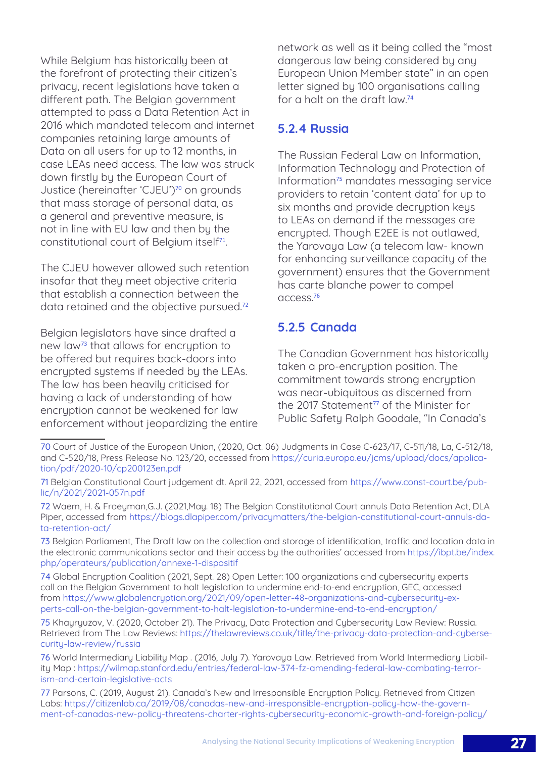While Belgium has historically been at the forefront of protecting their citizen's privacy, recent legislations have taken a different path. The Belgian government attempted to pass a Data Retention Act in 2016 which mandated telecom and internet companies retaining large amounts of Data on all users for up to 12 months, in case LEAs need access. The law was struck down firstly by the European Court of Justice (hereinafter 'CJEU')[70] on grounds that mass storage of personal data, as a general and preventive measure, is not in line with EU law and then by the constitutional court of Belgium itself[71].

The CJEU however allowed such retention insofar that they meet objective criteria that establish a connection between the data retained and the objective pursued.[72]

Belgian legislators have since drafted a new law[73] that allows for encryption to be offered but requires back-doors into encrypted systems if needed by the LEAs. The law has been heavily criticised for having a lack of understanding of how encryption cannot be weakened for law enforcement without jeopardizing the entire network as well as it being called the "most dangerous law being considered by any European Union Member state" in an open letter signed by 100 organisations calling for a halt on the draft law.[74]

### 5.2.4 Russia

The Russian Federal Law on Information, Information Technology and Protection of Information[75] mandates messaging service providers to retain 'content data' for up to six months and provide decryption keys to LEAs on demand if the messages are encrypted. Though E2EE is not outlawed, the Yarovaya Law (a telecom law- known for enhancing surveillance capacity of the government) ensures that the Government has carte blanche power to compel access.[76]

### 5.2.5 Canada

The Canadian Government has historically taken a pro-encryption position. The commitment towards strong encryption was near-ubiquitous as discerned from the 2017 Statement[77] of the Minister for Public Safety Ralph Goodale, "In Canada's

---

70 Court of Justice of the European Union, (2020, Oct. 06) Judgments in Case C-623/17, C-511/18, La, C-512/18, and C-520/18, Press Release No. 123/20, accessed from https://curia.europa.eu/jcms/upload/docs/application/pdf/2020-10/cp200123en.pdf

71 Belgian Constitutional Court judgement dt. April 22, 2021, accessed from https://www.const-court.be/public/n/2021/2021-057n.pdf

72 Waem, H. & Fraeyman,G.J. (2021,May. 18) The Belgian Constitutional Court annuls Data Retention Act, DLA Piper, accessed from https://blogs.dlapiper.com/privacymatters/the-belgian-constitutional-court-annuls-data-retention-act/

73 Belgian Parliament, The Draft law on the collection and storage of identification, traffic and location data in the electronic communications sector and their access by the authorities' accessed from https://ibpt.be/index.php/operateurs/publication/annexe-1-dispositif

74 Global Encryption Coalition (2021, Sept. 28) Open Letter: 100 organizations and cybersecurity experts call on the Belgian Government to halt legislation to undermine end-to-end encryption, GEC, accessed from https://www.globalencryption.org/2021/09/open-letter-48-organizations-and-cybersecurity-experts-call-on-the-belgian-government-to-halt-legislation-to-undermine-end-to-end-encryption/

75 Khayryuzov, V. (2020, October 21). The Privacy, Data Protection and Cybersecurity Law Review: Russia. Retrieved from The Law Reviews: https://thelawreviews.co.uk/title/the-privacy-data-protection-and-cybersecurity-law-review/russia

76 World Intermediary Liability Map . (2016, July 7). Yarovaya Law. Retrieved from World Intermediary Liability Map : https://wilmap.stanford.edu/entries/federal-law-374-fz-amending-federal-law-combating-terrorism-and-certain-legislative-acts

77 Parsons, C. (2019, August 21). Canada's New and Irresponsible Encryption Policy. Retrieved from Citizen Labs: https://citizenlab.ca/2019/08/canadas-new-and-irresponsible-encryption-policy-how-the-government-of-canadas-new-policy-threatens-charter-rights-cybersecurity-economic-growth-and-foreign-policy/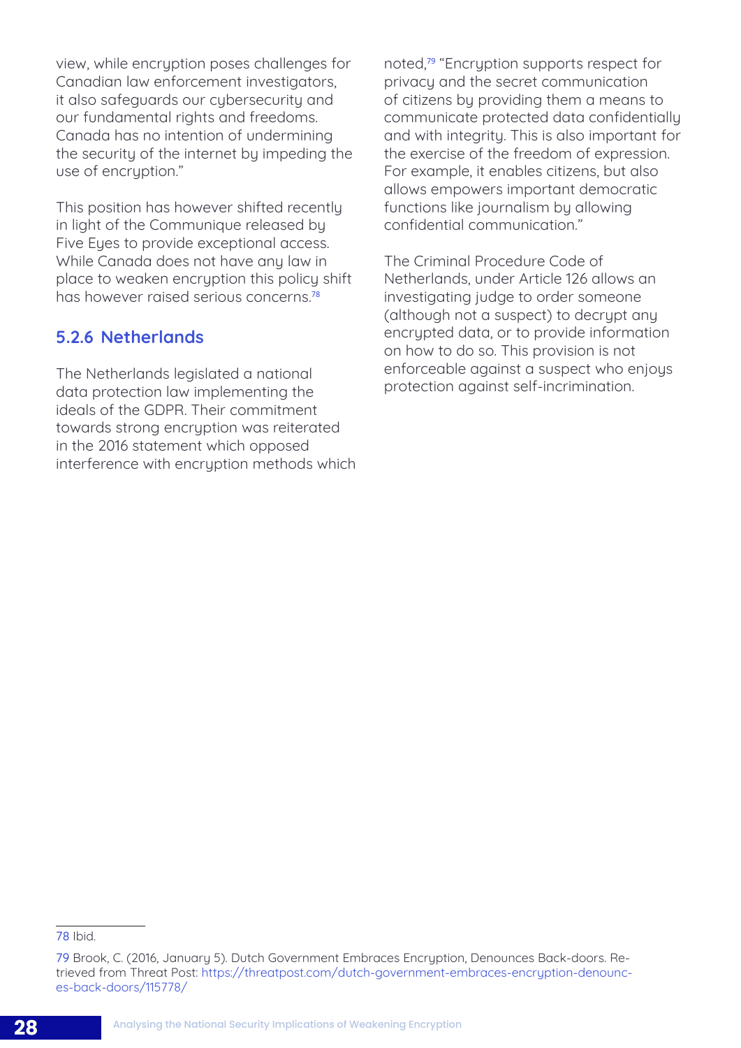view, while encryption poses challenges for Canadian law enforcement investigators, it also safeguards our cybersecurity and our fundamental rights and freedoms. Canada has no intention of undermining the security of the internet by impeding the use of encryption."

This position has however shifted recently in light of the Communique released by Five Eyes to provide exceptional access. While Canada does not have any law in place to weaken encryption this policy shift has however raised serious concerns.[78]

### 5.2.6 Netherlands

The Netherlands legislated a national data protection law implementing the ideals of the GDPR. Their commitment towards strong encryption was reiterated in the 2016 statement which opposed interference with encryption methods which noted,[79] "Encryption supports respect for privacy and the secret communication of citizens by providing them a means to communicate protected data confidentially and with integrity. This is also important for the exercise of the freedom of expression. For example, it enables citizens, but also allows empowers important democratic functions like journalism by allowing confidential communication."

The Criminal Procedure Code of Netherlands, under Article 126 allows an investigating judge to order someone (although not a suspect) to decrypt any encrypted data, or to provide information on how to do so. This provision is not enforceable against a suspect who enjoys protection against self-incrimination.

---

78 Ibid.

79 Brook, C. (2016, January 5). Dutch Government Embraces Encryption, Denounces Back-doors. Retrieved from Threat Post: https://threatpost.com/dutch-government-embraces-encryption-denounces-back-doors/115778/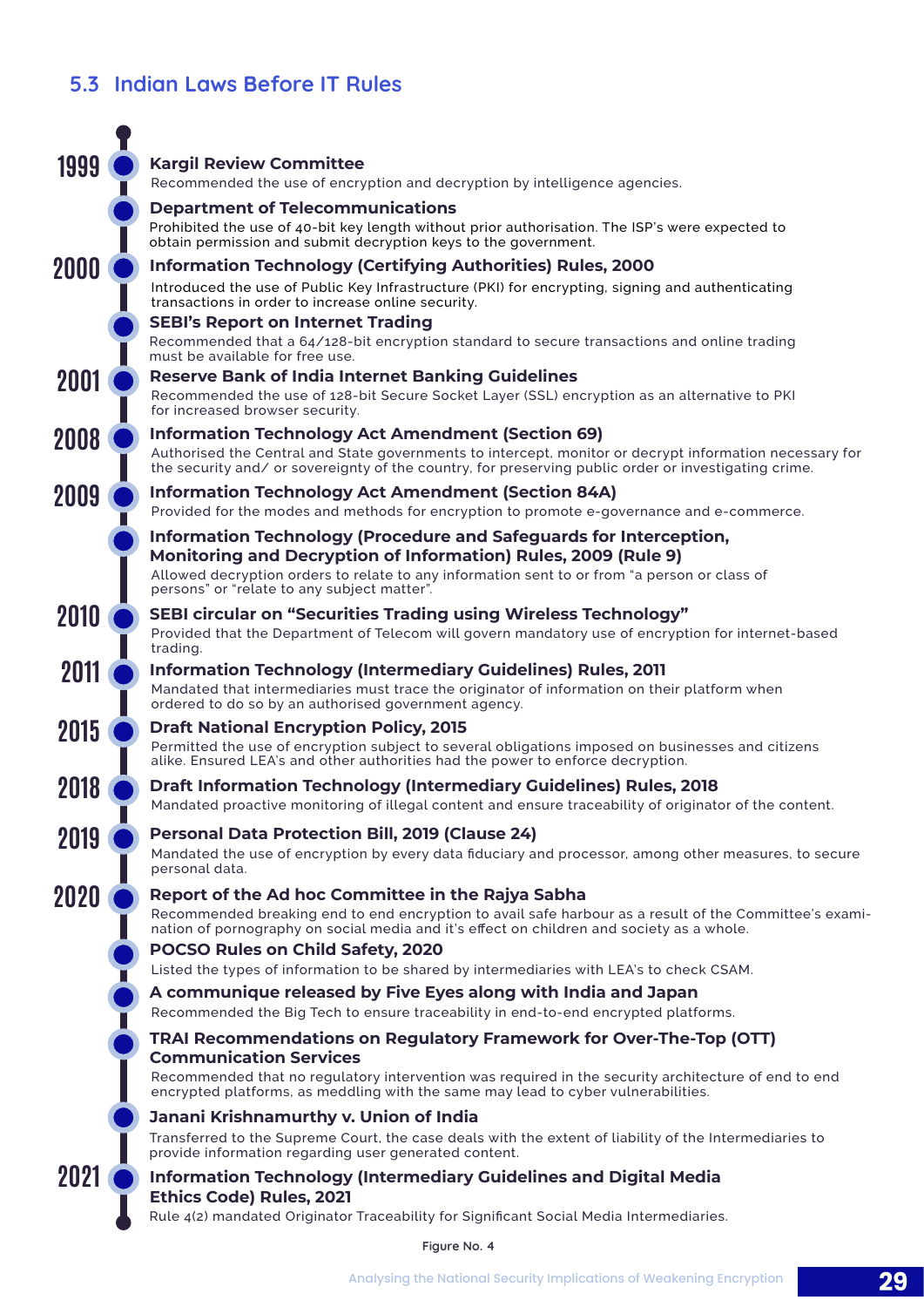## 5.3 Indian Laws Before IT Rules

**1999**

**Kargil Review Committee**
Recommended the use of encryption and decryption by intelligence agencies.

**Department of Telecommunications**
Prohibited the use of 40-bit key length without prior authorisation. The ISP's were expected to obtain permission and submit decryption keys to the government.

**2000**

**Information Technology (Certifying Authorities) Rules, 2000**
Introduced the use of Public Key Infrastructure (PKI) for encrypting, signing and authenticating transactions in order to increase online security.

**SEBI's Report on Internet Trading**
Recommended that a 64/128-bit encryption standard to secure transactions and online trading must be available for free use.

**2001**

**Reserve Bank of India Internet Banking Guidelines**
Recommended the use of 128-bit Secure Socket Layer (SSL) encryption as an alternative to PKI for increased browser security.

**2008**

**Information Technology Act Amendment (Section 69)**
Authorised the Central and State governments to intercept, monitor or decrypt information necessary for the security and/ or sovereignty of the country, for preserving public order or investigating crime.

**2009**

**Information Technology Act Amendment (Section 84A)**
Provided for the modes and methods for encryption to promote e-governance and e-commerce.

**Information Technology (Procedure and Safeguards for Interception, Monitoring and Decryption of Information) Rules, 2009 (Rule 9)**
Allowed decryption orders to relate to any information sent to or from "a person or class of persons" or "relate to any subject matter".

**2010**

**SEBI circular on "Securities Trading using Wireless Technology"**
Provided that the Department of Telecom will govern mandatory use of encryption for internet-based trading.

**2011**

**Information Technology (Intermediary Guidelines) Rules, 2011**
Mandated that intermediaries must trace the originator of information on their platform when ordered to do so by an authorised government agency.

**2015**

**Draft National Encryption Policy, 2015**
Permitted the use of encryption subject to several obligations imposed on businesses and citizens alike. Ensured LEA's and other authorities had the power to enforce decryption.

**2018**

**Draft Information Technology (Intermediary Guidelines) Rules, 2018**
Mandated proactive monitoring of illegal content and ensure traceability of originator of the content.

**2019**

**Personal Data Protection Bill, 2019 (Clause 24)**
Mandated the use of encryption by every data fiduciary and processor, among other measures, to secure personal data.

**2020**

**Report of the Ad hoc Committee in the Rajya Sabha**
Recommended breaking end to end encryption to avail safe harbour as a result of the Committee's examination of pornography on social media and it's effect on children and society as a whole.

**POCSO Rules on Child Safety, 2020**
Listed the types of information to be shared by intermediaries with LEA's to check CSAM.

**A communique released by Five Eyes along with India and Japan**
Recommended the Big Tech to ensure traceability in end-to-end encrypted platforms.

**TRAI Recommendations on Regulatory Framework for Over-The-Top (OTT) Communication Services**
Recommended that no regulatory intervention was required in the security architecture of end to end encrypted platforms, as meddling with the same may lead to cyber vulnerabilities.

**Janani Krishnamurthy v. Union of India**
Transferred to the Supreme Court, the case deals with the extent of liability of the Intermediaries to provide information regarding user generated content.

**2021**

**Information Technology (Intermediary Guidelines and Digital Media Ethics Code) Rules, 2021**
Rule 4(2) mandated Originator Traceability for Significant Social Media Intermediaries.

Figure No. 4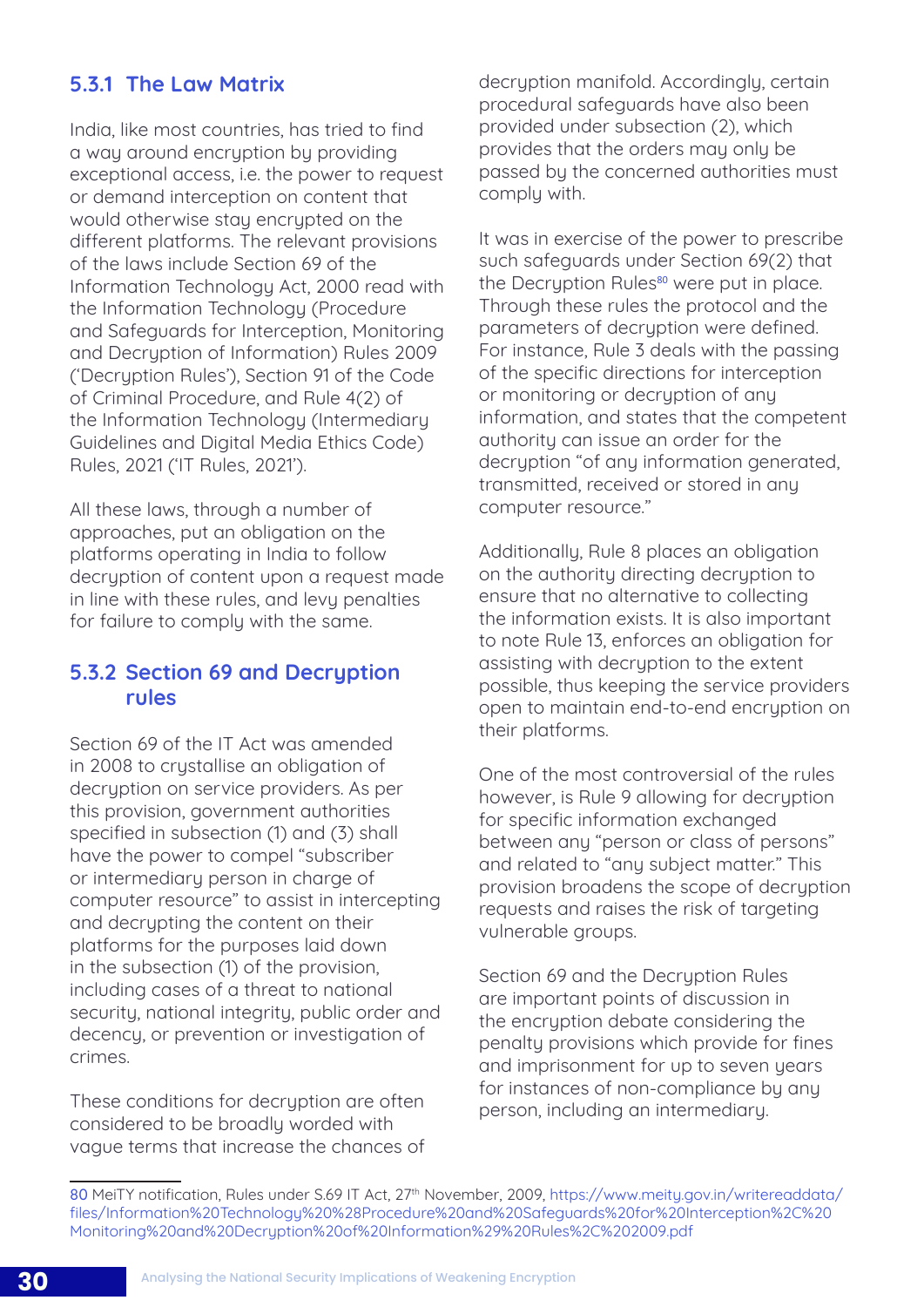### 5.3.1 The Law Matrix

India, like most countries, has tried to find a way around encryption by providing exceptional access, i.e. the power to request or demand interception on content that would otherwise stay encrypted on the different platforms. The relevant provisions of the laws include Section 69 of the Information Technology Act, 2000 read with the Information Technology (Procedure and Safeguards for Interception, Monitoring and Decryption of Information) Rules 2009 ('Decryption Rules'), Section 91 of the Code of Criminal Procedure, and Rule 4(2) of the Information Technology (Intermediary Guidelines and Digital Media Ethics Code) Rules, 2021 ('IT Rules, 2021').

All these laws, through a number of approaches, put an obligation on the platforms operating in India to follow decryption of content upon a request made in line with these rules, and levy penalties for failure to comply with the same.

### 5.3.2 Section 69 and Decryption rules

Section 69 of the IT Act was amended in 2008 to crystallise an obligation of decryption on service providers. As per this provision, government authorities specified in subsection (1) and (3) shall have the power to compel "subscriber or intermediary person in charge of computer resource" to assist in intercepting and decrypting the content on their platforms for the purposes laid down in the subsection (1) of the provision, including cases of a threat to national security, national integrity, public order and decency, or prevention or investigation of crimes.

These conditions for decryption are often considered to be broadly worded with vague terms that increase the chances of decryption manifold. Accordingly, certain procedural safeguards have also been provided under subsection (2), which provides that the orders may only be passed by the concerned authorities must comply with.

It was in exercise of the power to prescribe such safeguards under Section 69(2) that the Decryption Rules[80] were put in place. Through these rules the protocol and the parameters of decryption were defined. For instance, Rule 3 deals with the passing of the specific directions for interception or monitoring or decryption of any information, and states that the competent authority can issue an order for the decryption "of any information generated, transmitted, received or stored in any computer resource."

Additionally, Rule 8 places an obligation on the authority directing decryption to ensure that no alternative to collecting the information exists. It is also important to note Rule 13, enforces an obligation for assisting with decryption to the extent possible, thus keeping the service providers open to maintain end-to-end encryption on their platforms.

One of the most controversial of the rules however, is Rule 9 allowing for decryption for specific information exchanged between any "person or class of persons" and related to "any subject matter." This provision broadens the scope of decryption requests and raises the risk of targeting vulnerable groups.

Section 69 and the Decryption Rules are important points of discussion in the encryption debate considering the penalty provisions which provide for fines and imprisonment for up to seven years for instances of non-compliance by any person, including an intermediary.

---

80 MeiTY notification, Rules under S.69 IT Act, 27th November, 2009, https://www.meity.gov.in/writereaddata/files/Information%20Technology%20%28Procedure%20and%20Safeguards%20for%20Interception%2C%20Monitoring%20and%20Decryption%20of%20Information%29%20Rules%2C%202009.pdf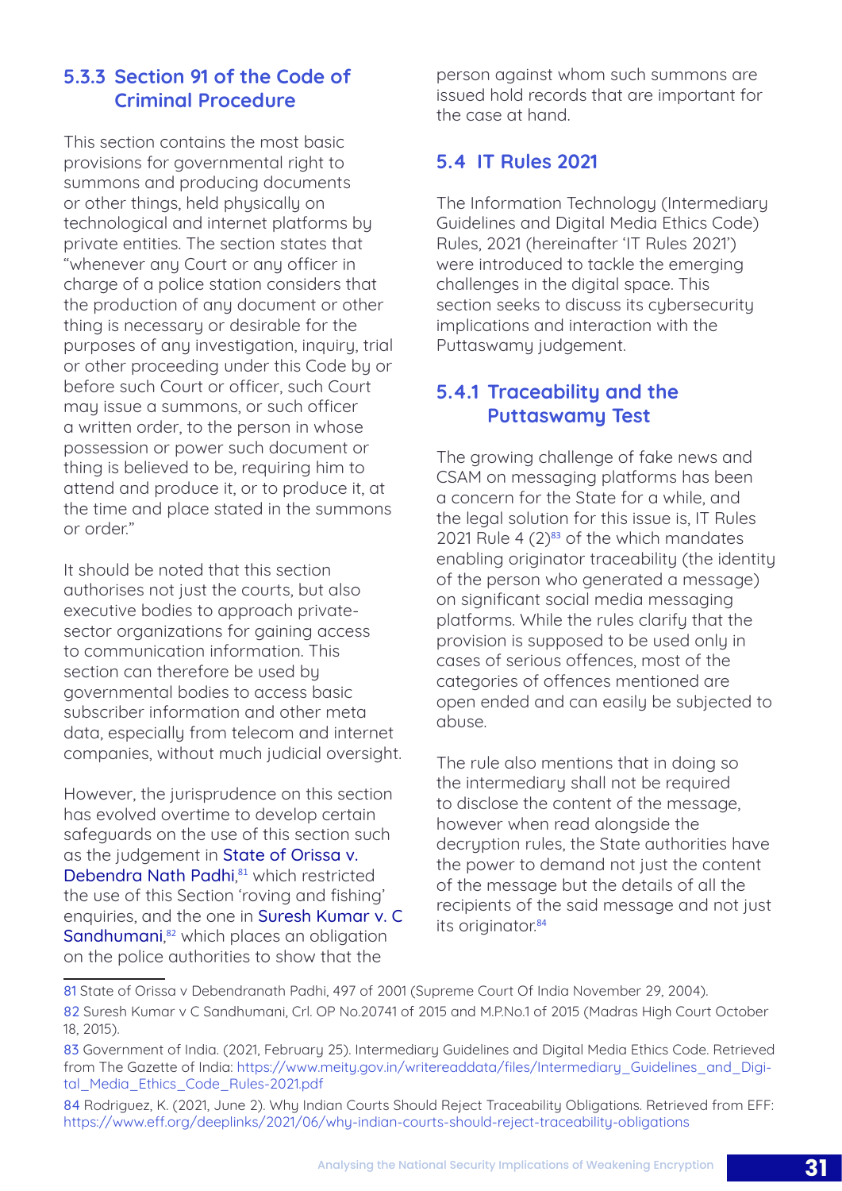### 5.3.3 Section 91 of the Code of Criminal Procedure

This section contains the most basic provisions for governmental right to summons and producing documents or other things, held physically on technological and internet platforms by private entities. The section states that "whenever any Court or any officer in charge of a police station considers that the production of any document or other thing is necessary or desirable for the purposes of any investigation, inquiry, trial or other proceeding under this Code by or before such Court or officer, such Court may issue a summons, or such officer a written order, to the person in whose possession or power such document or thing is believed to be, requiring him to attend and produce it, or to produce it, at the time and place stated in the summons or order."

It should be noted that this section authorises not just the courts, but also executive bodies to approach private-sector organizations for gaining access to communication information. This section can therefore be used by governmental bodies to access basic subscriber information and other meta data, especially from telecom and internet companies, without much judicial oversight.

However, the jurisprudence on this section has evolved overtime to develop certain safeguards on the use of this section such as the judgement in State of Orissa v. Debendra Nath Padhi,[81] which restricted the use of this Section 'roving and fishing' enquiries, and the one in Suresh Kumar v. C Sandhumani,[82] which places an obligation on the police authorities to show that the person against whom such summons are issued hold records that are important for the case at hand.

## 5.4 IT Rules 2021

The Information Technology (Intermediary Guidelines and Digital Media Ethics Code) Rules, 2021 (hereinafter 'IT Rules 2021') were introduced to tackle the emerging challenges in the digital space. This section seeks to discuss its cybersecurity implications and interaction with the Puttaswamy judgement.

### 5.4.1 Traceability and the Puttaswamy Test

The growing challenge of fake news and CSAM on messaging platforms has been a concern for the State for a while, and the legal solution for this issue is, IT Rules 2021 Rule 4 (2)[83] of the which mandates enabling originator traceability (the identity of the person who generated a message) on significant social media messaging platforms. While the rules clarify that the provision is supposed to be used only in cases of serious offences, most of the categories of offences mentioned are open ended and can easily be subjected to abuse.

The rule also mentions that in doing so the intermediary shall not be required to disclose the content of the message, however when read alongside the decryption rules, the State authorities have the power to demand not just the content of the message but the details of all the recipients of the said message and not just its originator.[84]

---

81 State of Orissa v Debendranath Padhi, 497 of 2001 (Supreme Court Of India November 29, 2004).

82 Suresh Kumar v C Sandhumani, Crl. OP No.20741 of 2015 and M.P.No.1 of 2015 (Madras High Court October 18, 2015).

83 Government of India. (2021, February 25). Intermediary Guidelines and Digital Media Ethics Code. Retrieved from The Gazette of India: https://www.meity.gov.in/writereaddata/files/Intermediary_Guidelines_and_Digital_Media_Ethics_Code_Rules-2021.pdf

84 Rodriguez, K. (2021, June 2). Why Indian Courts Should Reject Traceability Obligations. Retrieved from EFF: https://www.eff.org/deeplinks/2021/06/why-indian-courts-should-reject-traceability-obligations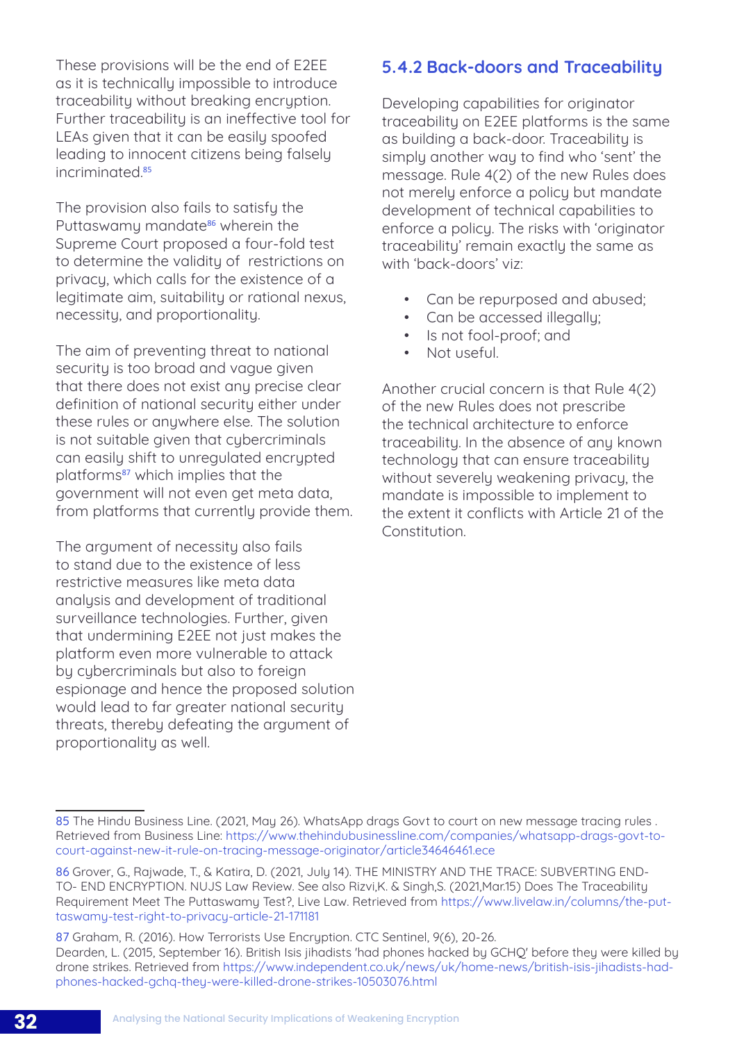These provisions will be the end of E2EE as it is technically impossible to introduce traceability without breaking encryption. Further traceability is an ineffective tool for LEAs given that it can be easily spoofed leading to innocent citizens being falsely incriminated.[85]

The provision also fails to satisfy the Puttaswamy mandate[86] wherein the Supreme Court proposed a four-fold test to determine the validity of restrictions on privacy, which calls for the existence of a legitimate aim, suitability or rational nexus, necessity, and proportionality.

The aim of preventing threat to national security is too broad and vague given that there does not exist any precise clear definition of national security either under these rules or anywhere else. The solution is not suitable given that cybercriminals can easily shift to unregulated encrypted platforms[87] which implies that the government will not even get meta data, from platforms that currently provide them.

The argument of necessity also fails to stand due to the existence of less restrictive measures like meta data analysis and development of traditional surveillance technologies. Further, given that undermining E2EE not just makes the platform even more vulnerable to attack by cybercriminals but also to foreign espionage and hence the proposed solution would lead to far greater national security threats, thereby defeating the argument of proportionality as well.

### 5.4.2 Back-doors and Traceability

Developing capabilities for originator traceability on E2EE platforms is the same as building a back-door. Traceability is simply another way to find who 'sent' the message. Rule 4(2) of the new Rules does not merely enforce a policy but mandate development of technical capabilities to enforce a policy. The risks with 'originator traceability' remain exactly the same as with 'back-doors' viz:

- Can be repurposed and abused;
- Can be accessed illegally;
- Is not fool-proof; and
- Not useful.

Another crucial concern is that Rule 4(2) of the new Rules does not prescribe the technical architecture to enforce traceability. In the absence of any known technology that can ensure traceability without severely weakening privacy, the mandate is impossible to implement to the extent it conflicts with Article 21 of the Constitution.

---

85 The Hindu Business Line. (2021, May 26). WhatsApp drags Govt to court on new message tracing rules . Retrieved from Business Line: https://www.thehindubusinessline.com/companies/whatsapp-drags-govt-to-court-against-new-it-rule-on-tracing-message-originator/article34646461.ece

86 Grover, G., Rajwade, T., & Katira, D. (2021, July 14). THE MINISTRY AND THE TRACE: SUBVERTING END-TO- END ENCRYPTION. NUJS Law Review. See also Rizvi,K. & Singh,S. (2021,Mar.15) Does The Traceability Requirement Meet The Puttaswamy Test?, Live Law. Retrieved from https://www.livelaw.in/columns/the-puttaswamy-test-right-to-privacy-article-171181

87 Graham, R. (2016). How Terrorists Use Encryption. CTC Sentinel, 9(6), 20-26.
Dearden, L. (2015, September 16). British Isis jihadists 'had phones hacked by GCHQ' before they were killed by drone strikes. Retrieved from https://www.independent.co.uk/news/uk/home-news/british-isis-jihadists-had-phones-hacked-gchq-they-were-killed-drone-strikes-10503076.html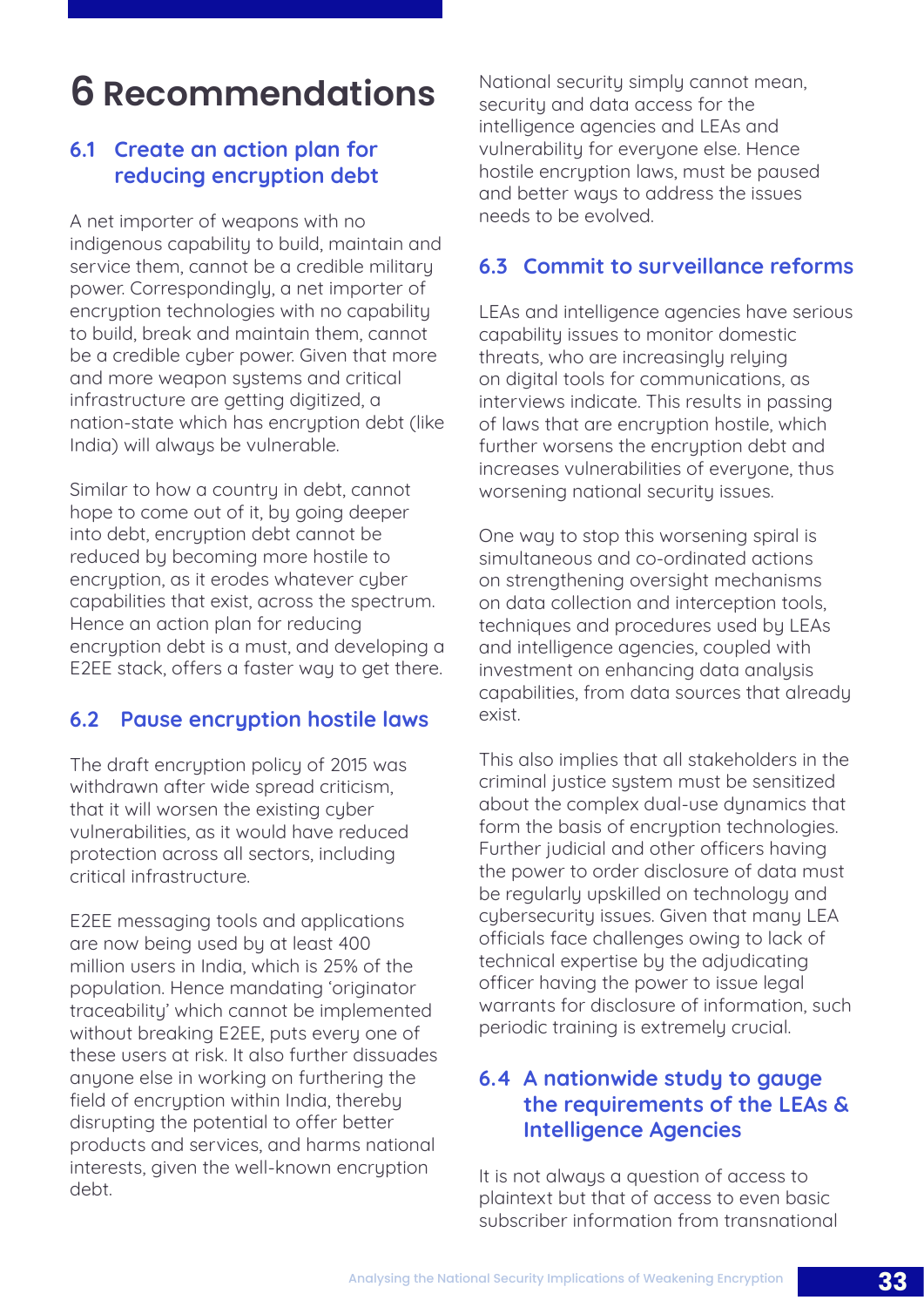# 6 Recommendations

## 6.1 Create an action plan for reducing encryption debt

A net importer of weapons with no indigenous capability to build, maintain and service them, cannot be a credible military power. Correspondingly, a net importer of encryption technologies with no capability to build, break and maintain them, cannot be a credible cyber power. Given that more and more weapon systems and critical infrastructure are getting digitized, a nation-state which has encryption debt (like India) will always be vulnerable.

Similar to how a country in debt, cannot hope to come out of it, by going deeper into debt, encryption debt cannot be reduced by becoming more hostile to encryption, as it erodes whatever cyber capabilities that exist, across the spectrum. Hence an action plan for reducing encryption debt is a must, and developing a E2EE stack, offers a faster way to get there.

## 6.2 Pause encryption hostile laws

The draft encryption policy of 2015 was withdrawn after wide spread criticism, that it will worsen the existing cyber vulnerabilities, as it would have reduced protection across all sectors, including critical infrastructure.

E2EE messaging tools and applications are now being used by at least 400 million users in India, which is 25% of the population. Hence mandating 'originator traceability' which cannot be implemented without breaking E2EE, puts every one of these users at risk. It also further dissuades anyone else in working on furthering the field of encryption within India, thereby disrupting the potential to offer better products and services, and harms national interests, given the well-known encryption debt.

National security simply cannot mean, security and data access for the intelligence agencies and LEAs and vulnerability for everyone else. Hence hostile encryption laws, must be paused and better ways to address the issues needs to be evolved.

## 6.3 Commit to surveillance reforms

LEAs and intelligence agencies have serious capability issues to monitor domestic threats, who are increasingly relying on digital tools for communications, as interviews indicate. This results in passing of laws that are encryption hostile, which further worsens the encryption debt and increases vulnerabilities of everyone, thus worsening national security issues.

One way to stop this worsening spiral is simultaneous and co-ordinated actions on strengthening oversight mechanisms on data collection and interception tools, techniques and procedures used by LEAs and intelligence agencies, coupled with investment on enhancing data analysis capabilities, from data sources that already exist.

This also implies that all stakeholders in the criminal justice system must be sensitized about the complex dual-use dynamics that form the basis of encryption technologies. Further judicial and other officers having the power to order disclosure of data must be regularly upskilled on technology and cybersecurity issues. Given that many LEA officials face challenges owing to lack of technical expertise by the adjudicating officer having the power to issue legal warrants for disclosure of information, such periodic training is extremely crucial.

## 6.4 A nationwide study to gauge the requirements of the LEAs & Intelligence Agencies

It is not always a question of access to plaintext but that of access to even basic subscriber information from transnational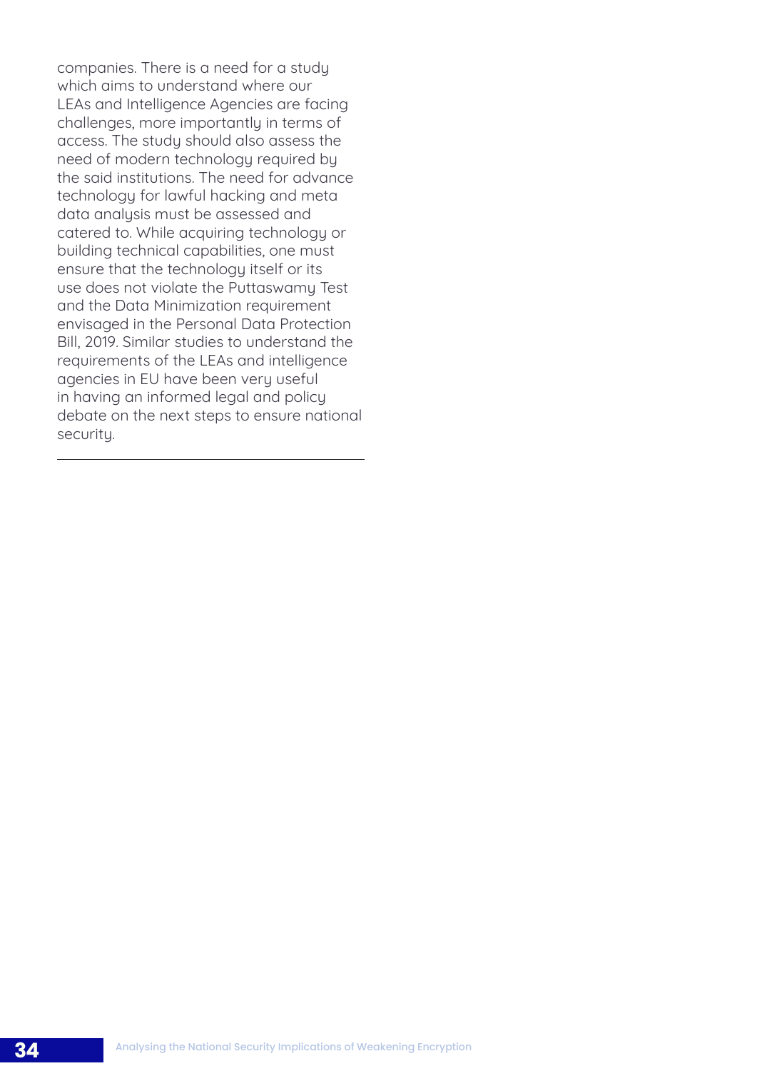companies. There is a need for a study which aims to understand where our LEAs and Intelligence Agencies are facing challenges, more importantly in terms of access. The study should also assess the need of modern technology required by the said institutions. The need for advance technology for lawful hacking and meta data analysis must be assessed and catered to. While acquiring technology or building technical capabilities, one must ensure that the technology itself or its use does not violate the Puttaswamy Test and the Data Minimization requirement envisaged in the Personal Data Protection Bill, 2019. Similar studies to understand the requirements of the LEAs and intelligence agencies in EU have been very useful in having an informed legal and policy debate on the next steps to ensure national security.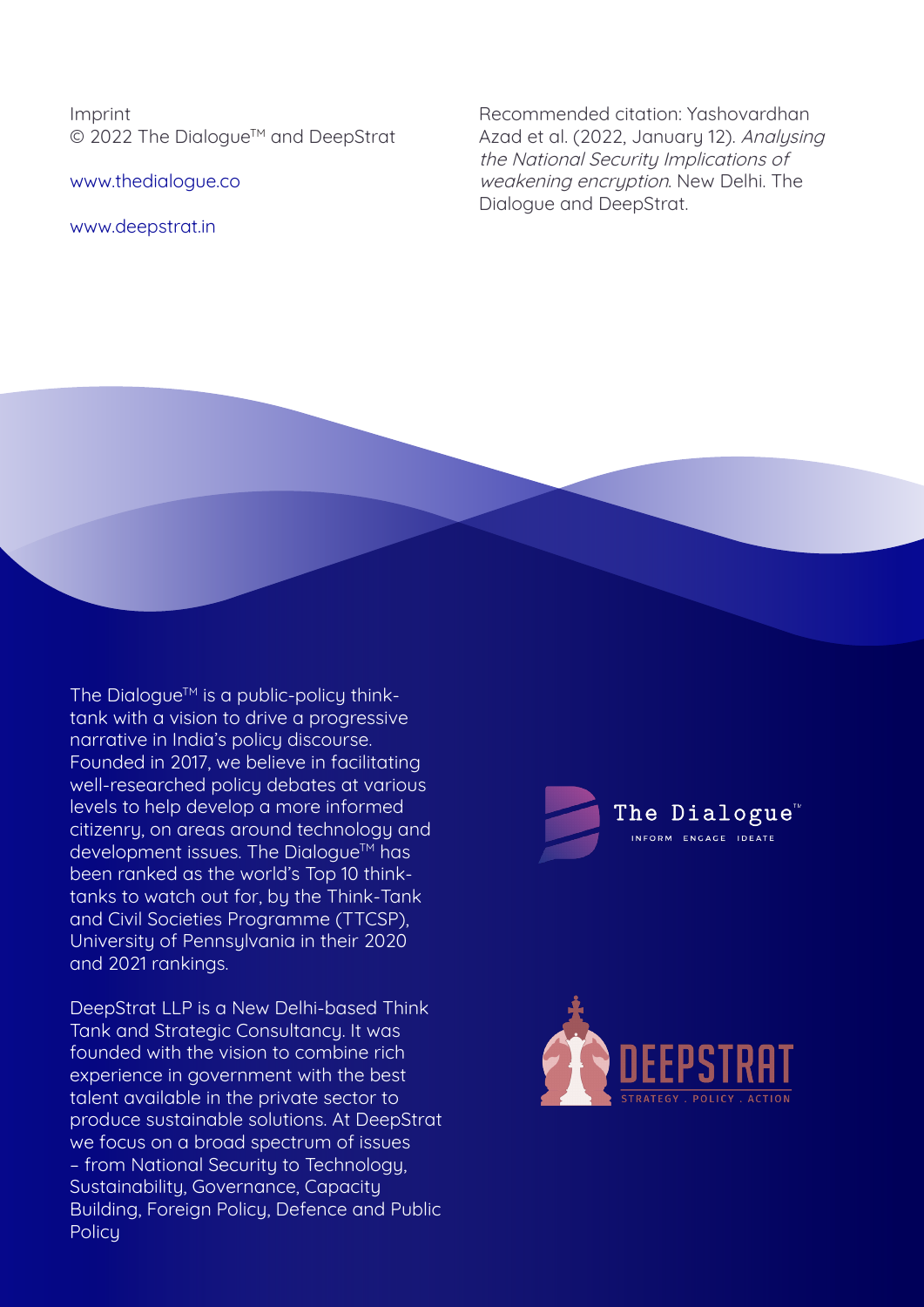Imprint
© 2022 The Dialogue™ and DeepStrat

www.thedialogue.co

www.deepstrat.in

Recommended citation: Yashovardhan Azad et al. (2022, January 12). *Analysing the National Security Implications of weakening encryption*. New Delhi. The Dialogue and DeepStrat.

The Dialogue™ is a public-policy think-tank with a vision to drive a progressive narrative in India's policy discourse. Founded in 2017, we believe in facilitating well-researched policy debates at various levels to help develop a more informed citizenry, on areas around technology and development issues. The Dialogue™ has been ranked as the world's Top 10 think-tanks to watch out for, by the Think-Tank and Civil Societies Programme (TTCSP), University of Pennsylvania in their 2020 and 2021 rankings.

DeepStrat LLP is a New Delhi-based Think Tank and Strategic Consultancy. It was founded with the vision to combine rich experience in government with the best talent available in the private sector to produce sustainable solutions. At DeepStrat we focus on a broad spectrum of issues – from National Security to Technology, Sustainability, Governance, Capacity Building, Foreign Policy, Defence and Public Policy

The Dialogue™
INFORM ENGAGE IDEATE

DEEPSTRAT
STRATEGY . POLICY . ACTION